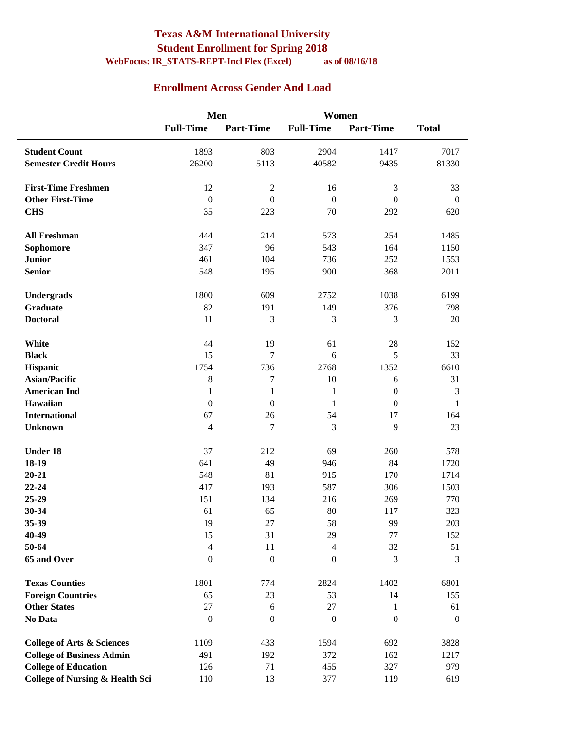# Texas A&M International University

## Student Enrollment for Spring 2018

**WebFocus: IR_STATS-REPT-Incl Flex (Excel) as of 08/16/18**

## Enrollment Across Gender And Load

| | Men | | Women | | |
|---|---|---|---|---|---|
| | **Full-Time** | **Part-Time** | **Full-Time** | **Part-Time** | **Total** |
| **Student Count** | 1893 | 803 | 2904 | 1417 | 7017 |
| **Semester Credit Hours** | 26200 | 5113 | 40582 | 9435 | 81330 |
| **First-Time Freshmen** | 12 | 2 | 16 | 3 | 33 |
| **Other First-Time** | 0 | 0 | 0 | 0 | 0 |
| **CHS** | 35 | 223 | 70 | 292 | 620 |
| **All Freshman** | 444 | 214 | 573 | 254 | 1485 |
| **Sophomore** | 347 | 96 | 543 | 164 | 1150 |
| **Junior** | 461 | 104 | 736 | 252 | 1553 |
| **Senior** | 548 | 195 | 900 | 368 | 2011 |
| **Undergrads** | 1800 | 609 | 2752 | 1038 | 6199 |
| **Graduate** | 82 | 191 | 149 | 376 | 798 |
| **Doctoral** | 11 | 3 | 3 | 3 | 20 |
| **White** | 44 | 19 | 61 | 28 | 152 |
| **Black** | 15 | 7 | 6 | 5 | 33 |
| **Hispanic** | 1754 | 736 | 2768 | 1352 | 6610 |
| **Asian/Pacific** | 8 | 7 | 10 | 6 | 31 |
| **American Ind** | 1 | 1 | 1 | 0 | 3 |
| **Hawaiian** | 0 | 0 | 1 | 0 | 1 |
| **International** | 67 | 26 | 54 | 17 | 164 |
| **Unknown** | 4 | 7 | 3 | 9 | 23 |
| **Under 18** | 37 | 212 | 69 | 260 | 578 |
| **18-19** | 641 | 49 | 946 | 84 | 1720 |
| **20-21** | 548 | 81 | 915 | 170 | 1714 |
| **22-24** | 417 | 193 | 587 | 306 | 1503 |
| **25-29** | 151 | 134 | 216 | 269 | 770 |
| **30-34** | 61 | 65 | 80 | 117 | 323 |
| **35-39** | 19 | 27 | 58 | 99 | 203 |
| **40-49** | 15 | 31 | 29 | 77 | 152 |
| **50-64** | 4 | 11 | 4 | 32 | 51 |
| **65 and Over** | 0 | 0 | 0 | 3 | 3 |
| **Texas Counties** | 1801 | 774 | 2824 | 1402 | 6801 |
| **Foreign Countries** | 65 | 23 | 53 | 14 | 155 |
| **Other States** | 27 | 6 | 27 | 1 | 61 |
| **No Data** | 0 | 0 | 0 | 0 | 0 |
| **College of Arts & Sciences** | 1109 | 433 | 1594 | 692 | 3828 |
| **College of Business Admin** | 491 | 192 | 372 | 162 | 1217 |
| **College of Education** | 126 | 71 | 455 | 327 | 979 |
| **College of Nursing & Health Sci** | 110 | 13 | 377 | 119 | 619 |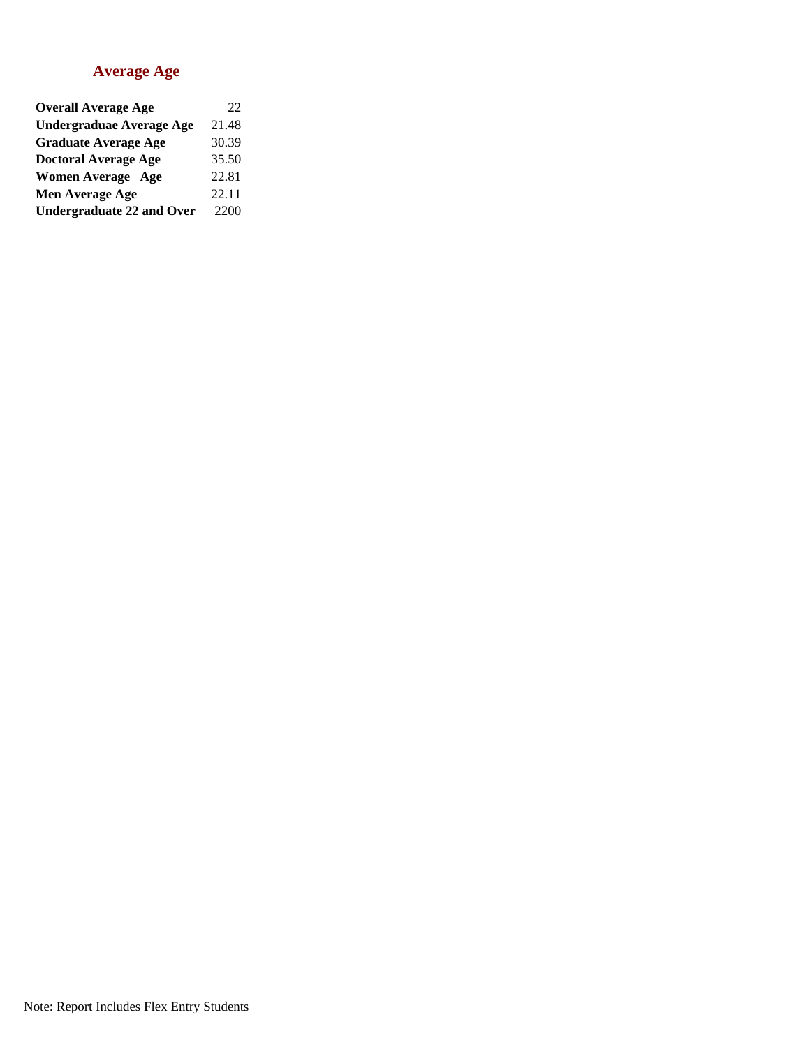## Average Age

| | |
|---|---|
| **Overall Average Age** | 22 |
| **Undergraduae Average Age** | 21.48 |
| **Graduate Average Age** | 30.39 |
| **Doctoral Average Age** | 35.50 |
| **Women Average Age** | 22.81 |
| **Men Average Age** | 22.11 |
| **Undergraduate 22 and Over** | 2200 |

Note: Report Includes Flex Entry Students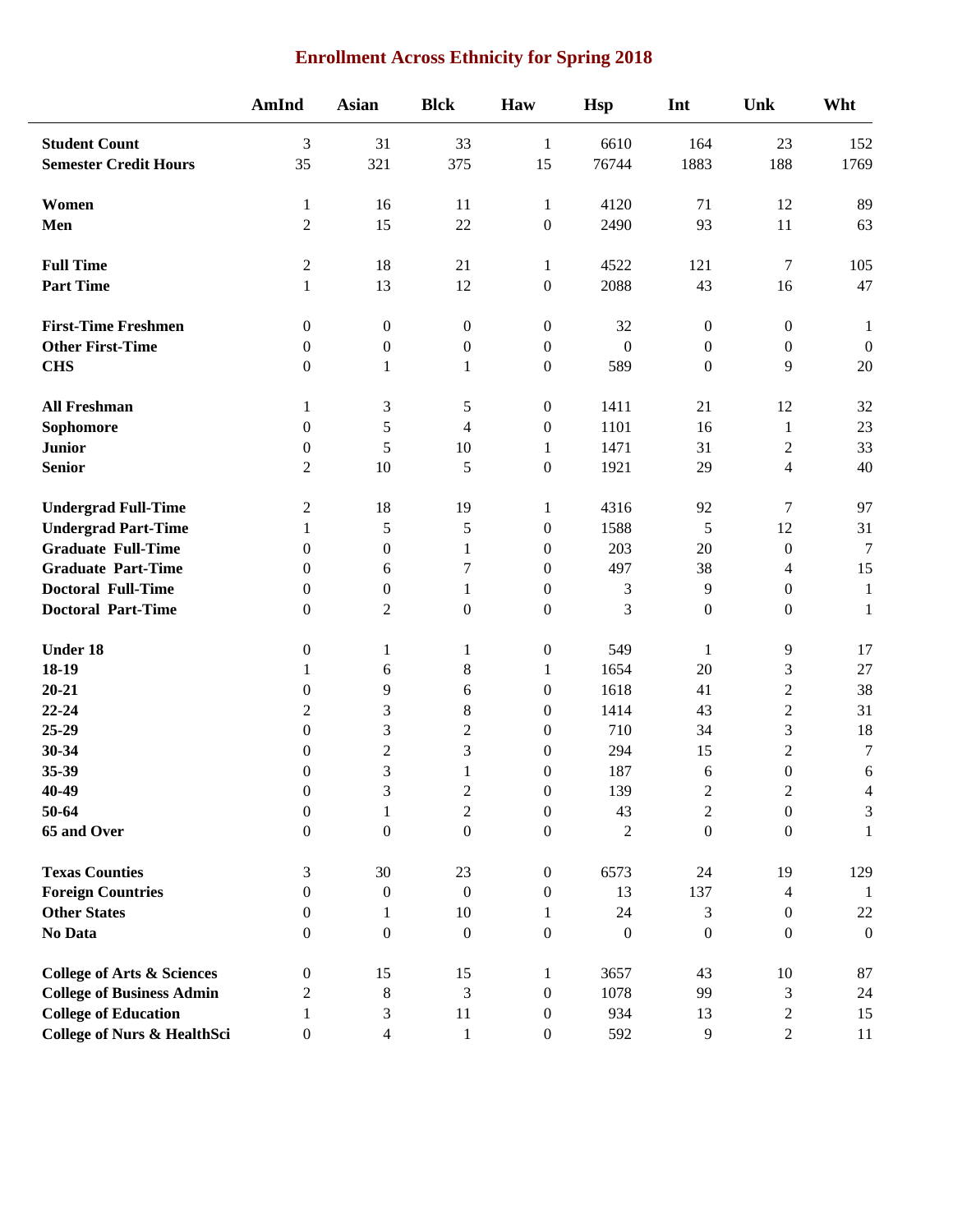# Enrollment Across Ethnicity for Spring 2018

| | AmInd | Asian | Blck | Haw | Hsp | Int | Unk | Wht |
|---|---|---|---|---|---|---|---|---|
| **Student Count** | 3 | 31 | 33 | 1 | 6610 | 164 | 23 | 152 |
| **Semester Credit Hours** | 35 | 321 | 375 | 15 | 76744 | 1883 | 188 | 1769 |
| **Women** | 1 | 16 | 11 | 1 | 4120 | 71 | 12 | 89 |
| **Men** | 2 | 15 | 22 | 0 | 2490 | 93 | 11 | 63 |
| **Full Time** | 2 | 18 | 21 | 1 | 4522 | 121 | 7 | 105 |
| **Part Time** | 1 | 13 | 12 | 0 | 2088 | 43 | 16 | 47 |
| **First-Time Freshmen** | 0 | 0 | 0 | 0 | 32 | 0 | 0 | 1 |
| **Other First-Time** | 0 | 0 | 0 | 0 | 0 | 0 | 0 | 0 |
| **CHS** | 0 | 1 | 1 | 0 | 589 | 0 | 9 | 20 |
| **All Freshman** | 1 | 3 | 5 | 0 | 1411 | 21 | 12 | 32 |
| **Sophomore** | 0 | 5 | 4 | 0 | 1101 | 16 | 1 | 23 |
| **Junior** | 0 | 5 | 10 | 1 | 1471 | 31 | 2 | 33 |
| **Senior** | 2 | 10 | 5 | 0 | 1921 | 29 | 4 | 40 |
| **Undergrad Full-Time** | 2 | 18 | 19 | 1 | 4316 | 92 | 7 | 97 |
| **Undergrad Part-Time** | 1 | 5 | 5 | 0 | 1588 | 5 | 12 | 31 |
| **Graduate Full-Time** | 0 | 0 | 1 | 0 | 203 | 20 | 0 | 7 |
| **Graduate Part-Time** | 0 | 6 | 7 | 0 | 497 | 38 | 4 | 15 |
| **Doctoral Full-Time** | 0 | 0 | 1 | 0 | 3 | 9 | 0 | 1 |
| **Doctoral Part-Time** | 0 | 2 | 0 | 0 | 3 | 0 | 0 | 1 |
| **Under 18** | 0 | 1 | 1 | 0 | 549 | 1 | 9 | 17 |
| **18-19** | 1 | 6 | 8 | 1 | 1654 | 20 | 3 | 27 |
| **20-21** | 0 | 9 | 6 | 0 | 1618 | 41 | 2 | 38 |
| **22-24** | 2 | 3 | 8 | 0 | 1414 | 43 | 2 | 31 |
| **25-29** | 0 | 3 | 2 | 0 | 710 | 34 | 3 | 18 |
| **30-34** | 0 | 2 | 3 | 0 | 294 | 15 | 2 | 7 |
| **35-39** | 0 | 3 | 1 | 0 | 187 | 6 | 0 | 6 |
| **40-49** | 0 | 3 | 2 | 0 | 139 | 2 | 2 | 4 |
| **50-64** | 0 | 1 | 2 | 0 | 43 | 2 | 0 | 3 |
| **65 and Over** | 0 | 0 | 0 | 0 | 2 | 0 | 0 | 1 |
| **Texas Counties** | 3 | 30 | 23 | 0 | 6573 | 24 | 19 | 129 |
| **Foreign Countries** | 0 | 0 | 0 | 0 | 13 | 137 | 4 | 1 |
| **Other States** | 0 | 1 | 10 | 1 | 24 | 3 | 0 | 22 |
| **No Data** | 0 | 0 | 0 | 0 | 0 | 0 | 0 | 0 |
| **College of Arts & Sciences** | 0 | 15 | 15 | 1 | 3657 | 43 | 10 | 87 |
| **College of Business Admin** | 2 | 8 | 3 | 0 | 1078 | 99 | 3 | 24 |
| **College of Education** | 1 | 3 | 11 | 0 | 934 | 13 | 2 | 15 |
| **College of Nurs & HealthSci** | 0 | 4 | 1 | 0 | 592 | 9 | 2 | 11 |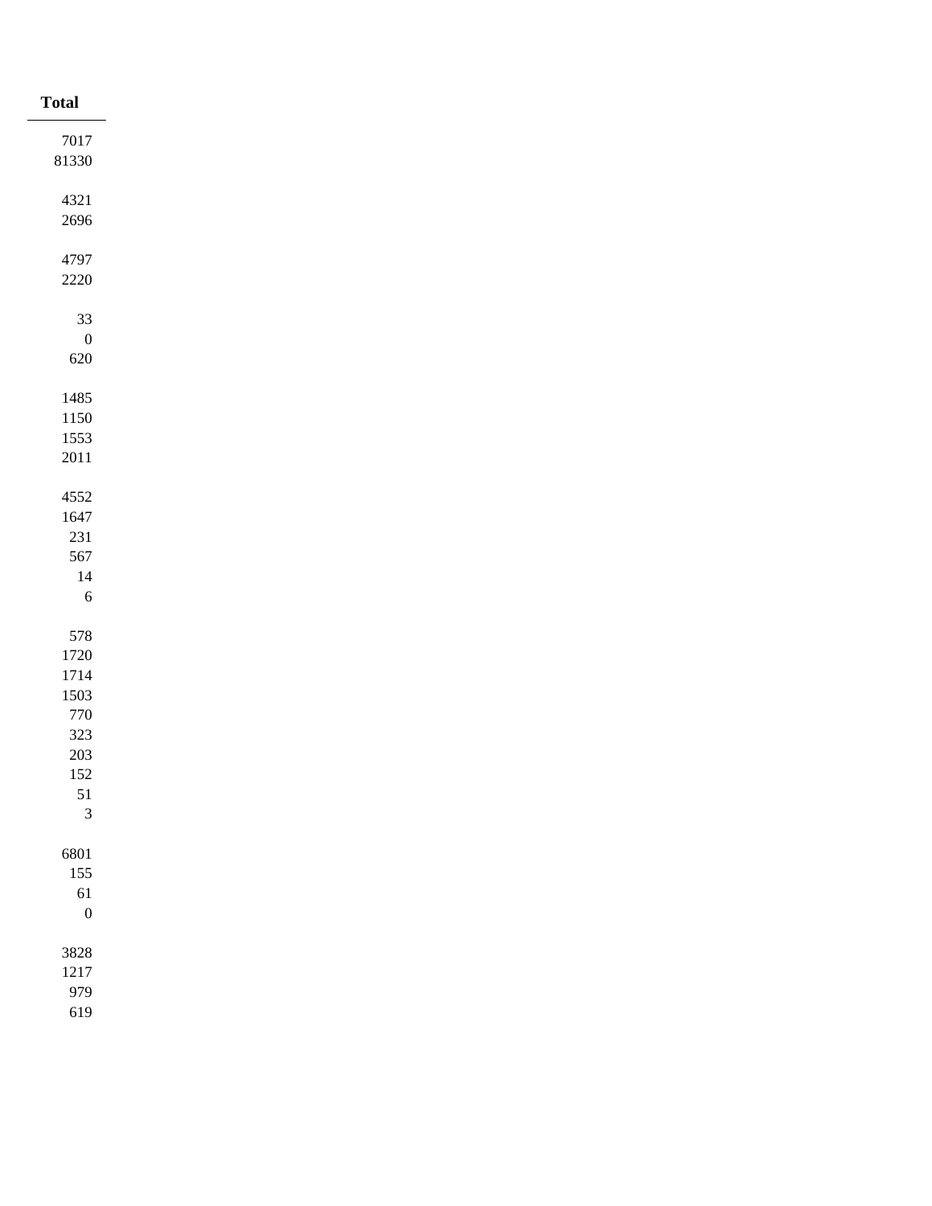| Total |
| --- |
| 7017 |
| 81330 |
| |
| 4321 |
| 2696 |
| |
| 4797 |
| 2220 |
| |
| 33 |
| 0 |
| 620 |
| |
| 1485 |
| 1150 |
| 1553 |
| 2011 |
| |
| 4552 |
| 1647 |
| 231 |
| 567 |
| 14 |
| 6 |
| |
| 578 |
| 1720 |
| 1714 |
| 1503 |
| 770 |
| 323 |
| 203 |
| 152 |
| 51 |
| 3 |
| |
| 6801 |
| 155 |
| 61 |
| 0 |
| |
| 3828 |
| 1217 |
| 979 |
| 619 |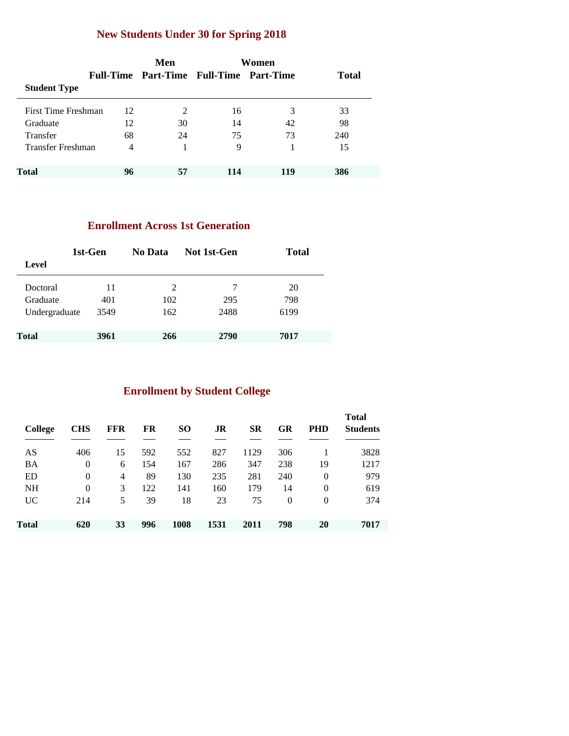## New Students Under 30 for Spring 2018

| Student Type | Men | | Women | | Total |
|---|---|---|---|---|---|
| | Full-Time | Part-Time | Full-Time | Part-Time | |
| First Time Freshman | 12 | 2 | 16 | 3 | 33 |
| Graduate | 12 | 30 | 14 | 42 | 98 |
| Transfer | 68 | 24 | 75 | 73 | 240 |
| Transfer Freshman | 4 | 1 | 9 | 1 | 15 |
| **Total** | **96** | **57** | **114** | **119** | **386** |

## Enrollment Across 1st Generation

| Level | 1st-Gen | No Data | Not 1st-Gen | Total |
|---|---|---|---|---|
| Doctoral | 11 | 2 | 7 | 20 |
| Graduate | 401 | 102 | 295 | 798 |
| Undergraduate | 3549 | 162 | 2488 | 6199 |
| **Total** | **3961** | **266** | **2790** | **7017** |

## Enrollment by Student College

| College | CHS | FFR | FR | SO | JR | SR | GR | PHD | Total Students |
|---|---|---|---|---|---|---|---|---|---|
| AS | 406 | 15 | 592 | 552 | 827 | 1129 | 306 | 1 | 3828 |
| BA | 0 | 6 | 154 | 167 | 286 | 347 | 238 | 19 | 1217 |
| ED | 0 | 4 | 89 | 130 | 235 | 281 | 240 | 0 | 979 |
| NH | 0 | 3 | 122 | 141 | 160 | 179 | 14 | 0 | 619 |
| UC | 214 | 5 | 39 | 18 | 23 | 75 | 0 | 0 | 374 |
| **Total** | **620** | **33** | **996** | **1008** | **1531** | **2011** | **798** | **20** | **7017** |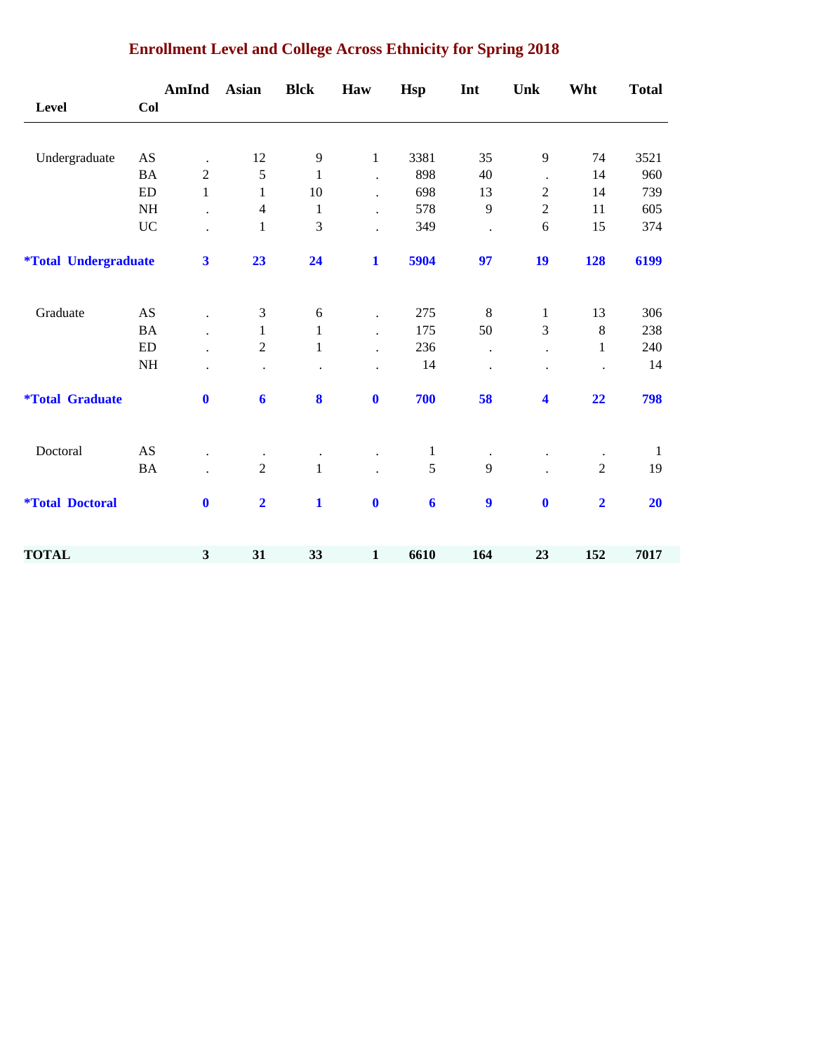# Enrollment Level and College Across Ethnicity for Spring 2018

| Level | Col | AmInd | Asian | Blck | Haw | Hsp | Int | Unk | Wht | Total |
|---|---|---|---|---|---|---|---|---|---|---|
| Undergraduate | AS | . | 12 | 9 | 1 | 3381 | 35 | 9 | 74 | 3521 |
| | BA | 2 | 5 | 1 | . | 898 | 40 | . | 14 | 960 |
| | ED | 1 | 1 | 10 | . | 698 | 13 | 2 | 14 | 739 |
| | NH | . | 4 | 1 | . | 578 | 9 | 2 | 11 | 605 |
| | UC | . | 1 | 3 | . | 349 | . | 6 | 15 | 374 |
| **\*Total Undergraduate** | | **3** | **23** | **24** | **1** | **5904** | **97** | **19** | **128** | **6199** |
| Graduate | AS | . | 3 | 6 | . | 275 | 8 | 1 | 13 | 306 |
| | BA | . | 1 | 1 | . | 175 | 50 | 3 | 8 | 238 |
| | ED | . | 2 | 1 | . | 236 | . | . | 1 | 240 |
| | NH | . | . | . | . | 14 | . | . | . | 14 |
| **\*Total Graduate** | | **0** | **6** | **8** | **0** | **700** | **58** | **4** | **22** | **798** |
| Doctoral | AS | . | . | . | . | 1 | . | . | . | 1 |
| | BA | . | 2 | 1 | . | 5 | 9 | . | 2 | 19 |
| **\*Total Doctoral** | | **0** | **2** | **1** | **0** | **6** | **9** | **0** | **2** | **20** |
| **TOTAL** | | **3** | **31** | **33** | **1** | **6610** | **164** | **23** | **152** | **7017** |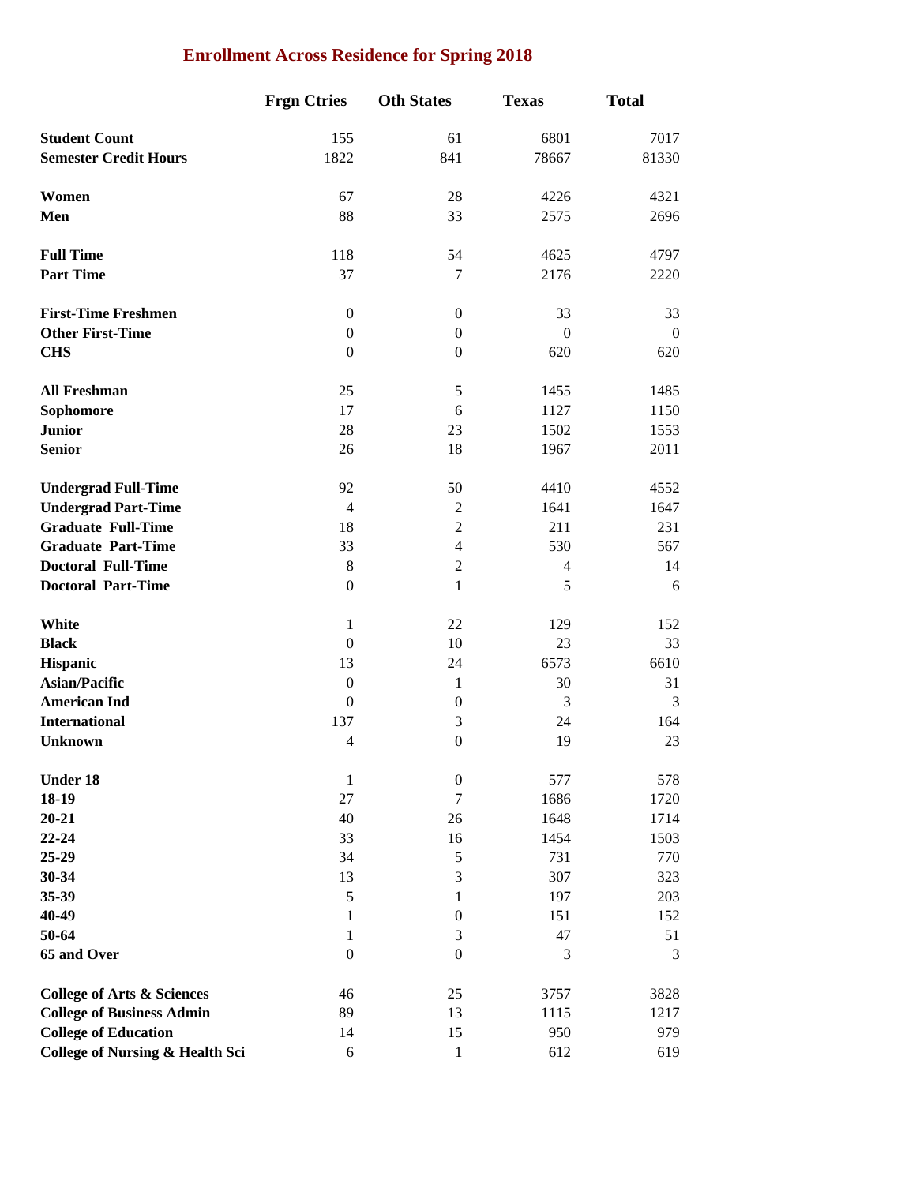## Enrollment Across Residence for Spring 2018

| | Frgn Ctries | Oth States | Texas | Total |
|---|---|---|---|---|
| **Student Count** | 155 | 61 | 6801 | 7017 |
| **Semester Credit Hours** | 1822 | 841 | 78667 | 81330 |
| **Women** | 67 | 28 | 4226 | 4321 |
| **Men** | 88 | 33 | 2575 | 2696 |
| **Full Time** | 118 | 54 | 4625 | 4797 |
| **Part Time** | 37 | 7 | 2176 | 2220 |
| **First-Time Freshmen** | 0 | 0 | 33 | 33 |
| **Other First-Time** | 0 | 0 | 0 | 0 |
| **CHS** | 0 | 0 | 620 | 620 |
| **All Freshman** | 25 | 5 | 1455 | 1485 |
| **Sophomore** | 17 | 6 | 1127 | 1150 |
| **Junior** | 28 | 23 | 1502 | 1553 |
| **Senior** | 26 | 18 | 1967 | 2011 |
| **Undergrad Full-Time** | 92 | 50 | 4410 | 4552 |
| **Undergrad Part-Time** | 4 | 2 | 1641 | 1647 |
| **Graduate Full-Time** | 18 | 2 | 211 | 231 |
| **Graduate Part-Time** | 33 | 4 | 530 | 567 |
| **Doctoral Full-Time** | 8 | 2 | 4 | 14 |
| **Doctoral Part-Time** | 0 | 1 | 5 | 6 |
| **White** | 1 | 22 | 129 | 152 |
| **Black** | 0 | 10 | 23 | 33 |
| **Hispanic** | 13 | 24 | 6573 | 6610 |
| **Asian/Pacific** | 0 | 1 | 30 | 31 |
| **American Ind** | 0 | 0 | 3 | 3 |
| **International** | 137 | 3 | 24 | 164 |
| **Unknown** | 4 | 0 | 19 | 23 |
| **Under 18** | 1 | 0 | 577 | 578 |
| **18-19** | 27 | 7 | 1686 | 1720 |
| **20-21** | 40 | 26 | 1648 | 1714 |
| **22-24** | 33 | 16 | 1454 | 1503 |
| **25-29** | 34 | 5 | 731 | 770 |
| **30-34** | 13 | 3 | 307 | 323 |
| **35-39** | 5 | 1 | 197 | 203 |
| **40-49** | 1 | 0 | 151 | 152 |
| **50-64** | 1 | 3 | 47 | 51 |
| **65 and Over** | 0 | 0 | 3 | 3 |
| **College of Arts & Sciences** | 46 | 25 | 3757 | 3828 |
| **College of Business Admin** | 89 | 13 | 1115 | 1217 |
| **College of Education** | 14 | 15 | 950 | 979 |
| **College of Nursing & Health Sci** | 6 | 1 | 612 | 619 |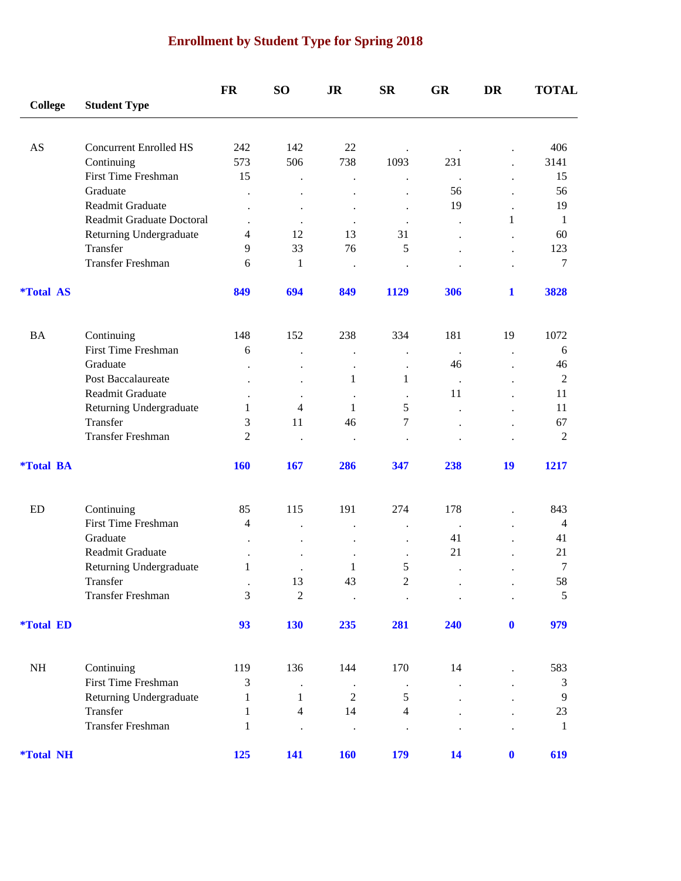# Enrollment by Student Type for Spring 2018

| College | Student Type | FR | SO | JR | SR | GR | DR | TOTAL |
|---|---|---|---|---|---|---|---|---|
| AS | Concurrent Enrolled HS | 242 | 142 | 22 | . | . | . | 406 |
| | Continuing | 573 | 506 | 738 | 1093 | 231 | . | 3141 |
| | First Time Freshman | 15 | . | . | . | . | . | 15 |
| | Graduate | . | . | . | . | 56 | . | 56 |
| | Readmit Graduate | . | . | . | . | 19 | . | 19 |
| | Readmit Graduate Doctoral | . | . | . | . | . | 1 | 1 |
| | Returning Undergraduate | 4 | 12 | 13 | 31 | . | . | 60 |
| | Transfer | 9 | 33 | 76 | 5 | . | . | 123 |
| | Transfer Freshman | 6 | 1 | . | . | . | . | 7 |
| ***Total AS** | | **849** | **694** | **849** | **1129** | **306** | **1** | **3828** |
| BA | Continuing | 148 | 152 | 238 | 334 | 181 | 19 | 1072 |
| | First Time Freshman | 6 | . | . | . | . | . | 6 |
| | Graduate | . | . | . | . | 46 | . | 46 |
| | Post Baccalaureate | . | . | 1 | 1 | . | . | 2 |
| | Readmit Graduate | . | . | . | . | 11 | . | 11 |
| | Returning Undergraduate | 1 | 4 | 1 | 5 | . | . | 11 |
| | Transfer | 3 | 11 | 46 | 7 | . | . | 67 |
| | Transfer Freshman | 2 | . | . | . | . | . | 2 |
| ***Total BA** | | **160** | **167** | **286** | **347** | **238** | **19** | **1217** |
| ED | Continuing | 85 | 115 | 191 | 274 | 178 | . | 843 |
| | First Time Freshman | 4 | . | . | . | . | . | 4 |
| | Graduate | . | . | . | . | 41 | . | 41 |
| | Readmit Graduate | . | . | . | . | 21 | . | 21 |
| | Returning Undergraduate | 1 | . | 1 | 5 | . | . | 7 |
| | Transfer | . | 13 | 43 | 2 | . | . | 58 |
| | Transfer Freshman | 3 | 2 | . | . | . | . | 5 |
| ***Total ED** | | **93** | **130** | **235** | **281** | **240** | **0** | **979** |
| NH | Continuing | 119 | 136 | 144 | 170 | 14 | . | 583 |
| | First Time Freshman | 3 | . | . | . | . | . | 3 |
| | Returning Undergraduate | 1 | 1 | 2 | 5 | . | . | 9 |
| | Transfer | 1 | 4 | 14 | 4 | . | . | 23 |
| | Transfer Freshman | 1 | . | . | . | . | . | 1 |
| ***Total NH** | | **125** | **141** | **160** | **179** | **14** | **0** | **619** |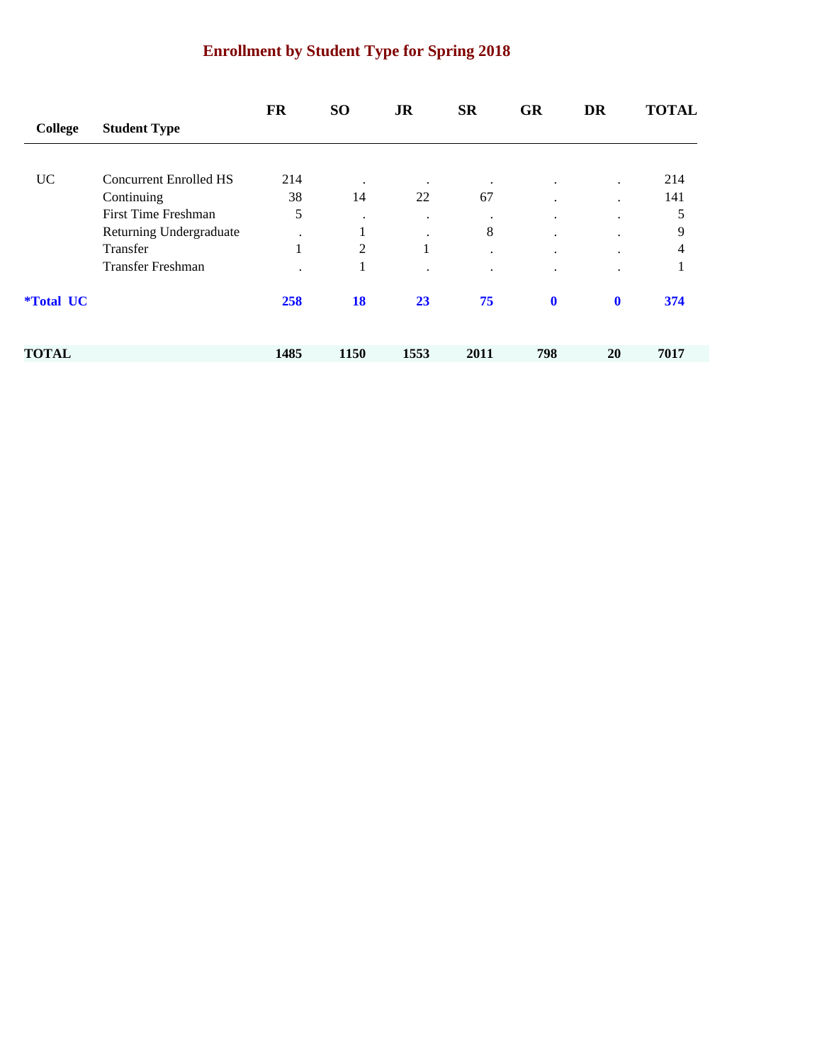# Enrollment by Student Type for Spring 2018

| College | Student Type | FR | SO | JR | SR | GR | DR | TOTAL |
|---|---|---|---|---|---|---|---|---|
| UC | Concurrent Enrolled HS | 214 | . | . | . | . | . | 214 |
| | Continuing | 38 | 14 | 22 | 67 | . | . | 141 |
| | First Time Freshman | 5 | . | . | . | . | . | 5 |
| | Returning Undergraduate | . | 1 | . | 8 | . | . | 9 |
| | Transfer | 1 | 2 | 1 | . | . | . | 4 |
| | Transfer Freshman | . | 1 | . | . | . | . | 1 |
| **\*Total UC** | | **258** | **18** | **23** | **75** | **0** | **0** | **374** |
| **TOTAL** | | **1485** | **1150** | **1553** | **2011** | **798** | **20** | **7017** |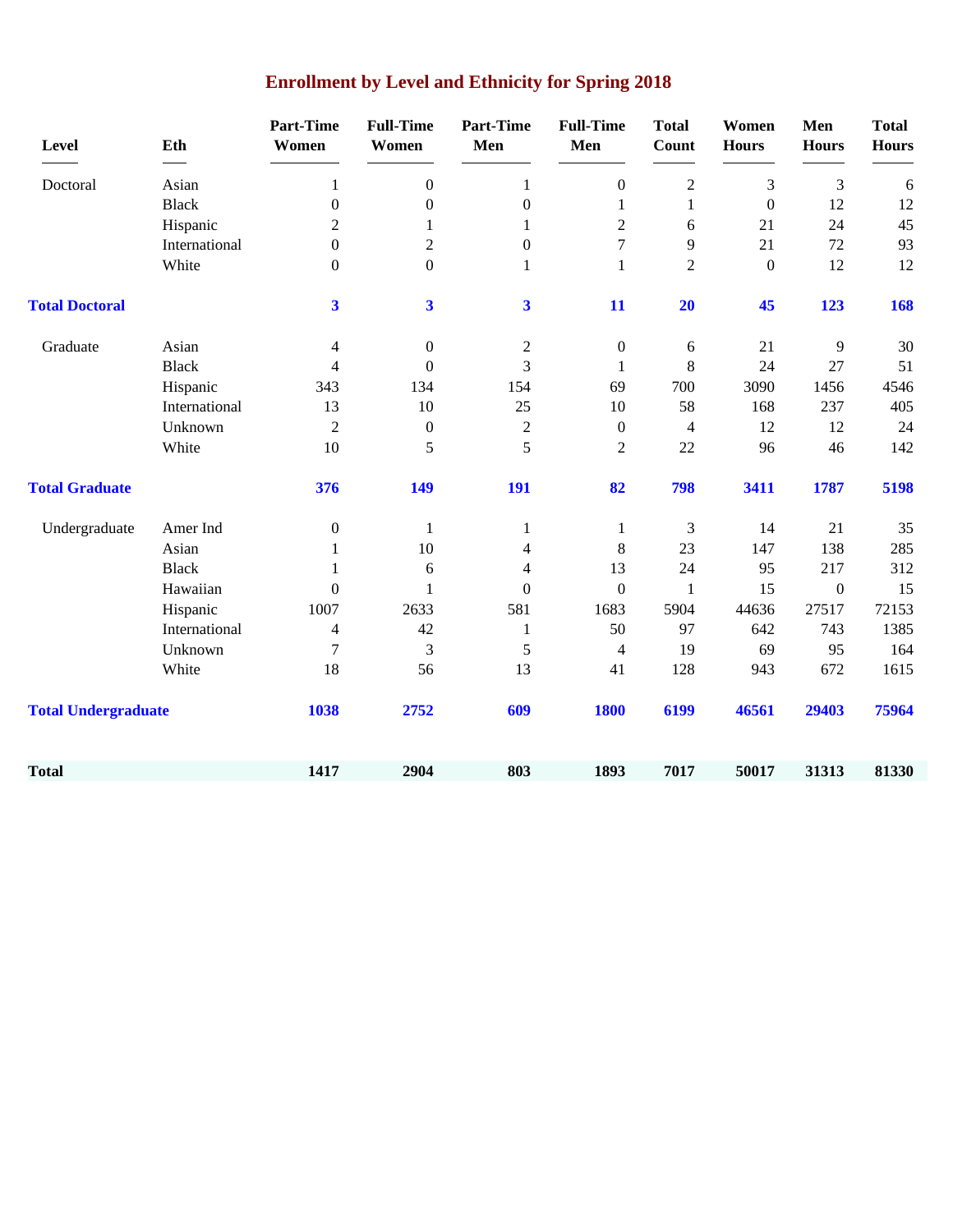# Enrollment by Level and Ethnicity for Spring 2018

| Level | Eth | Part-Time Women | Full-Time Women | Part-Time Men | Full-Time Men | Total Count | Women Hours | Men Hours | Total Hours |
|---|---|---|---|---|---|---|---|---|---|
| Doctoral | Asian | 1 | 0 | 1 | 0 | 2 | 3 | 3 | 6 |
| | Black | 0 | 0 | 0 | 1 | 1 | 0 | 12 | 12 |
| | Hispanic | 2 | 1 | 1 | 2 | 6 | 21 | 24 | 45 |
| | International | 0 | 2 | 0 | 7 | 9 | 21 | 72 | 93 |
| | White | 0 | 0 | 1 | 1 | 2 | 0 | 12 | 12 |
| **Total Doctoral** | | **3** | **3** | **3** | **11** | **20** | **45** | **123** | **168** |
| Graduate | Asian | 4 | 0 | 2 | 0 | 6 | 21 | 9 | 30 |
| | Black | 4 | 0 | 3 | 1 | 8 | 24 | 27 | 51 |
| | Hispanic | 343 | 134 | 154 | 69 | 700 | 3090 | 1456 | 4546 |
| | International | 13 | 10 | 25 | 10 | 58 | 168 | 237 | 405 |
| | Unknown | 2 | 0 | 2 | 0 | 4 | 12 | 12 | 24 |
| | White | 10 | 5 | 5 | 2 | 22 | 96 | 46 | 142 |
| **Total Graduate** | | **376** | **149** | **191** | **82** | **798** | **3411** | **1787** | **5198** |
| Undergraduate | Amer Ind | 0 | 1 | 1 | 1 | 3 | 14 | 21 | 35 |
| | Asian | 1 | 10 | 4 | 8 | 23 | 147 | 138 | 285 |
| | Black | 1 | 6 | 4 | 13 | 24 | 95 | 217 | 312 |
| | Hawaiian | 0 | 1 | 0 | 0 | 1 | 15 | 0 | 15 |
| | Hispanic | 1007 | 2633 | 581 | 1683 | 5904 | 44636 | 27517 | 72153 |
| | International | 4 | 42 | 1 | 50 | 97 | 642 | 743 | 1385 |
| | Unknown | 7 | 3 | 5 | 4 | 19 | 69 | 95 | 164 |
| | White | 18 | 56 | 13 | 41 | 128 | 943 | 672 | 1615 |
| **Total Undergraduate** | | **1038** | **2752** | **609** | **1800** | **6199** | **46561** | **29403** | **75964** |
| **Total** | | **1417** | **2904** | **803** | **1893** | **7017** | **50017** | **31313** | **81330** |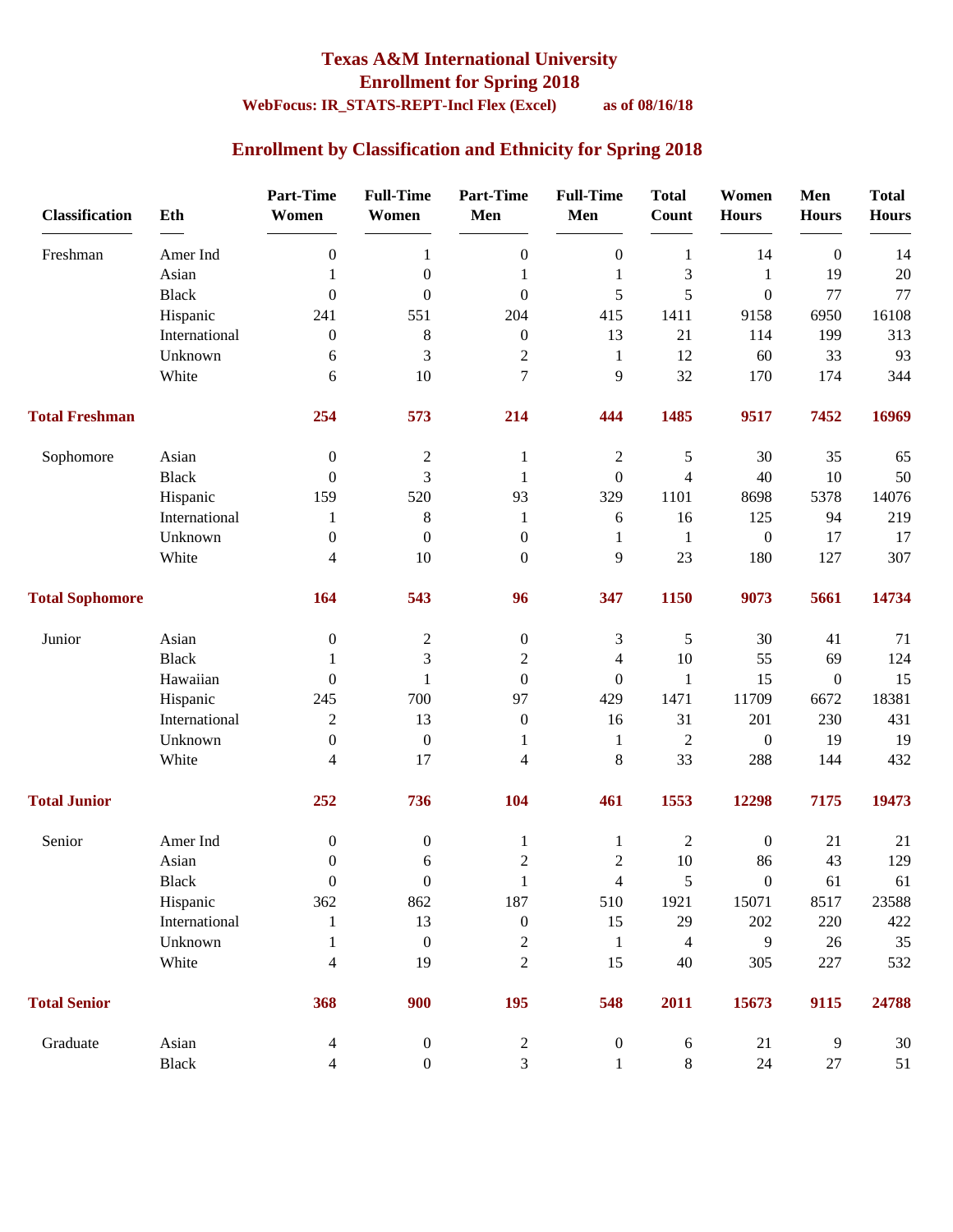# Texas A&M International University

## Enrollment for Spring 2018

**WebFocus: IR_STATS-REPT-Incl Flex (Excel)** **as of 08/16/18**

## Enrollment by Classification and Ethnicity for Spring 2018

| Classification | Eth | Part-Time Women | Full-Time Women | Part-Time Men | Full-Time Men | Total Count | Women Hours | Men Hours | Total Hours |
|---|---|---|---|---|---|---|---|---|---|
| Freshman | Amer Ind | 0 | 1 | 0 | 0 | 1 | 14 | 0 | 14 |
| | Asian | 1 | 0 | 1 | 1 | 3 | 1 | 19 | 20 |
| | Black | 0 | 0 | 0 | 5 | 5 | 0 | 77 | 77 |
| | Hispanic | 241 | 551 | 204 | 415 | 1411 | 9158 | 6950 | 16108 |
| | International | 0 | 8 | 0 | 13 | 21 | 114 | 199 | 313 |
| | Unknown | 6 | 3 | 2 | 1 | 12 | 60 | 33 | 93 |
| | White | 6 | 10 | 7 | 9 | 32 | 170 | 174 | 344 |
| **Total Freshman** | | **254** | **573** | **214** | **444** | **1485** | **9517** | **7452** | **16969** |
| Sophomore | Asian | 0 | 2 | 1 | 2 | 5 | 30 | 35 | 65 |
| | Black | 0 | 3 | 1 | 0 | 4 | 40 | 10 | 50 |
| | Hispanic | 159 | 520 | 93 | 329 | 1101 | 8698 | 5378 | 14076 |
| | International | 1 | 8 | 1 | 6 | 16 | 125 | 94 | 219 |
| | Unknown | 0 | 0 | 0 | 1 | 1 | 0 | 17 | 17 |
| | White | 4 | 10 | 0 | 9 | 23 | 180 | 127 | 307 |
| **Total Sophomore** | | **164** | **543** | **96** | **347** | **1150** | **9073** | **5661** | **14734** |
| Junior | Asian | 0 | 2 | 0 | 3 | 5 | 30 | 41 | 71 |
| | Black | 1 | 3 | 2 | 4 | 10 | 55 | 69 | 124 |
| | Hawaiian | 0 | 1 | 0 | 0 | 1 | 15 | 0 | 15 |
| | Hispanic | 245 | 700 | 97 | 429 | 1471 | 11709 | 6672 | 18381 |
| | International | 2 | 13 | 0 | 16 | 31 | 201 | 230 | 431 |
| | Unknown | 0 | 0 | 1 | 1 | 2 | 0 | 19 | 19 |
| | White | 4 | 17 | 4 | 8 | 33 | 288 | 144 | 432 |
| **Total Junior** | | **252** | **736** | **104** | **461** | **1553** | **12298** | **7175** | **19473** |
| Senior | Amer Ind | 0 | 0 | 1 | 1 | 2 | 0 | 21 | 21 |
| | Asian | 0 | 6 | 2 | 2 | 10 | 86 | 43 | 129 |
| | Black | 0 | 0 | 1 | 4 | 5 | 0 | 61 | 61 |
| | Hispanic | 362 | 862 | 187 | 510 | 1921 | 15071 | 8517 | 23588 |
| | International | 1 | 13 | 0 | 15 | 29 | 202 | 220 | 422 |
| | Unknown | 1 | 0 | 2 | 1 | 4 | 9 | 26 | 35 |
| | White | 4 | 19 | 2 | 15 | 40 | 305 | 227 | 532 |
| **Total Senior** | | **368** | **900** | **195** | **548** | **2011** | **15673** | **9115** | **24788** |
| Graduate | Asian | 4 | 0 | 2 | 0 | 6 | 21 | 9 | 30 |
| | Black | 4 | 0 | 3 | 1 | 8 | 24 | 27 | 51 |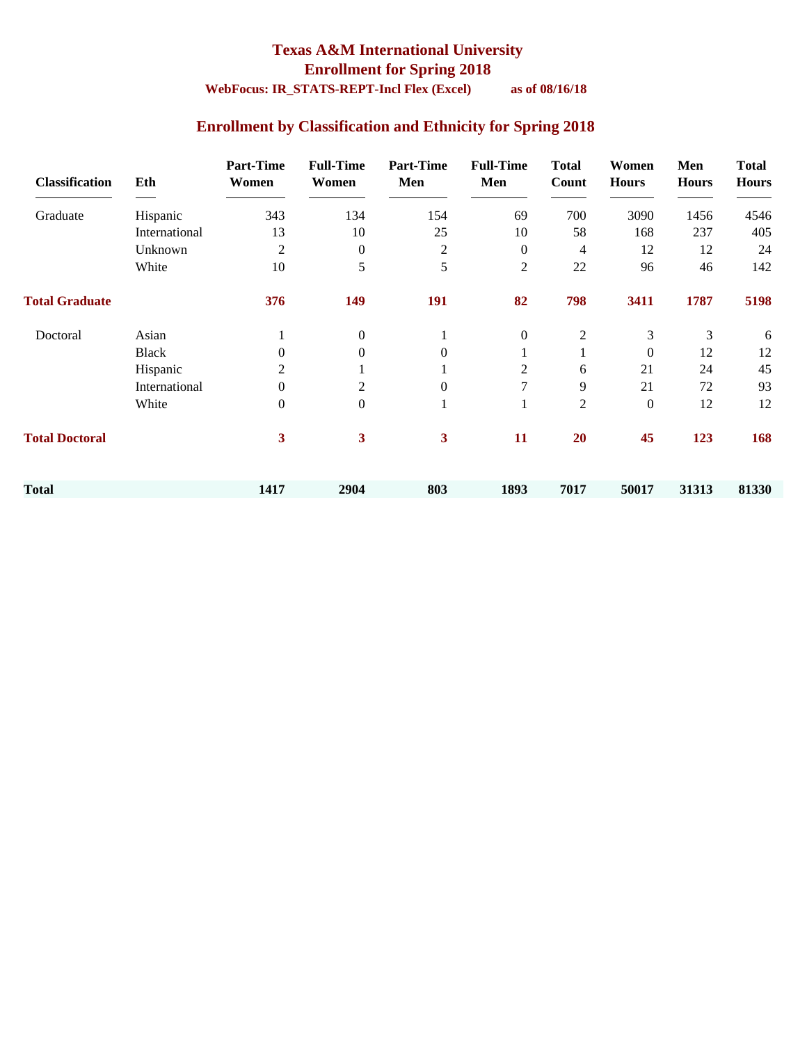# Texas A&M International University

## Enrollment for Spring 2018

**WebFocus: IR_STATS-REPT-Incl Flex (Excel)** **as of 08/16/18**

## Enrollment by Classification and Ethnicity for Spring 2018

| Classification | Eth | Part-Time Women | Full-Time Women | Part-Time Men | Full-Time Men | Total Count | Women Hours | Men Hours | Total Hours |
|---|---|---|---|---|---|---|---|---|---|
| Graduate | Hispanic | 343 | 134 | 154 | 69 | 700 | 3090 | 1456 | 4546 |
| | International | 13 | 10 | 25 | 10 | 58 | 168 | 237 | 405 |
| | Unknown | 2 | 0 | 2 | 0 | 4 | 12 | 12 | 24 |
| | White | 10 | 5 | 5 | 2 | 22 | 96 | 46 | 142 |
| **Total Graduate** | | **376** | **149** | **191** | **82** | **798** | **3411** | **1787** | **5198** |
| Doctoral | Asian | 1 | 0 | 1 | 0 | 2 | 3 | 3 | 6 |
| | Black | 0 | 0 | 0 | 1 | 1 | 0 | 12 | 12 |
| | Hispanic | 2 | 1 | 1 | 2 | 6 | 21 | 24 | 45 |
| | International | 0 | 2 | 0 | 7 | 9 | 21 | 72 | 93 |
| | White | 0 | 0 | 1 | 1 | 2 | 0 | 12 | 12 |
| **Total Doctoral** | | **3** | **3** | **3** | **11** | **20** | **45** | **123** | **168** |
| **Total** | | **1417** | **2904** | **803** | **1893** | **7017** | **50017** | **31313** | **81330** |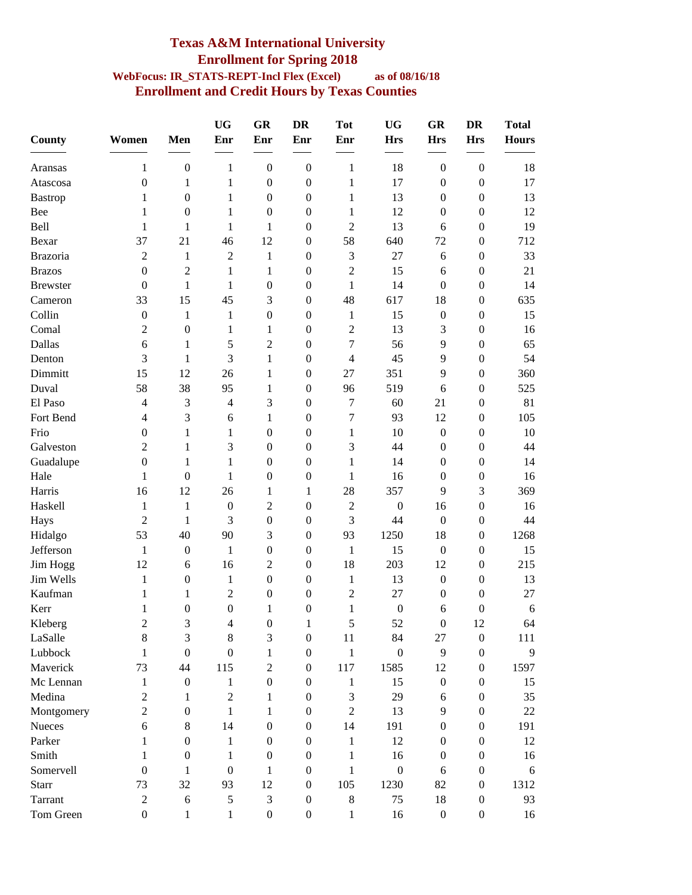# Texas A&M International University

## Enrollment for Spring 2018

**WebFocus: IR_STATS-REPT-Incl Flex (Excel)** **as of 08/16/18**

## Enrollment and Credit Hours by Texas Counties

| County | Women | Men | UG Enr | GR Enr | DR Enr | Tot Enr | UG Hrs | GR Hrs | DR Hrs | Total Hours |
|---|---|---|---|---|---|---|---|---|---|---|
| Aransas | 1 | 0 | 1 | 0 | 0 | 1 | 18 | 0 | 0 | 18 |
| Atascosa | 0 | 1 | 1 | 0 | 0 | 1 | 17 | 0 | 0 | 17 |
| Bastrop | 1 | 0 | 1 | 0 | 0 | 1 | 13 | 0 | 0 | 13 |
| Bee | 1 | 0 | 1 | 0 | 0 | 1 | 12 | 0 | 0 | 12 |
| Bell | 1 | 1 | 1 | 1 | 0 | 2 | 13 | 6 | 0 | 19 |
| Bexar | 37 | 21 | 46 | 12 | 0 | 58 | 640 | 72 | 0 | 712 |
| Brazoria | 2 | 1 | 2 | 1 | 0 | 3 | 27 | 6 | 0 | 33 |
| Brazos | 0 | 2 | 1 | 1 | 0 | 2 | 15 | 6 | 0 | 21 |
| Brewster | 0 | 1 | 1 | 0 | 0 | 1 | 14 | 0 | 0 | 14 |
| Cameron | 33 | 15 | 45 | 3 | 0 | 48 | 617 | 18 | 0 | 635 |
| Collin | 0 | 1 | 1 | 0 | 0 | 1 | 15 | 0 | 0 | 15 |
| Comal | 2 | 0 | 1 | 1 | 0 | 2 | 13 | 3 | 0 | 16 |
| Dallas | 6 | 1 | 5 | 2 | 0 | 7 | 56 | 9 | 0 | 65 |
| Denton | 3 | 1 | 3 | 1 | 0 | 4 | 45 | 9 | 0 | 54 |
| Dimmitt | 15 | 12 | 26 | 1 | 0 | 27 | 351 | 9 | 0 | 360 |
| Duval | 58 | 38 | 95 | 1 | 0 | 96 | 519 | 6 | 0 | 525 |
| El Paso | 4 | 3 | 4 | 3 | 0 | 7 | 60 | 21 | 0 | 81 |
| Fort Bend | 4 | 3 | 6 | 1 | 0 | 7 | 93 | 12 | 0 | 105 |
| Frio | 0 | 1 | 1 | 0 | 0 | 1 | 10 | 0 | 0 | 10 |
| Galveston | 2 | 1 | 3 | 0 | 0 | 3 | 44 | 0 | 0 | 44 |
| Guadalupe | 0 | 1 | 1 | 0 | 0 | 1 | 14 | 0 | 0 | 14 |
| Hale | 1 | 0 | 1 | 0 | 0 | 1 | 16 | 0 | 0 | 16 |
| Harris | 16 | 12 | 26 | 1 | 1 | 28 | 357 | 9 | 3 | 369 |
| Haskell | 1 | 1 | 0 | 2 | 0 | 2 | 0 | 16 | 0 | 16 |
| Hays | 2 | 1 | 3 | 0 | 0 | 3 | 44 | 0 | 0 | 44 |
| Hidalgo | 53 | 40 | 90 | 3 | 0 | 93 | 1250 | 18 | 0 | 1268 |
| Jefferson | 1 | 0 | 1 | 0 | 0 | 1 | 15 | 0 | 0 | 15 |
| Jim Hogg | 12 | 6 | 16 | 2 | 0 | 18 | 203 | 12 | 0 | 215 |
| Jim Wells | 1 | 0 | 1 | 0 | 0 | 1 | 13 | 0 | 0 | 13 |
| Kaufman | 1 | 1 | 2 | 0 | 0 | 2 | 27 | 0 | 0 | 27 |
| Kerr | 1 | 0 | 0 | 1 | 0 | 1 | 0 | 6 | 0 | 6 |
| Kleberg | 2 | 3 | 4 | 0 | 1 | 5 | 52 | 0 | 12 | 64 |
| LaSalle | 8 | 3 | 8 | 3 | 0 | 11 | 84 | 27 | 0 | 111 |
| Lubbock | 1 | 0 | 0 | 1 | 0 | 1 | 0 | 9 | 0 | 9 |
| Maverick | 73 | 44 | 115 | 2 | 0 | 117 | 1585 | 12 | 0 | 1597 |
| Mc Lennan | 1 | 0 | 1 | 0 | 0 | 1 | 15 | 0 | 0 | 15 |
| Medina | 2 | 1 | 2 | 1 | 0 | 3 | 29 | 6 | 0 | 35 |
| Montgomery | 2 | 0 | 1 | 1 | 0 | 2 | 13 | 9 | 0 | 22 |
| Nueces | 6 | 8 | 14 | 0 | 0 | 14 | 191 | 0 | 0 | 191 |
| Parker | 1 | 0 | 1 | 0 | 0 | 1 | 12 | 0 | 0 | 12 |
| Smith | 1 | 0 | 1 | 0 | 0 | 1 | 16 | 0 | 0 | 16 |
| Somervell | 0 | 1 | 0 | 1 | 0 | 1 | 0 | 6 | 0 | 6 |
| Starr | 73 | 32 | 93 | 12 | 0 | 105 | 1230 | 82 | 0 | 1312 |
| Tarrant | 2 | 6 | 5 | 3 | 0 | 8 | 75 | 18 | 0 | 93 |
| Tom Green | 0 | 1 | 1 | 0 | 0 | 1 | 16 | 0 | 0 | 16 |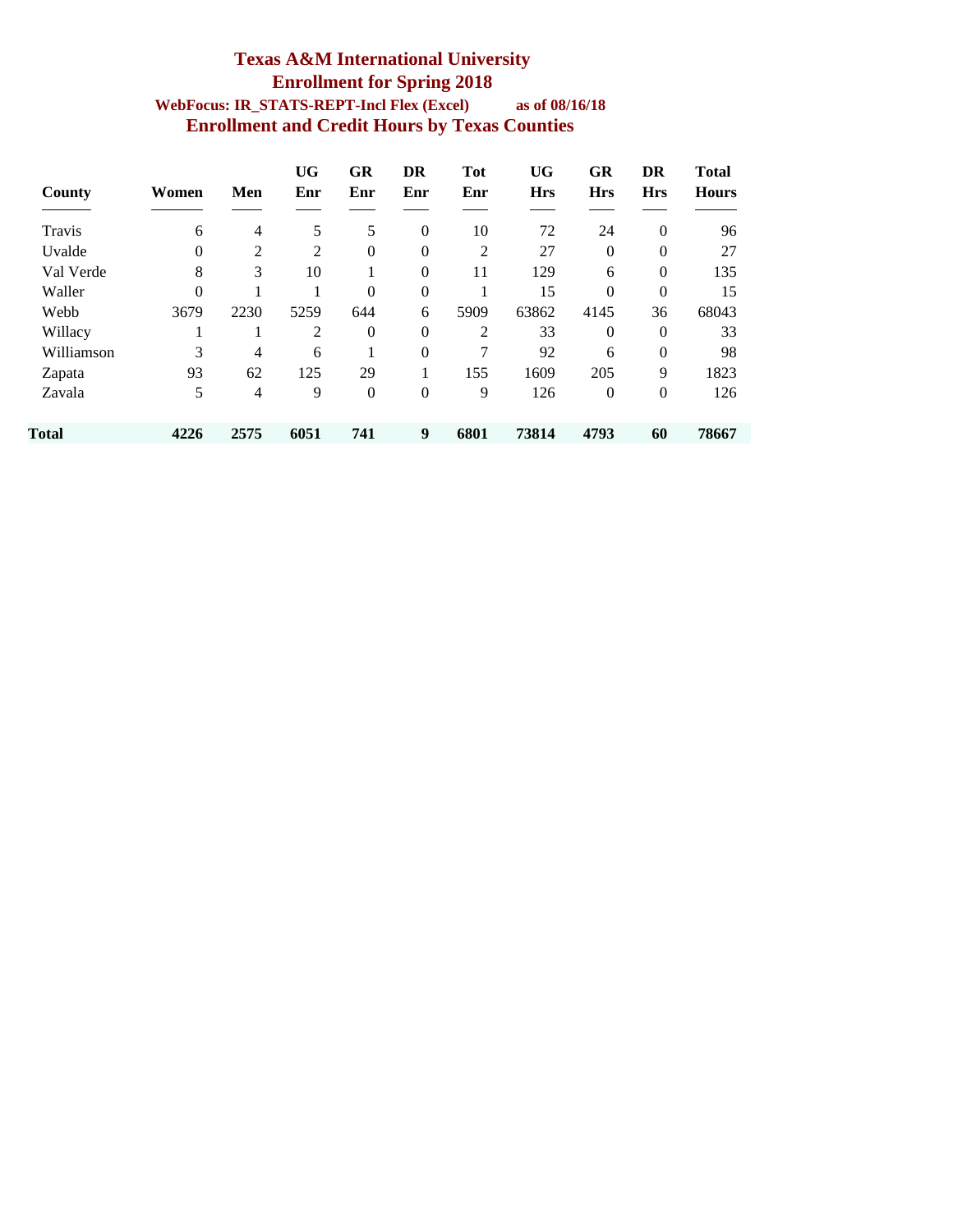# Texas A&M International University

## Enrollment for Spring 2018

**WebFocus: IR_STATS-REPT-Incl Flex (Excel)** **as of 08/16/18**

## Enrollment and Credit Hours by Texas Counties

| County | Women | Men | UG Enr | GR Enr | DR Enr | Tot Enr | UG Hrs | GR Hrs | DR Hrs | Total Hours |
|---|---|---|---|---|---|---|---|---|---|---|
| Travis | 6 | 4 | 5 | 5 | 0 | 10 | 72 | 24 | 0 | 96 |
| Uvalde | 0 | 2 | 2 | 0 | 0 | 2 | 27 | 0 | 0 | 27 |
| Val Verde | 8 | 3 | 10 | 1 | 0 | 11 | 129 | 6 | 0 | 135 |
| Waller | 0 | 1 | 1 | 0 | 0 | 1 | 15 | 0 | 0 | 15 |
| Webb | 3679 | 2230 | 5259 | 644 | 6 | 5909 | 63862 | 4145 | 36 | 68043 |
| Willacy | 1 | 1 | 2 | 0 | 0 | 2 | 33 | 0 | 0 | 33 |
| Williamson | 3 | 4 | 6 | 1 | 0 | 7 | 92 | 6 | 0 | 98 |
| Zapata | 93 | 62 | 125 | 29 | 1 | 155 | 1609 | 205 | 9 | 1823 |
| Zavala | 5 | 4 | 9 | 0 | 0 | 9 | 126 | 0 | 0 | 126 |
| **Total** | **4226** | **2575** | **6051** | **741** | **9** | **6801** | **73814** | **4793** | **60** | **78667** |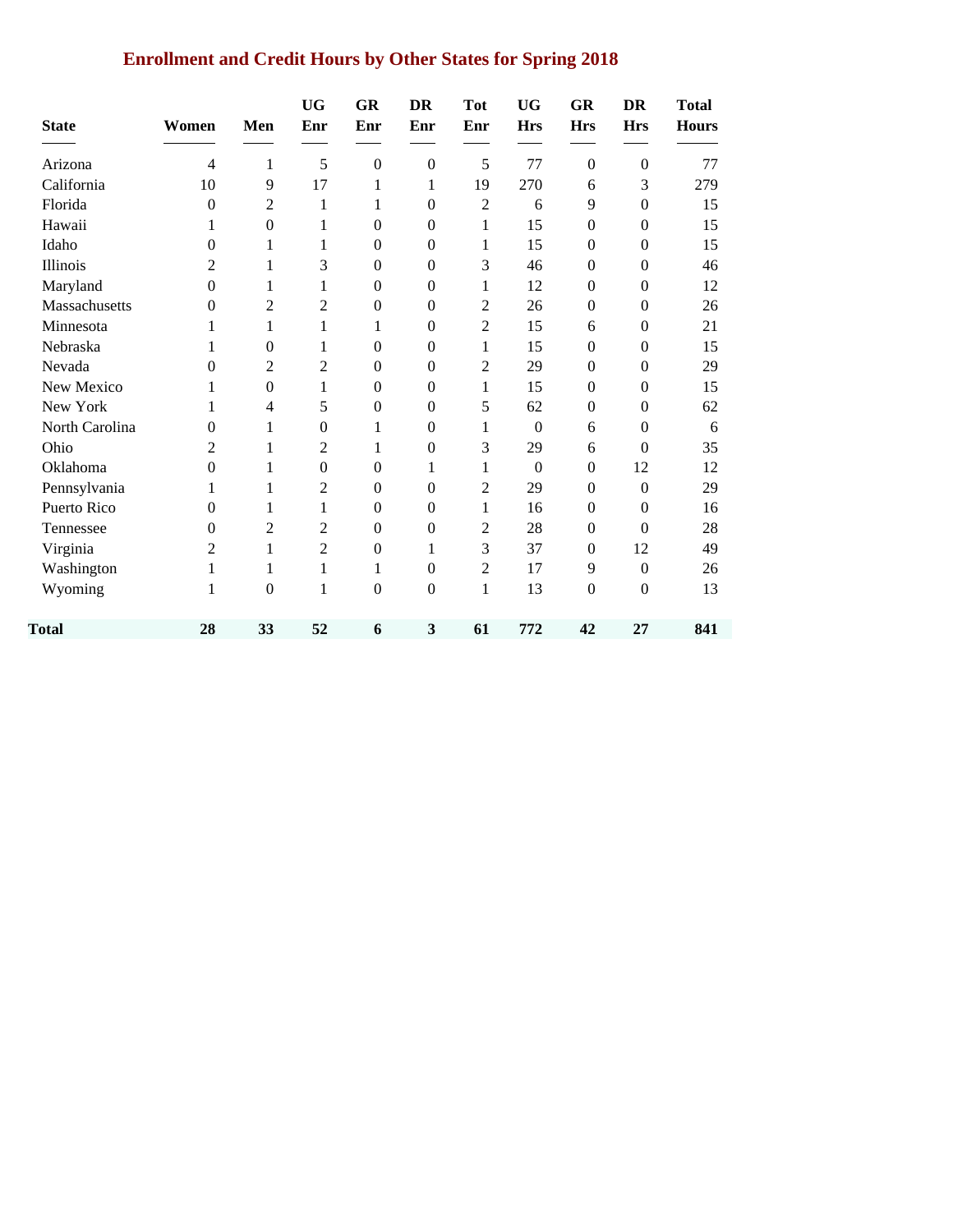## Enrollment and Credit Hours by Other States for Spring 2018

| State | Women | Men | UG Enr | GR Enr | DR Enr | Tot Enr | UG Hrs | GR Hrs | DR Hrs | Total Hours |
|---|---|---|---|---|---|---|---|---|---|---|
| Arizona | 4 | 1 | 5 | 0 | 0 | 5 | 77 | 0 | 0 | 77 |
| California | 10 | 9 | 17 | 1 | 1 | 19 | 270 | 6 | 3 | 279 |
| Florida | 0 | 2 | 1 | 1 | 0 | 2 | 6 | 9 | 0 | 15 |
| Hawaii | 1 | 0 | 1 | 0 | 0 | 1 | 15 | 0 | 0 | 15 |
| Idaho | 0 | 1 | 1 | 0 | 0 | 1 | 15 | 0 | 0 | 15 |
| Illinois | 2 | 1 | 3 | 0 | 0 | 3 | 46 | 0 | 0 | 46 |
| Maryland | 0 | 1 | 1 | 0 | 0 | 1 | 12 | 0 | 0 | 12 |
| Massachusetts | 0 | 2 | 2 | 0 | 0 | 2 | 26 | 0 | 0 | 26 |
| Minnesota | 1 | 1 | 1 | 1 | 0 | 2 | 15 | 6 | 0 | 21 |
| Nebraska | 1 | 0 | 1 | 0 | 0 | 1 | 15 | 0 | 0 | 15 |
| Nevada | 0 | 2 | 2 | 0 | 0 | 2 | 29 | 0 | 0 | 29 |
| New Mexico | 1 | 0 | 1 | 0 | 0 | 1 | 15 | 0 | 0 | 15 |
| New York | 1 | 4 | 5 | 0 | 0 | 5 | 62 | 0 | 0 | 62 |
| North Carolina | 0 | 1 | 0 | 1 | 0 | 1 | 0 | 6 | 0 | 6 |
| Ohio | 2 | 1 | 2 | 1 | 0 | 3 | 29 | 6 | 0 | 35 |
| Oklahoma | 0 | 1 | 0 | 0 | 1 | 1 | 0 | 0 | 12 | 12 |
| Pennsylvania | 1 | 1 | 2 | 0 | 0 | 2 | 29 | 0 | 0 | 29 |
| Puerto Rico | 0 | 1 | 1 | 0 | 0 | 1 | 16 | 0 | 0 | 16 |
| Tennessee | 0 | 2 | 2 | 0 | 0 | 2 | 28 | 0 | 0 | 28 |
| Virginia | 2 | 1 | 2 | 0 | 1 | 3 | 37 | 0 | 12 | 49 |
| Washington | 1 | 1 | 1 | 1 | 0 | 2 | 17 | 9 | 0 | 26 |
| Wyoming | 1 | 0 | 1 | 0 | 0 | 1 | 13 | 0 | 0 | 13 |
| **Total** | **28** | **33** | **52** | **6** | **3** | **61** | **772** | **42** | **27** | **841** |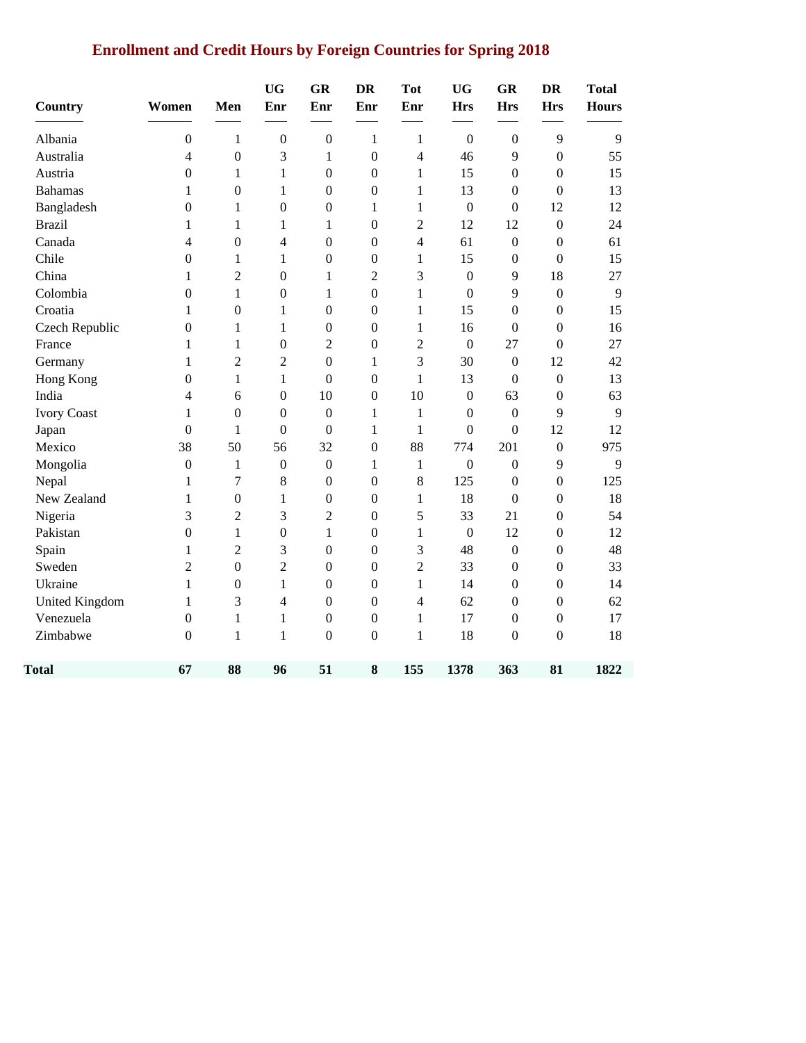# Enrollment and Credit Hours by Foreign Countries for Spring 2018

| Country | Women | Men | UG Enr | GR Enr | DR Enr | Tot Enr | UG Hrs | GR Hrs | DR Hrs | Total Hours |
|---|---|---|---|---|---|---|---|---|---|---|
| Albania | 0 | 1 | 0 | 0 | 1 | 1 | 0 | 0 | 9 | 9 |
| Australia | 4 | 0 | 3 | 1 | 0 | 4 | 46 | 9 | 0 | 55 |
| Austria | 0 | 1 | 1 | 0 | 0 | 1 | 15 | 0 | 0 | 15 |
| Bahamas | 1 | 0 | 1 | 0 | 0 | 1 | 13 | 0 | 0 | 13 |
| Bangladesh | 0 | 1 | 0 | 0 | 1 | 1 | 0 | 0 | 12 | 12 |
| Brazil | 1 | 1 | 1 | 1 | 0 | 2 | 12 | 12 | 0 | 24 |
| Canada | 4 | 0 | 4 | 0 | 0 | 4 | 61 | 0 | 0 | 61 |
| Chile | 0 | 1 | 1 | 0 | 0 | 1 | 15 | 0 | 0 | 15 |
| China | 1 | 2 | 0 | 1 | 2 | 3 | 0 | 9 | 18 | 27 |
| Colombia | 0 | 1 | 0 | 1 | 0 | 1 | 0 | 9 | 0 | 9 |
| Croatia | 1 | 0 | 1 | 0 | 0 | 1 | 15 | 0 | 0 | 15 |
| Czech Republic | 0 | 1 | 1 | 0 | 0 | 1 | 16 | 0 | 0 | 16 |
| France | 1 | 1 | 0 | 2 | 0 | 2 | 0 | 27 | 0 | 27 |
| Germany | 1 | 2 | 2 | 0 | 1 | 3 | 30 | 0 | 12 | 42 |
| Hong Kong | 0 | 1 | 1 | 0 | 0 | 1 | 13 | 0 | 0 | 13 |
| India | 4 | 6 | 0 | 10 | 0 | 10 | 0 | 63 | 0 | 63 |
| Ivory Coast | 1 | 0 | 0 | 0 | 1 | 1 | 0 | 0 | 9 | 9 |
| Japan | 0 | 1 | 0 | 0 | 1 | 1 | 0 | 0 | 12 | 12 |
| Mexico | 38 | 50 | 56 | 32 | 0 | 88 | 774 | 201 | 0 | 975 |
| Mongolia | 0 | 1 | 0 | 0 | 1 | 1 | 0 | 0 | 9 | 9 |
| Nepal | 1 | 7 | 8 | 0 | 0 | 8 | 125 | 0 | 0 | 125 |
| New Zealand | 1 | 0 | 1 | 0 | 0 | 1 | 18 | 0 | 0 | 18 |
| Nigeria | 3 | 2 | 3 | 2 | 0 | 5 | 33 | 21 | 0 | 54 |
| Pakistan | 0 | 1 | 0 | 1 | 0 | 1 | 0 | 12 | 0 | 12 |
| Spain | 1 | 2 | 3 | 0 | 0 | 3 | 48 | 0 | 0 | 48 |
| Sweden | 2 | 0 | 2 | 0 | 0 | 2 | 33 | 0 | 0 | 33 |
| Ukraine | 1 | 0 | 1 | 0 | 0 | 1 | 14 | 0 | 0 | 14 |
| United Kingdom | 1 | 3 | 4 | 0 | 0 | 4 | 62 | 0 | 0 | 62 |
| Venezuela | 0 | 1 | 1 | 0 | 0 | 1 | 17 | 0 | 0 | 17 |
| Zimbabwe | 0 | 1 | 1 | 0 | 0 | 1 | 18 | 0 | 0 | 18 |
| **Total** | **67** | **88** | **96** | **51** | **8** | **155** | **1378** | **363** | **81** | **1822** |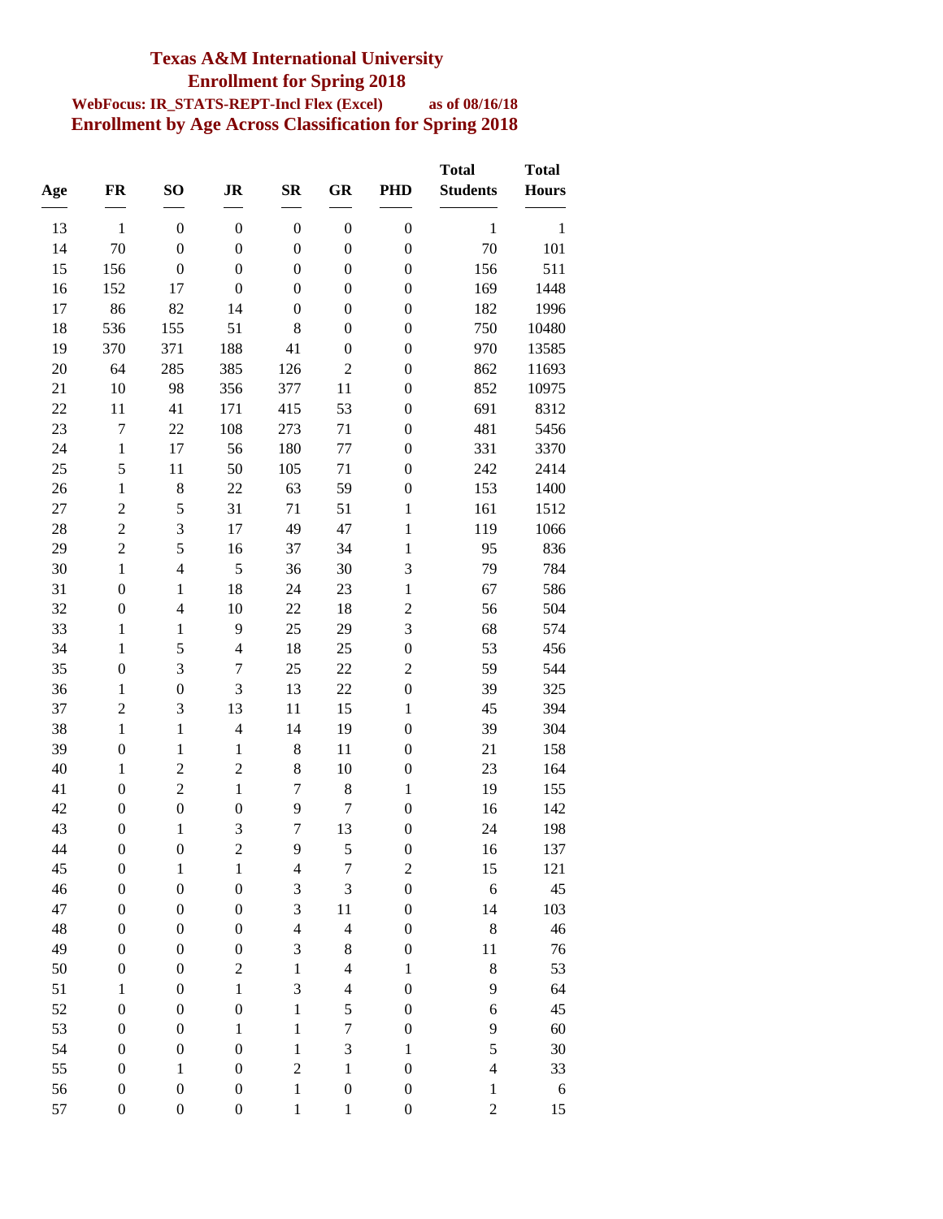# Texas A&M International University

## Enrollment for Spring 2018

**WebFocus: IR_STATS-REPT-Incl Flex (Excel)** **as of 08/16/18**

## Enrollment by Age Across Classification for Spring 2018

| Age | FR | SO | JR | SR | GR | PHD | Total Students | Total Hours |
|---|---|---|---|---|---|---|---|---|
| 13 | 1 | 0 | 0 | 0 | 0 | 0 | 1 | 1 |
| 14 | 70 | 0 | 0 | 0 | 0 | 0 | 70 | 101 |
| 15 | 156 | 0 | 0 | 0 | 0 | 0 | 156 | 511 |
| 16 | 152 | 17 | 0 | 0 | 0 | 0 | 169 | 1448 |
| 17 | 86 | 82 | 14 | 0 | 0 | 0 | 182 | 1996 |
| 18 | 536 | 155 | 51 | 8 | 0 | 0 | 750 | 10480 |
| 19 | 370 | 371 | 188 | 41 | 0 | 0 | 970 | 13585 |
| 20 | 64 | 285 | 385 | 126 | 2 | 0 | 862 | 11693 |
| 21 | 10 | 98 | 356 | 377 | 11 | 0 | 852 | 10975 |
| 22 | 11 | 41 | 171 | 415 | 53 | 0 | 691 | 8312 |
| 23 | 7 | 22 | 108 | 273 | 71 | 0 | 481 | 5456 |
| 24 | 1 | 17 | 56 | 180 | 77 | 0 | 331 | 3370 |
| 25 | 5 | 11 | 50 | 105 | 71 | 0 | 242 | 2414 |
| 26 | 1 | 8 | 22 | 63 | 59 | 0 | 153 | 1400 |
| 27 | 2 | 5 | 31 | 71 | 51 | 1 | 161 | 1512 |
| 28 | 2 | 3 | 17 | 49 | 47 | 1 | 119 | 1066 |
| 29 | 2 | 5 | 16 | 37 | 34 | 1 | 95 | 836 |
| 30 | 1 | 4 | 5 | 36 | 30 | 3 | 79 | 784 |
| 31 | 0 | 1 | 18 | 24 | 23 | 1 | 67 | 586 |
| 32 | 0 | 4 | 10 | 22 | 18 | 2 | 56 | 504 |
| 33 | 1 | 1 | 9 | 25 | 29 | 3 | 68 | 574 |
| 34 | 1 | 5 | 4 | 18 | 25 | 0 | 53 | 456 |
| 35 | 0 | 3 | 7 | 25 | 22 | 2 | 59 | 544 |
| 36 | 1 | 0 | 3 | 13 | 22 | 0 | 39 | 325 |
| 37 | 2 | 3 | 13 | 11 | 15 | 1 | 45 | 394 |
| 38 | 1 | 1 | 4 | 14 | 19 | 0 | 39 | 304 |
| 39 | 0 | 1 | 1 | 8 | 11 | 0 | 21 | 158 |
| 40 | 1 | 2 | 2 | 8 | 10 | 0 | 23 | 164 |
| 41 | 0 | 2 | 1 | 7 | 8 | 1 | 19 | 155 |
| 42 | 0 | 0 | 0 | 9 | 7 | 0 | 16 | 142 |
| 43 | 0 | 1 | 3 | 7 | 13 | 0 | 24 | 198 |
| 44 | 0 | 0 | 2 | 9 | 5 | 0 | 16 | 137 |
| 45 | 0 | 1 | 1 | 4 | 7 | 2 | 15 | 121 |
| 46 | 0 | 0 | 0 | 3 | 3 | 0 | 6 | 45 |
| 47 | 0 | 0 | 0 | 3 | 11 | 0 | 14 | 103 |
| 48 | 0 | 0 | 0 | 4 | 4 | 0 | 8 | 46 |
| 49 | 0 | 0 | 0 | 3 | 8 | 0 | 11 | 76 |
| 50 | 0 | 0 | 2 | 1 | 4 | 1 | 8 | 53 |
| 51 | 1 | 0 | 1 | 3 | 4 | 0 | 9 | 64 |
| 52 | 0 | 0 | 0 | 1 | 5 | 0 | 6 | 45 |
| 53 | 0 | 0 | 1 | 1 | 7 | 0 | 9 | 60 |
| 54 | 0 | 0 | 0 | 1 | 3 | 1 | 5 | 30 |
| 55 | 0 | 1 | 0 | 2 | 1 | 0 | 4 | 33 |
| 56 | 0 | 0 | 0 | 1 | 0 | 0 | 1 | 6 |
| 57 | 0 | 0 | 0 | 1 | 1 | 0 | 2 | 15 |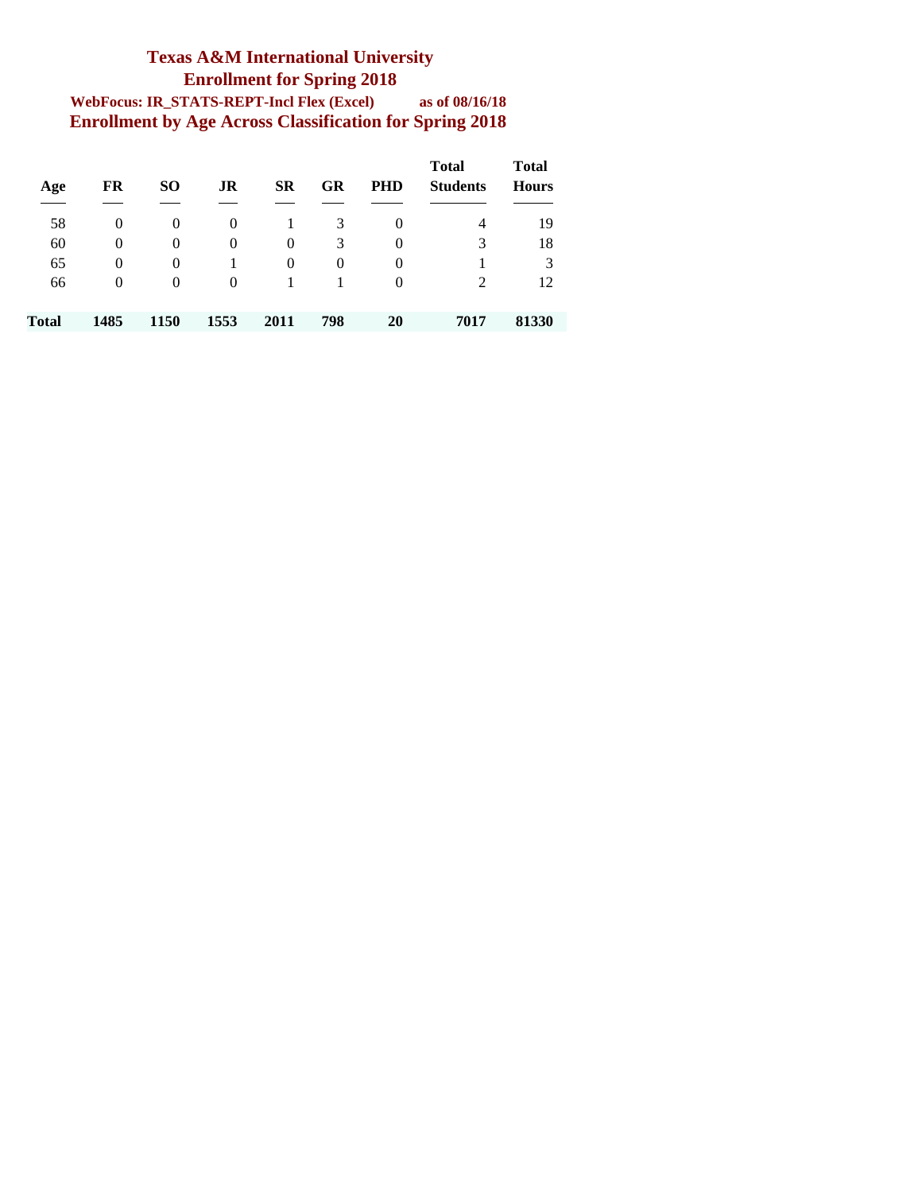# Texas A&M International University

## Enrollment for Spring 2018

**WebFocus: IR_STATS-REPT-Incl Flex (Excel)** **as of 08/16/18**

## Enrollment by Age Across Classification for Spring 2018

| Age | FR | SO | JR | SR | GR | PHD | Total Students | Total Hours |
|---|---|---|---|---|---|---|---|---|
| 58 | 0 | 0 | 0 | 1 | 3 | 0 | 4 | 19 |
| 60 | 0 | 0 | 0 | 0 | 3 | 0 | 3 | 18 |
| 65 | 0 | 0 | 1 | 0 | 0 | 0 | 1 | 3 |
| 66 | 0 | 0 | 0 | 1 | 1 | 0 | 2 | 12 |
| **Total** | **1485** | **1150** | **1553** | **2011** | **798** | **20** | **7017** | **81330** |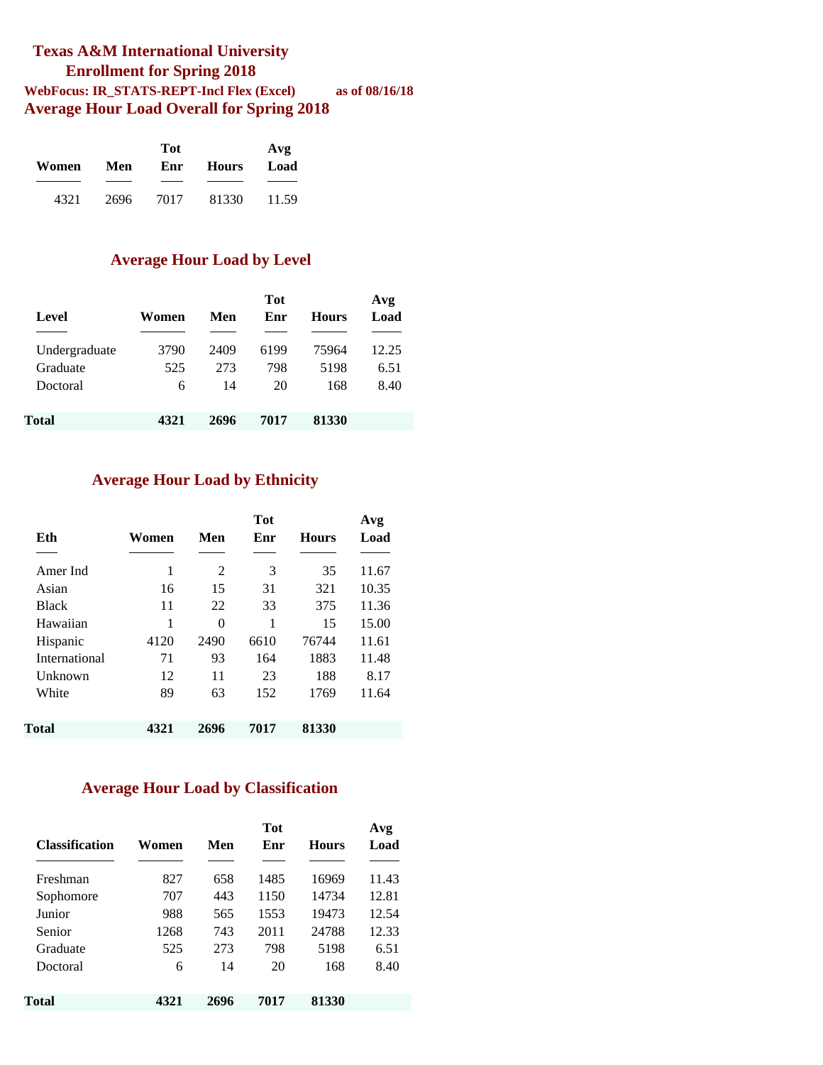# Texas A&M International University

## Enrollment for Spring 2018

**WebFocus: IR_STATS-REPT-Incl Flex (Excel)** **as of 08/16/18**

## Average Hour Load Overall for Spring 2018

| Women | Men | Tot Enr | Hours | Avg Load |
|---|---|---|---|---|
| 4321 | 2696 | 7017 | 81330 | 11.59 |

## Average Hour Load by Level

| Level | Women | Men | Tot Enr | Hours | Avg Load |
|---|---|---|---|---|---|
| Undergraduate | 3790 | 2409 | 6199 | 75964 | 12.25 |
| Graduate | 525 | 273 | 798 | 5198 | 6.51 |
| Doctoral | 6 | 14 | 20 | 168 | 8.40 |
| **Total** | **4321** | **2696** | **7017** | **81330** | |

## Average Hour Load by Ethnicity

| Eth | Women | Men | Tot Enr | Hours | Avg Load |
|---|---|---|---|---|---|
| Amer Ind | 1 | 2 | 3 | 35 | 11.67 |
| Asian | 16 | 15 | 31 | 321 | 10.35 |
| Black | 11 | 22 | 33 | 375 | 11.36 |
| Hawaiian | 1 | 0 | 1 | 15 | 15.00 |
| Hispanic | 4120 | 2490 | 6610 | 76744 | 11.61 |
| International | 71 | 93 | 164 | 1883 | 11.48 |
| Unknown | 12 | 11 | 23 | 188 | 8.17 |
| White | 89 | 63 | 152 | 1769 | 11.64 |
| **Total** | **4321** | **2696** | **7017** | **81330** | |

## Average Hour Load by Classification

| Classification | Women | Men | Tot Enr | Hours | Avg Load |
|---|---|---|---|---|---|
| Freshman | 827 | 658 | 1485 | 16969 | 11.43 |
| Sophomore | 707 | 443 | 1150 | 14734 | 12.81 |
| Junior | 988 | 565 | 1553 | 19473 | 12.54 |
| Senior | 1268 | 743 | 2011 | 24788 | 12.33 |
| Graduate | 525 | 273 | 798 | 5198 | 6.51 |
| Doctoral | 6 | 14 | 20 | 168 | 8.40 |
| **Total** | **4321** | **2696** | **7017** | **81330** | |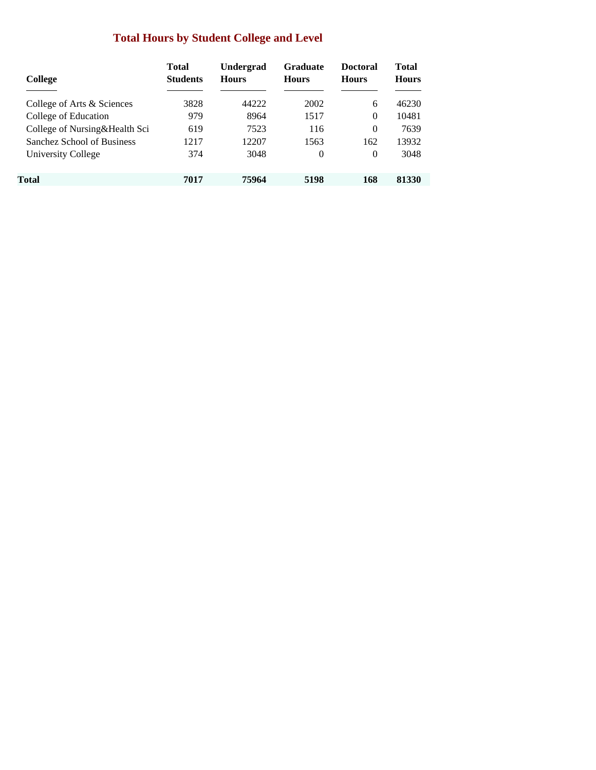## Total Hours by Student College and Level

| College | Total Students | Undergrad Hours | Graduate Hours | Doctoral Hours | Total Hours |
|---|---|---|---|---|---|
| College of Arts & Sciences | 3828 | 44222 | 2002 | 6 | 46230 |
| College of Education | 979 | 8964 | 1517 | 0 | 10481 |
| College of Nursing&Health Sci | 619 | 7523 | 116 | 0 | 7639 |
| Sanchez School of Business | 1217 | 12207 | 1563 | 162 | 13932 |
| University College | 374 | 3048 | 0 | 0 | 3048 |
| **Total** | **7017** | **75964** | **5198** | **168** | **81330** |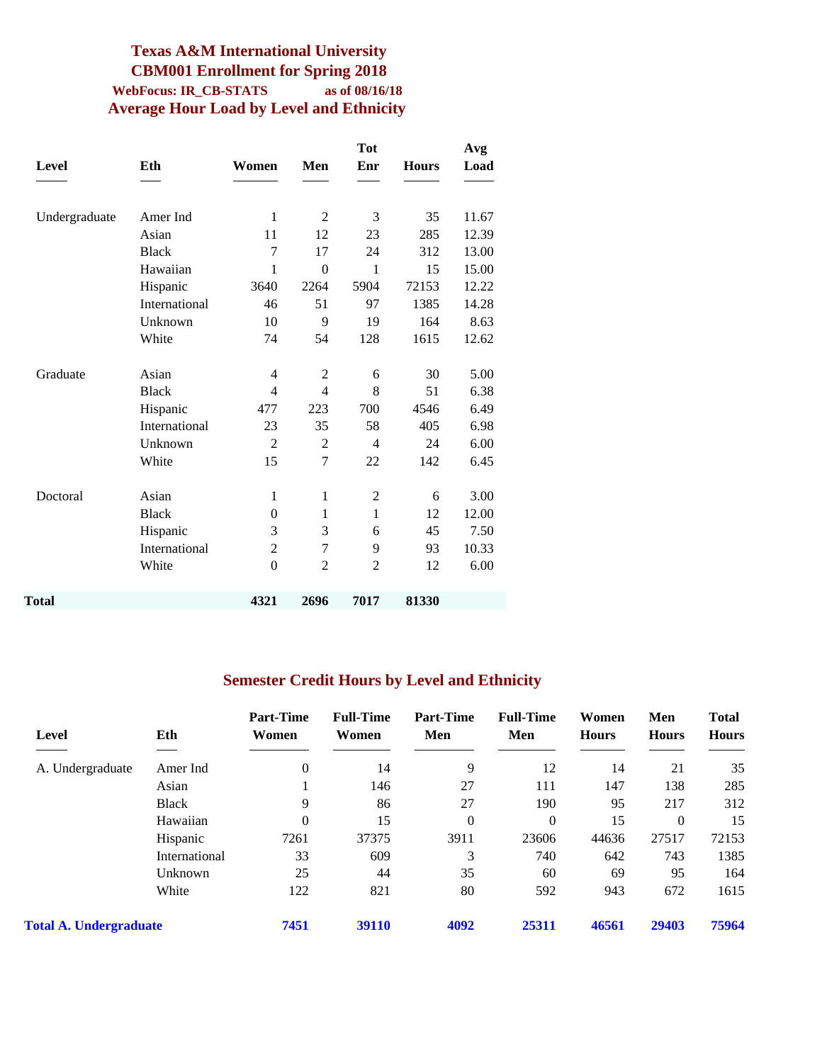# Texas A&M International University

## CBM001 Enrollment for Spring 2018

**WebFocus: IR_CB-STATS** **as of 08/16/18**

## Average Hour Load by Level and Ethnicity

| Level | Eth | Women | Men | Tot Enr | Hours | Avg Load |
|---|---|---|---|---|---|---|
| Undergraduate | Amer Ind | 1 | 2 | 3 | 35 | 11.67 |
| | Asian | 11 | 12 | 23 | 285 | 12.39 |
| | Black | 7 | 17 | 24 | 312 | 13.00 |
| | Hawaiian | 1 | 0 | 1 | 15 | 15.00 |
| | Hispanic | 3640 | 2264 | 5904 | 72153 | 12.22 |
| | International | 46 | 51 | 97 | 1385 | 14.28 |
| | Unknown | 10 | 9 | 19 | 164 | 8.63 |
| | White | 74 | 54 | 128 | 1615 | 12.62 |
| Graduate | Asian | 4 | 2 | 6 | 30 | 5.00 |
| | Black | 4 | 4 | 8 | 51 | 6.38 |
| | Hispanic | 477 | 223 | 700 | 4546 | 6.49 |
| | International | 23 | 35 | 58 | 405 | 6.98 |
| | Unknown | 2 | 2 | 4 | 24 | 6.00 |
| | White | 15 | 7 | 22 | 142 | 6.45 |
| Doctoral | Asian | 1 | 1 | 2 | 6 | 3.00 |
| | Black | 0 | 1 | 1 | 12 | 12.00 |
| | Hispanic | 3 | 3 | 6 | 45 | 7.50 |
| | International | 2 | 7 | 9 | 93 | 10.33 |
| | White | 0 | 2 | 2 | 12 | 6.00 |
| **Total** | | **4321** | **2696** | **7017** | **81330** | |

## Semester Credit Hours by Level and Ethnicity

| Level | Eth | Part-Time Women | Full-Time Women | Part-Time Men | Full-Time Men | Women Hours | Men Hours | Total Hours |
|---|---|---|---|---|---|---|---|---|
| A. Undergraduate | Amer Ind | 0 | 14 | 9 | 12 | 14 | 21 | 35 |
| | Asian | 1 | 146 | 27 | 111 | 147 | 138 | 285 |
| | Black | 9 | 86 | 27 | 190 | 95 | 217 | 312 |
| | Hawaiian | 0 | 15 | 0 | 0 | 15 | 0 | 15 |
| | Hispanic | 7261 | 37375 | 3911 | 23606 | 44636 | 27517 | 72153 |
| | International | 33 | 609 | 3 | 740 | 642 | 743 | 1385 |
| | Unknown | 25 | 44 | 35 | 60 | 69 | 95 | 164 |
| | White | 122 | 821 | 80 | 592 | 943 | 672 | 1615 |
| **Total A. Undergraduate** | | **7451** | **39110** | **4092** | **25311** | **46561** | **29403** | **75964** |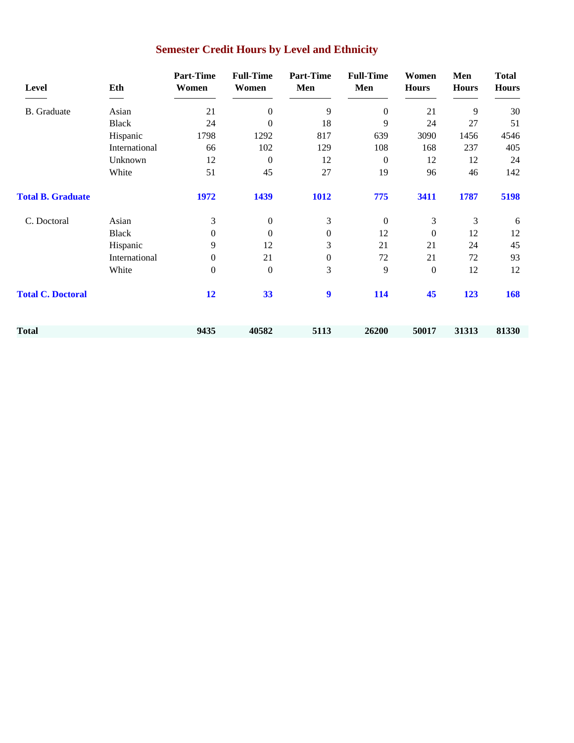## Semester Credit Hours by Level and Ethnicity

| Level | Eth | Part-Time Women | Full-Time Women | Part-Time Men | Full-Time Men | Women Hours | Men Hours | Total Hours |
|---|---|---|---|---|---|---|---|---|
| B. Graduate | Asian | 21 | 0 | 9 | 0 | 21 | 9 | 30 |
| | Black | 24 | 0 | 18 | 9 | 24 | 27 | 51 |
| | Hispanic | 1798 | 1292 | 817 | 639 | 3090 | 1456 | 4546 |
| | International | 66 | 102 | 129 | 108 | 168 | 237 | 405 |
| | Unknown | 12 | 0 | 12 | 0 | 12 | 12 | 24 |
| | White | 51 | 45 | 27 | 19 | 96 | 46 | 142 |
| **Total B. Graduate** | | **1972** | **1439** | **1012** | **775** | **3411** | **1787** | **5198** |
| C. Doctoral | Asian | 3 | 0 | 3 | 0 | 3 | 3 | 6 |
| | Black | 0 | 0 | 0 | 12 | 0 | 12 | 12 |
| | Hispanic | 9 | 12 | 3 | 21 | 21 | 24 | 45 |
| | International | 0 | 21 | 0 | 72 | 21 | 72 | 93 |
| | White | 0 | 0 | 3 | 9 | 0 | 12 | 12 |
| **Total C. Doctoral** | | **12** | **33** | **9** | **114** | **45** | **123** | **168** |
| **Total** | | **9435** | **40582** | **5113** | **26200** | **50017** | **31313** | **81330** |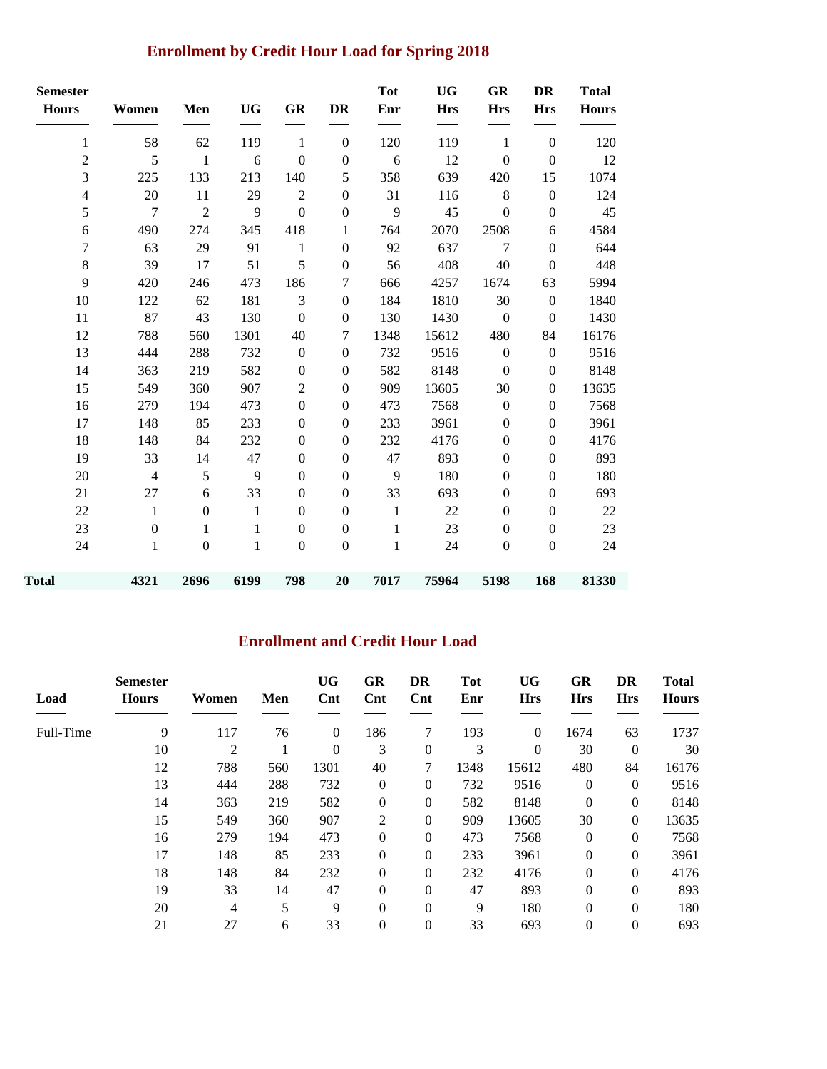## Enrollment by Credit Hour Load for Spring 2018

| Semester Hours | Women | Men | UG | GR | DR | Tot Enr | UG Hrs | GR Hrs | DR Hrs | Total Hours |
|---|---|---|---|---|---|---|---|---|---|---|
| 1 | 58 | 62 | 119 | 1 | 0 | 120 | 119 | 1 | 0 | 120 |
| 2 | 5 | 1 | 6 | 0 | 0 | 6 | 12 | 0 | 0 | 12 |
| 3 | 225 | 133 | 213 | 140 | 5 | 358 | 639 | 420 | 15 | 1074 |
| 4 | 20 | 11 | 29 | 2 | 0 | 31 | 116 | 8 | 0 | 124 |
| 5 | 7 | 2 | 9 | 0 | 0 | 9 | 45 | 0 | 0 | 45 |
| 6 | 490 | 274 | 345 | 418 | 1 | 764 | 2070 | 2508 | 6 | 4584 |
| 7 | 63 | 29 | 91 | 1 | 0 | 92 | 637 | 7 | 0 | 644 |
| 8 | 39 | 17 | 51 | 5 | 0 | 56 | 408 | 40 | 0 | 448 |
| 9 | 420 | 246 | 473 | 186 | 7 | 666 | 4257 | 1674 | 63 | 5994 |
| 10 | 122 | 62 | 181 | 3 | 0 | 184 | 1810 | 30 | 0 | 1840 |
| 11 | 87 | 43 | 130 | 0 | 0 | 130 | 1430 | 0 | 0 | 1430 |
| 12 | 788 | 560 | 1301 | 40 | 7 | 1348 | 15612 | 480 | 84 | 16176 |
| 13 | 444 | 288 | 732 | 0 | 0 | 732 | 9516 | 0 | 0 | 9516 |
| 14 | 363 | 219 | 582 | 0 | 0 | 582 | 8148 | 0 | 0 | 8148 |
| 15 | 549 | 360 | 907 | 2 | 0 | 909 | 13605 | 30 | 0 | 13635 |
| 16 | 279 | 194 | 473 | 0 | 0 | 473 | 7568 | 0 | 0 | 7568 |
| 17 | 148 | 85 | 233 | 0 | 0 | 233 | 3961 | 0 | 0 | 3961 |
| 18 | 148 | 84 | 232 | 0 | 0 | 232 | 4176 | 0 | 0 | 4176 |
| 19 | 33 | 14 | 47 | 0 | 0 | 47 | 893 | 0 | 0 | 893 |
| 20 | 4 | 5 | 9 | 0 | 0 | 9 | 180 | 0 | 0 | 180 |
| 21 | 27 | 6 | 33 | 0 | 0 | 33 | 693 | 0 | 0 | 693 |
| 22 | 1 | 0 | 1 | 0 | 0 | 1 | 22 | 0 | 0 | 22 |
| 23 | 0 | 1 | 1 | 0 | 0 | 1 | 23 | 0 | 0 | 23 |
| 24 | 1 | 0 | 1 | 0 | 0 | 1 | 24 | 0 | 0 | 24 |
| **Total** | **4321** | **2696** | **6199** | **798** | **20** | **7017** | **75964** | **5198** | **168** | **81330** |

## Enrollment and Credit Hour Load

| Load | Semester Hours | Women | Men | UG Cnt | GR Cnt | DR Cnt | Tot Enr | UG Hrs | GR Hrs | DR Hrs | Total Hours |
|---|---|---|---|---|---|---|---|---|---|---|---|
| Full-Time | 9 | 117 | 76 | 0 | 186 | 7 | 193 | 0 | 1674 | 63 | 1737 |
| | 10 | 2 | 1 | 0 | 3 | 0 | 3 | 0 | 30 | 0 | 30 |
| | 12 | 788 | 560 | 1301 | 40 | 7 | 1348 | 15612 | 480 | 84 | 16176 |
| | 13 | 444 | 288 | 732 | 0 | 0 | 732 | 9516 | 0 | 0 | 9516 |
| | 14 | 363 | 219 | 582 | 0 | 0 | 582 | 8148 | 0 | 0 | 8148 |
| | 15 | 549 | 360 | 907 | 2 | 0 | 909 | 13605 | 30 | 0 | 13635 |
| | 16 | 279 | 194 | 473 | 0 | 0 | 473 | 7568 | 0 | 0 | 7568 |
| | 17 | 148 | 85 | 233 | 0 | 0 | 233 | 3961 | 0 | 0 | 3961 |
| | 18 | 148 | 84 | 232 | 0 | 0 | 232 | 4176 | 0 | 0 | 4176 |
| | 19 | 33 | 14 | 47 | 0 | 0 | 47 | 893 | 0 | 0 | 893 |
| | 20 | 4 | 5 | 9 | 0 | 0 | 9 | 180 | 0 | 0 | 180 |
| | 21 | 27 | 6 | 33 | 0 | 0 | 33 | 693 | 0 | 0 | 693 |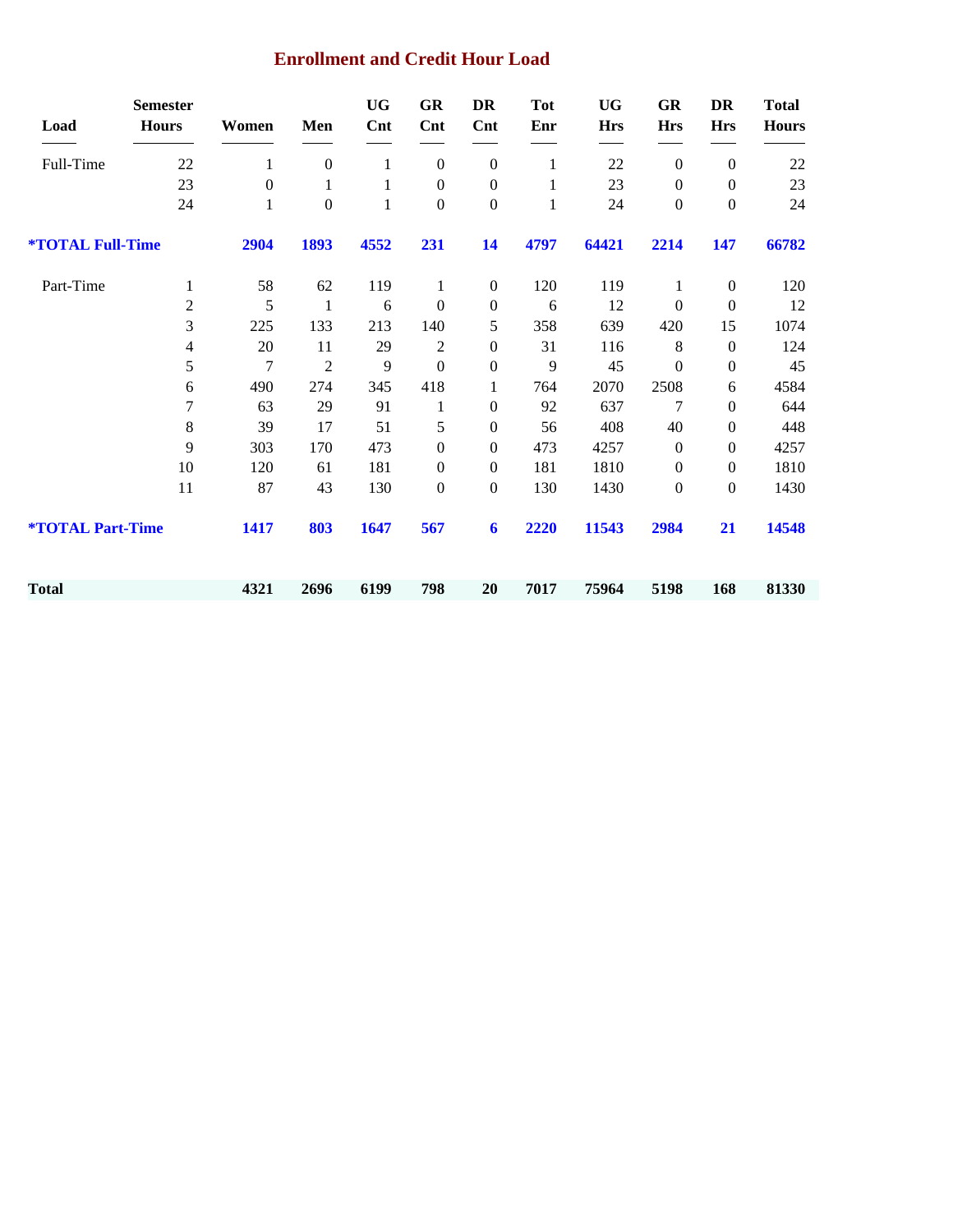## Enrollment and Credit Hour Load

| Load | Semester Hours | Women | Men | UG Cnt | GR Cnt | DR Cnt | Tot Enr | UG Hrs | GR Hrs | DR Hrs | Total Hours |
|---|---|---|---|---|---|---|---|---|---|---|---|
| Full-Time | 22 | 1 | 0 | 1 | 0 | 0 | 1 | 22 | 0 | 0 | 22 |
| | 23 | 0 | 1 | 1 | 0 | 0 | 1 | 23 | 0 | 0 | 23 |
| | 24 | 1 | 0 | 1 | 0 | 0 | 1 | 24 | 0 | 0 | 24 |
| **\*TOTAL Full-Time** | | **2904** | **1893** | **4552** | **231** | **14** | **4797** | **64421** | **2214** | **147** | **66782** |
| Part-Time | 1 | 58 | 62 | 119 | 1 | 0 | 120 | 119 | 1 | 0 | 120 |
| | 2 | 5 | 1 | 6 | 0 | 0 | 6 | 12 | 0 | 0 | 12 |
| | 3 | 225 | 133 | 213 | 140 | 5 | 358 | 639 | 420 | 15 | 1074 |
| | 4 | 20 | 11 | 29 | 2 | 0 | 31 | 116 | 8 | 0 | 124 |
| | 5 | 7 | 2 | 9 | 0 | 0 | 9 | 45 | 0 | 0 | 45 |
| | 6 | 490 | 274 | 345 | 418 | 1 | 764 | 2070 | 2508 | 6 | 4584 |
| | 7 | 63 | 29 | 91 | 1 | 0 | 92 | 637 | 7 | 0 | 644 |
| | 8 | 39 | 17 | 51 | 5 | 0 | 56 | 408 | 40 | 0 | 448 |
| | 9 | 303 | 170 | 473 | 0 | 0 | 473 | 4257 | 0 | 0 | 4257 |
| | 10 | 120 | 61 | 181 | 0 | 0 | 181 | 1810 | 0 | 0 | 1810 |
| | 11 | 87 | 43 | 130 | 0 | 0 | 130 | 1430 | 0 | 0 | 1430 |
| **\*TOTAL Part-Time** | | **1417** | **803** | **1647** | **567** | **6** | **2220** | **11543** | **2984** | **21** | **14548** |
| **Total** | | **4321** | **2696** | **6199** | **798** | **20** | **7017** | **75964** | **5198** | **168** | **81330** |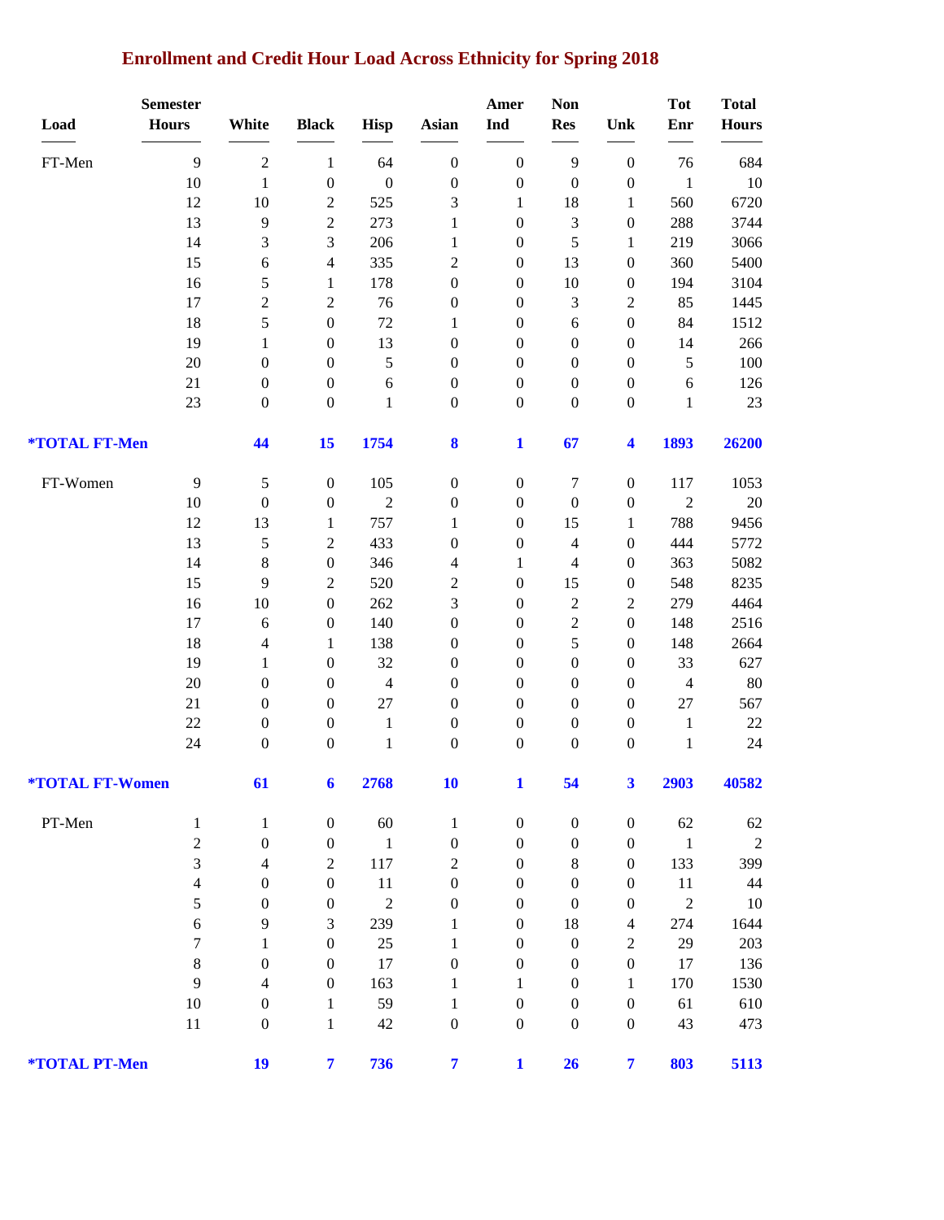# Enrollment and Credit Hour Load Across Ethnicity for Spring 2018

| Load | Semester Hours | White | Black | Hisp | Asian | Amer Ind | Non Res | Unk | Tot Enr | Total Hours |
|---|---|---|---|---|---|---|---|---|---|---|
| FT-Men | 9 | 2 | 1 | 64 | 0 | 0 | 9 | 0 | 76 | 684 |
| | 10 | 1 | 0 | 0 | 0 | 0 | 0 | 0 | 1 | 10 |
| | 12 | 10 | 2 | 525 | 3 | 1 | 18 | 1 | 560 | 6720 |
| | 13 | 9 | 2 | 273 | 1 | 0 | 3 | 0 | 288 | 3744 |
| | 14 | 3 | 3 | 206 | 1 | 0 | 5 | 1 | 219 | 3066 |
| | 15 | 6 | 4 | 335 | 2 | 0 | 13 | 0 | 360 | 5400 |
| | 16 | 5 | 1 | 178 | 0 | 0 | 10 | 0 | 194 | 3104 |
| | 17 | 2 | 2 | 76 | 0 | 0 | 3 | 2 | 85 | 1445 |
| | 18 | 5 | 0 | 72 | 1 | 0 | 6 | 0 | 84 | 1512 |
| | 19 | 1 | 0 | 13 | 0 | 0 | 0 | 0 | 14 | 266 |
| | 20 | 0 | 0 | 5 | 0 | 0 | 0 | 0 | 5 | 100 |
| | 21 | 0 | 0 | 6 | 0 | 0 | 0 | 0 | 6 | 126 |
| | 23 | 0 | 0 | 1 | 0 | 0 | 0 | 0 | 1 | 23 |
| **\*TOTAL FT-Men** | | **44** | **15** | **1754** | **8** | **1** | **67** | **4** | **1893** | **26200** |
| FT-Women | 9 | 5 | 0 | 105 | 0 | 0 | 7 | 0 | 117 | 1053 |
| | 10 | 0 | 0 | 2 | 0 | 0 | 0 | 0 | 2 | 20 |
| | 12 | 13 | 1 | 757 | 1 | 0 | 15 | 1 | 788 | 9456 |
| | 13 | 5 | 2 | 433 | 0 | 0 | 4 | 0 | 444 | 5772 |
| | 14 | 8 | 0 | 346 | 4 | 1 | 4 | 0 | 363 | 5082 |
| | 15 | 9 | 2 | 520 | 2 | 0 | 15 | 0 | 548 | 8235 |
| | 16 | 10 | 0 | 262 | 3 | 0 | 2 | 2 | 279 | 4464 |
| | 17 | 6 | 0 | 140 | 0 | 0 | 2 | 0 | 148 | 2516 |
| | 18 | 4 | 1 | 138 | 0 | 0 | 5 | 0 | 148 | 2664 |
| | 19 | 1 | 0 | 32 | 0 | 0 | 0 | 0 | 33 | 627 |
| | 20 | 0 | 0 | 4 | 0 | 0 | 0 | 0 | 4 | 80 |
| | 21 | 0 | 0 | 27 | 0 | 0 | 0 | 0 | 27 | 567 |
| | 22 | 0 | 0 | 1 | 0 | 0 | 0 | 0 | 1 | 22 |
| | 24 | 0 | 0 | 1 | 0 | 0 | 0 | 0 | 1 | 24 |
| **\*TOTAL FT-Women** | | **61** | **6** | **2768** | **10** | **1** | **54** | **3** | **2903** | **40582** |
| PT-Men | 1 | 1 | 0 | 60 | 1 | 0 | 0 | 0 | 62 | 62 |
| | 2 | 0 | 0 | 1 | 0 | 0 | 0 | 0 | 1 | 2 |
| | 3 | 4 | 2 | 117 | 2 | 0 | 8 | 0 | 133 | 399 |
| | 4 | 0 | 0 | 11 | 0 | 0 | 0 | 0 | 11 | 44 |
| | 5 | 0 | 0 | 2 | 0 | 0 | 0 | 0 | 2 | 10 |
| | 6 | 9 | 3 | 239 | 1 | 0 | 18 | 4 | 274 | 1644 |
| | 7 | 1 | 0 | 25 | 1 | 0 | 0 | 2 | 29 | 203 |
| | 8 | 0 | 0 | 17 | 0 | 0 | 0 | 0 | 17 | 136 |
| | 9 | 4 | 0 | 163 | 1 | 1 | 0 | 1 | 170 | 1530 |
| | 10 | 0 | 1 | 59 | 1 | 0 | 0 | 0 | 61 | 610 |
| | 11 | 0 | 1 | 42 | 0 | 0 | 0 | 0 | 43 | 473 |
| **\*TOTAL PT-Men** | | **19** | **7** | **736** | **7** | **1** | **26** | **7** | **803** | **5113** |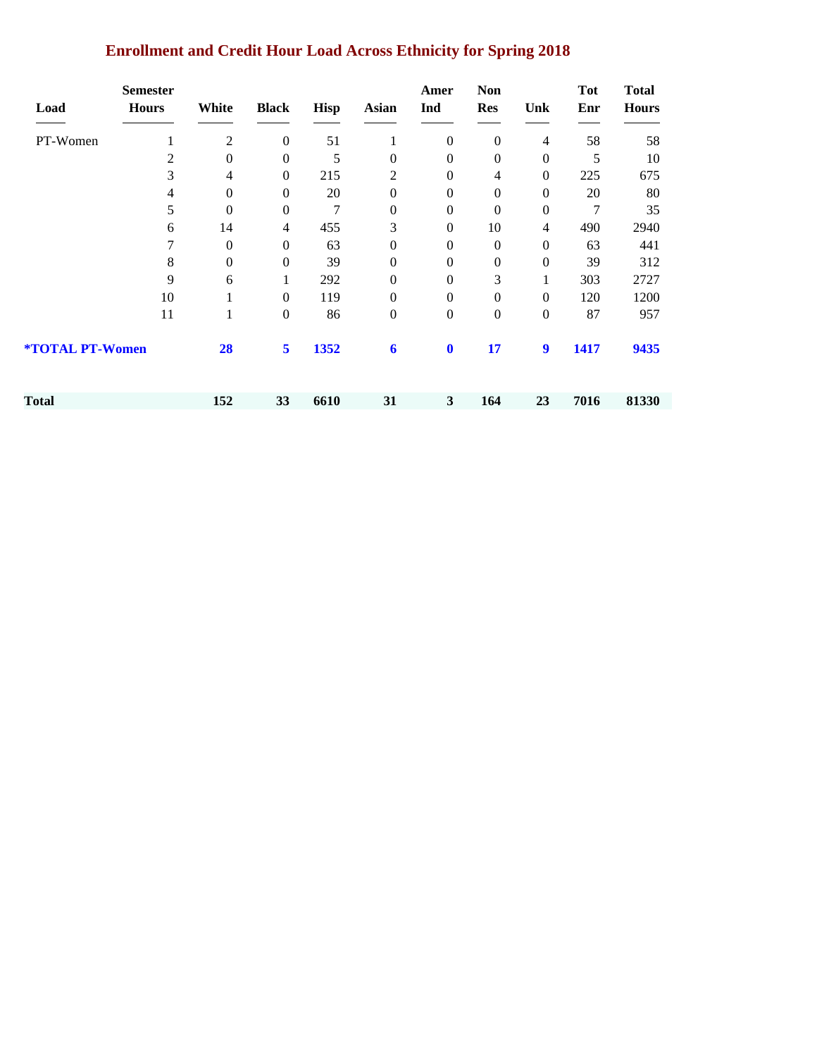# Enrollment and Credit Hour Load Across Ethnicity for Spring 2018

| Load | Semester Hours | White | Black | Hisp | Asian | Amer Ind | Non Res | Unk | Tot Enr | Total Hours |
|---|---|---|---|---|---|---|---|---|---|---|
| PT-Women | 1 | 2 | 0 | 51 | 1 | 0 | 0 | 4 | 58 | 58 |
| | 2 | 0 | 0 | 5 | 0 | 0 | 0 | 0 | 5 | 10 |
| | 3 | 4 | 0 | 215 | 2 | 0 | 4 | 0 | 225 | 675 |
| | 4 | 0 | 0 | 20 | 0 | 0 | 0 | 0 | 20 | 80 |
| | 5 | 0 | 0 | 7 | 0 | 0 | 0 | 0 | 7 | 35 |
| | 6 | 14 | 4 | 455 | 3 | 0 | 10 | 4 | 490 | 2940 |
| | 7 | 0 | 0 | 63 | 0 | 0 | 0 | 0 | 63 | 441 |
| | 8 | 0 | 0 | 39 | 0 | 0 | 0 | 0 | 39 | 312 |
| | 9 | 6 | 1 | 292 | 0 | 0 | 3 | 1 | 303 | 2727 |
| | 10 | 1 | 0 | 119 | 0 | 0 | 0 | 0 | 120 | 1200 |
| | 11 | 1 | 0 | 86 | 0 | 0 | 0 | 0 | 87 | 957 |
| **\*TOTAL PT-Women** | | **28** | **5** | **1352** | **6** | **0** | **17** | **9** | **1417** | **9435** |
| **Total** | | **152** | **33** | **6610** | **31** | **3** | **164** | **23** | **7016** | **81330** |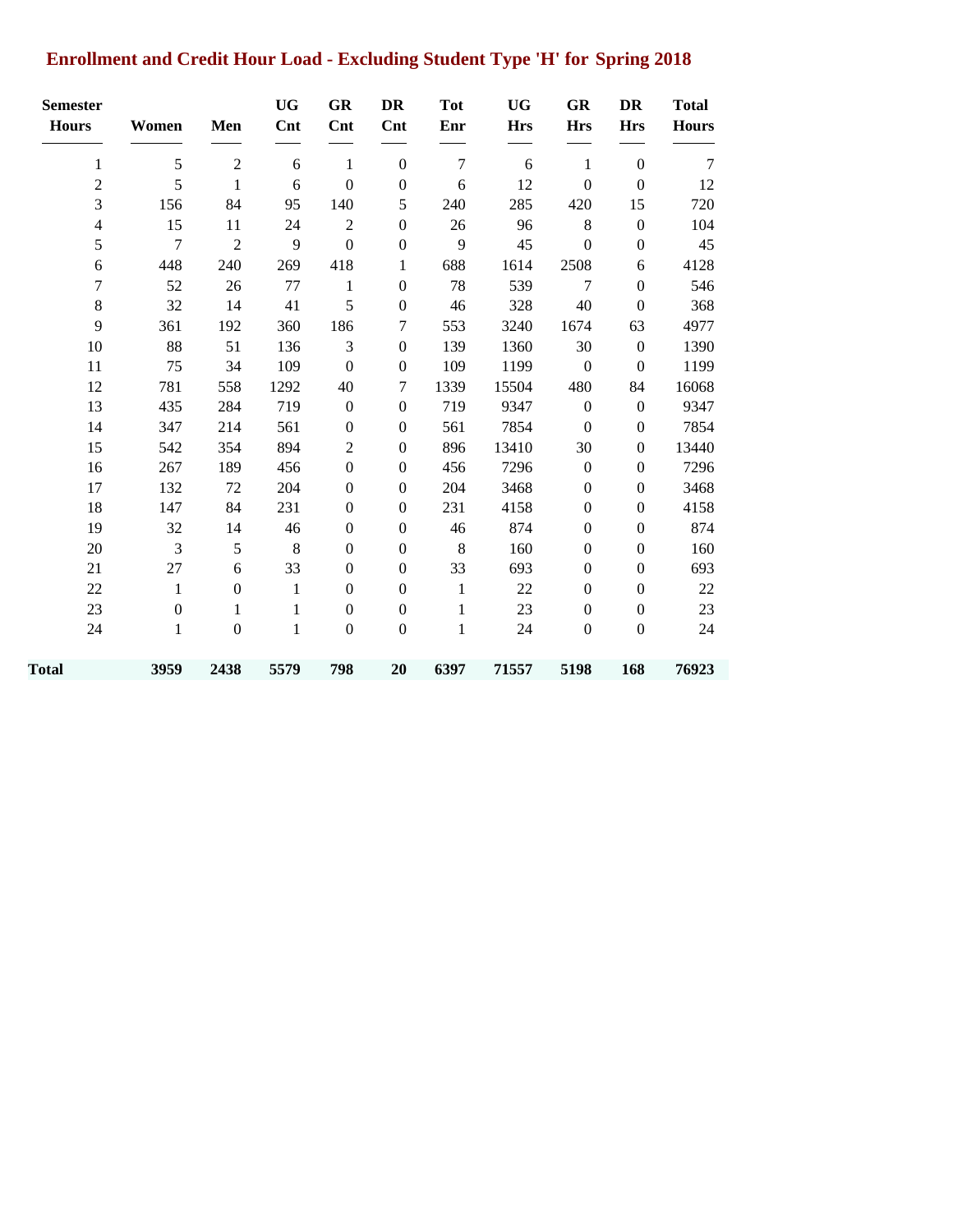# Enrollment and Credit Hour Load - Excluding Student Type 'H' for Spring 2018

| Semester Hours | Women | Men | UG Cnt | GR Cnt | DR Cnt | Tot Enr | UG Hrs | GR Hrs | DR Hrs | Total Hours |
|---|---|---|---|---|---|---|---|---|---|---|
| 1 | 5 | 2 | 6 | 1 | 0 | 7 | 6 | 1 | 0 | 7 |
| 2 | 5 | 1 | 6 | 0 | 0 | 6 | 12 | 0 | 0 | 12 |
| 3 | 156 | 84 | 95 | 140 | 5 | 240 | 285 | 420 | 15 | 720 |
| 4 | 15 | 11 | 24 | 2 | 0 | 26 | 96 | 8 | 0 | 104 |
| 5 | 7 | 2 | 9 | 0 | 0 | 9 | 45 | 0 | 0 | 45 |
| 6 | 448 | 240 | 269 | 418 | 1 | 688 | 1614 | 2508 | 6 | 4128 |
| 7 | 52 | 26 | 77 | 1 | 0 | 78 | 539 | 7 | 0 | 546 |
| 8 | 32 | 14 | 41 | 5 | 0 | 46 | 328 | 40 | 0 | 368 |
| 9 | 361 | 192 | 360 | 186 | 7 | 553 | 3240 | 1674 | 63 | 4977 |
| 10 | 88 | 51 | 136 | 3 | 0 | 139 | 1360 | 30 | 0 | 1390 |
| 11 | 75 | 34 | 109 | 0 | 0 | 109 | 1199 | 0 | 0 | 1199 |
| 12 | 781 | 558 | 1292 | 40 | 7 | 1339 | 15504 | 480 | 84 | 16068 |
| 13 | 435 | 284 | 719 | 0 | 0 | 719 | 9347 | 0 | 0 | 9347 |
| 14 | 347 | 214 | 561 | 0 | 0 | 561 | 7854 | 0 | 0 | 7854 |
| 15 | 542 | 354 | 894 | 2 | 0 | 896 | 13410 | 30 | 0 | 13440 |
| 16 | 267 | 189 | 456 | 0 | 0 | 456 | 7296 | 0 | 0 | 7296 |
| 17 | 132 | 72 | 204 | 0 | 0 | 204 | 3468 | 0 | 0 | 3468 |
| 18 | 147 | 84 | 231 | 0 | 0 | 231 | 4158 | 0 | 0 | 4158 |
| 19 | 32 | 14 | 46 | 0 | 0 | 46 | 874 | 0 | 0 | 874 |
| 20 | 3 | 5 | 8 | 0 | 0 | 8 | 160 | 0 | 0 | 160 |
| 21 | 27 | 6 | 33 | 0 | 0 | 33 | 693 | 0 | 0 | 693 |
| 22 | 1 | 0 | 1 | 0 | 0 | 1 | 22 | 0 | 0 | 22 |
| 23 | 0 | 1 | 1 | 0 | 0 | 1 | 23 | 0 | 0 | 23 |
| 24 | 1 | 0 | 1 | 0 | 0 | 1 | 24 | 0 | 0 | 24 |
| **Total** | **3959** | **2438** | **5579** | **798** | **20** | **6397** | **71557** | **5198** | **168** | **76923** |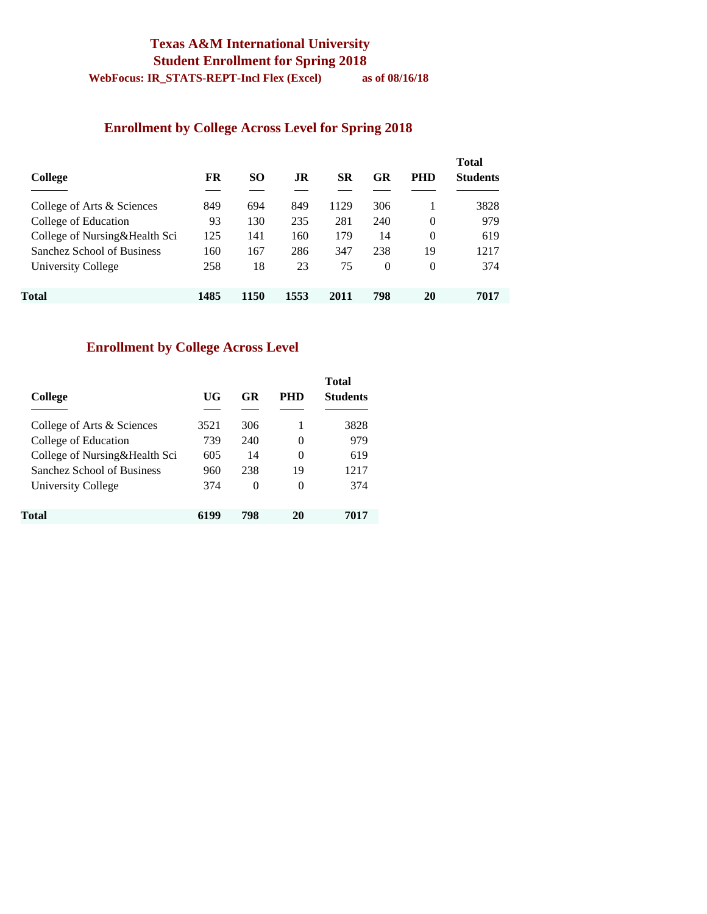# Texas A&M International University
## Student Enrollment for Spring 2018

**WebFocus: IR_STATS-REPT-Incl Flex (Excel)** **as of 08/16/18**

### Enrollment by College Across Level for Spring 2018

| College | FR | SO | JR | SR | GR | PHD | Total Students |
|---|---|---|---|---|---|---|---|
| College of Arts & Sciences | 849 | 694 | 849 | 1129 | 306 | 1 | 3828 |
| College of Education | 93 | 130 | 235 | 281 | 240 | 0 | 979 |
| College of Nursing&Health Sci | 125 | 141 | 160 | 179 | 14 | 0 | 619 |
| Sanchez School of Business | 160 | 167 | 286 | 347 | 238 | 19 | 1217 |
| University College | 258 | 18 | 23 | 75 | 0 | 0 | 374 |
| **Total** | **1485** | **1150** | **1553** | **2011** | **798** | **20** | **7017** |

### Enrollment by College Across Level

| College | UG | GR | PHD | Total Students |
|---|---|---|---|---|
| College of Arts & Sciences | 3521 | 306 | 1 | 3828 |
| College of Education | 739 | 240 | 0 | 979 |
| College of Nursing&Health Sci | 605 | 14 | 0 | 619 |
| Sanchez School of Business | 960 | 238 | 19 | 1217 |
| University College | 374 | 0 | 0 | 374 |
| **Total** | **6199** | **798** | **20** | **7017** |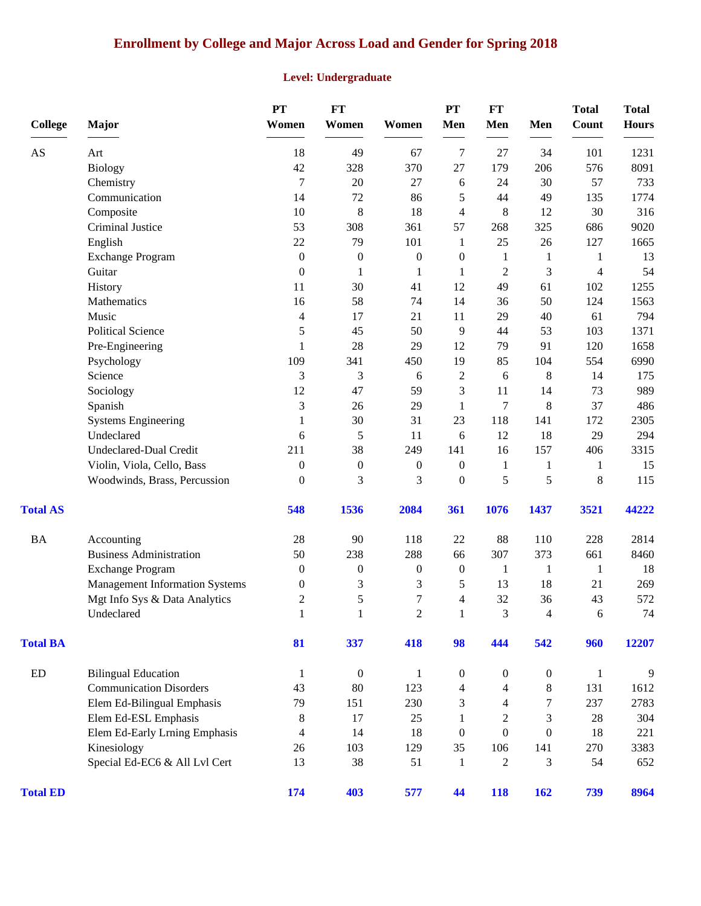## Enrollment by College and Major Across Load and Gender for Spring 2018

### Level: Undergraduate

| College | Major | PT Women | FT Women | Women | PT Men | FT Men | Men | Total Count | Total Hours |
|---|---|---|---|---|---|---|---|---|---|
| AS | Art | 18 | 49 | 67 | 7 | 27 | 34 | 101 | 1231 |
| | Biology | 42 | 328 | 370 | 27 | 179 | 206 | 576 | 8091 |
| | Chemistry | 7 | 20 | 27 | 6 | 24 | 30 | 57 | 733 |
| | Communication | 14 | 72 | 86 | 5 | 44 | 49 | 135 | 1774 |
| | Composite | 10 | 8 | 18 | 4 | 8 | 12 | 30 | 316 |
| | Criminal Justice | 53 | 308 | 361 | 57 | 268 | 325 | 686 | 9020 |
| | English | 22 | 79 | 101 | 1 | 25 | 26 | 127 | 1665 |
| | Exchange Program | 0 | 0 | 0 | 0 | 1 | 1 | 1 | 13 |
| | Guitar | 0 | 1 | 1 | 1 | 2 | 3 | 4 | 54 |
| | History | 11 | 30 | 41 | 12 | 49 | 61 | 102 | 1255 |
| | Mathematics | 16 | 58 | 74 | 14 | 36 | 50 | 124 | 1563 |
| | Music | 4 | 17 | 21 | 11 | 29 | 40 | 61 | 794 |
| | Political Science | 5 | 45 | 50 | 9 | 44 | 53 | 103 | 1371 |
| | Pre-Engineering | 1 | 28 | 29 | 12 | 79 | 91 | 120 | 1658 |
| | Psychology | 109 | 341 | 450 | 19 | 85 | 104 | 554 | 6990 |
| | Science | 3 | 3 | 6 | 2 | 6 | 8 | 14 | 175 |
| | Sociology | 12 | 47 | 59 | 3 | 11 | 14 | 73 | 989 |
| | Spanish | 3 | 26 | 29 | 1 | 7 | 8 | 37 | 486 |
| | Systems Engineering | 1 | 30 | 31 | 23 | 118 | 141 | 172 | 2305 |
| | Undeclared | 6 | 5 | 11 | 6 | 12 | 18 | 29 | 294 |
| | Undeclared-Dual Credit | 211 | 38 | 249 | 141 | 16 | 157 | 406 | 3315 |
| | Violin, Viola, Cello, Bass | 0 | 0 | 0 | 0 | 1 | 1 | 1 | 15 |
| | Woodwinds, Brass, Percussion | 0 | 3 | 3 | 0 | 5 | 5 | 8 | 115 |
| **Total AS** | | **548** | **1536** | **2084** | **361** | **1076** | **1437** | **3521** | **44222** |
| BA | Accounting | 28 | 90 | 118 | 22 | 88 | 110 | 228 | 2814 |
| | Business Administration | 50 | 238 | 288 | 66 | 307 | 373 | 661 | 8460 |
| | Exchange Program | 0 | 0 | 0 | 0 | 1 | 1 | 1 | 18 |
| | Management Information Systems | 0 | 3 | 3 | 5 | 13 | 18 | 21 | 269 |
| | Mgt Info Sys & Data Analytics | 2 | 5 | 7 | 4 | 32 | 36 | 43 | 572 |
| | Undeclared | 1 | 1 | 2 | 1 | 3 | 4 | 6 | 74 |
| **Total BA** | | **81** | **337** | **418** | **98** | **444** | **542** | **960** | **12207** |
| ED | Bilingual Education | 1 | 0 | 1 | 0 | 0 | 0 | 1 | 9 |
| | Communication Disorders | 43 | 80 | 123 | 4 | 4 | 8 | 131 | 1612 |
| | Elem Ed-Bilingual Emphasis | 79 | 151 | 230 | 3 | 4 | 7 | 237 | 2783 |
| | Elem Ed-ESL Emphasis | 8 | 17 | 25 | 1 | 2 | 3 | 28 | 304 |
| | Elem Ed-Early Lrning Emphasis | 4 | 14 | 18 | 0 | 0 | 0 | 18 | 221 |
| | Kinesiology | 26 | 103 | 129 | 35 | 106 | 141 | 270 | 3383 |
| | Special Ed-EC6 & All Lvl Cert | 13 | 38 | 51 | 1 | 2 | 3 | 54 | 652 |
| **Total ED** | | **174** | **403** | **577** | **44** | **118** | **162** | **739** | **8964** |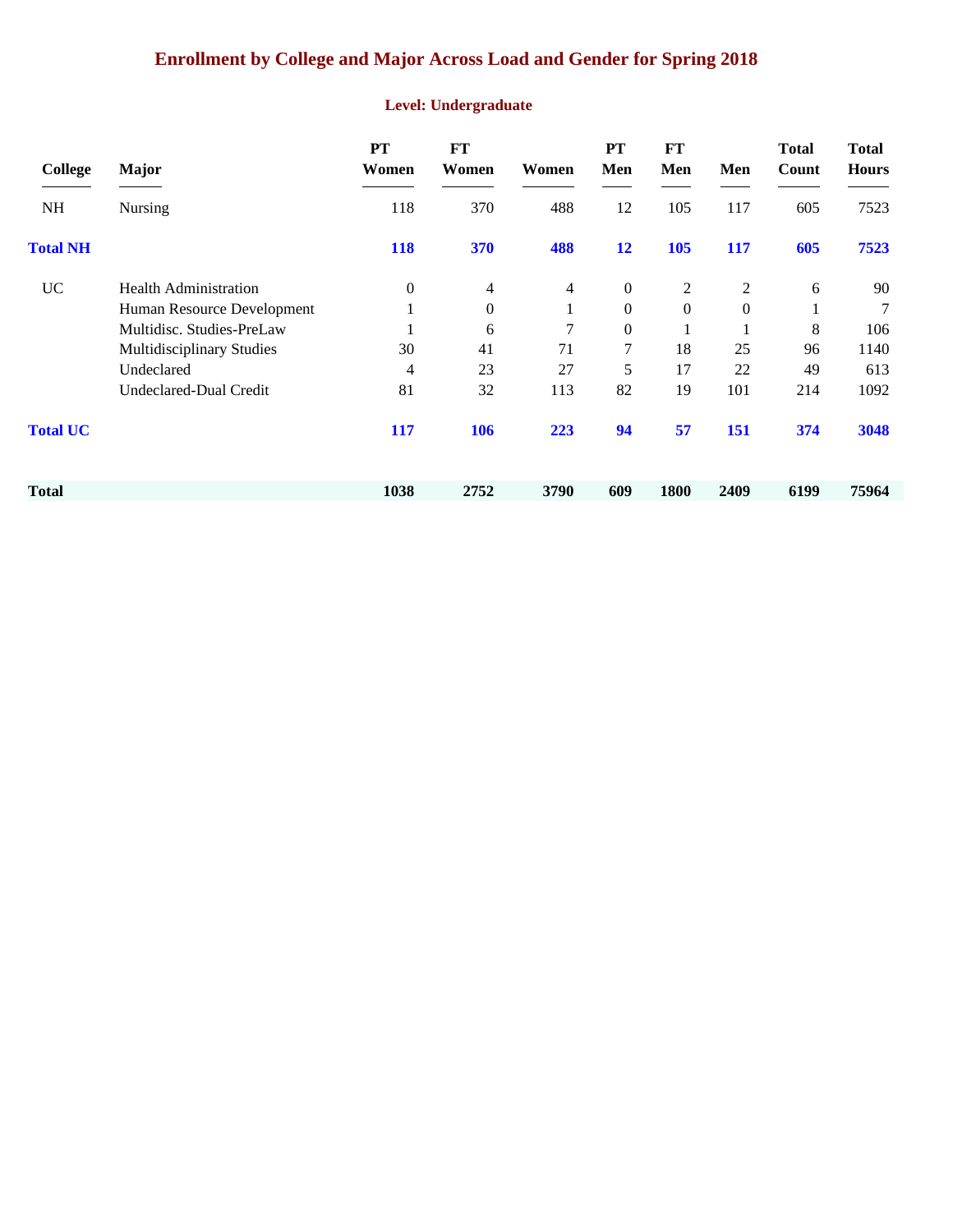# Enrollment by College and Major Across Load and Gender for Spring 2018

## Level: Undergraduate

| College | Major | PT Women | FT Women | Women | PT Men | FT Men | Men | Total Count | Total Hours |
|---|---|---|---|---|---|---|---|---|---|
| NH | Nursing | 118 | 370 | 488 | 12 | 105 | 117 | 605 | 7523 |
| **Total NH** | | **118** | **370** | **488** | **12** | **105** | **117** | **605** | **7523** |
| UC | Health Administration | 0 | 4 | 4 | 0 | 2 | 2 | 6 | 90 |
| | Human Resource Development | 1 | 0 | 1 | 0 | 0 | 0 | 1 | 7 |
| | Multidisc. Studies-PreLaw | 1 | 6 | 7 | 0 | 1 | 1 | 8 | 106 |
| | Multidisciplinary Studies | 30 | 41 | 71 | 7 | 18 | 25 | 96 | 1140 |
| | Undeclared | 4 | 23 | 27 | 5 | 17 | 22 | 49 | 613 |
| | Undeclared-Dual Credit | 81 | 32 | 113 | 82 | 19 | 101 | 214 | 1092 |
| **Total UC** | | **117** | **106** | **223** | **94** | **57** | **151** | **374** | **3048** |
| **Total** | | **1038** | **2752** | **3790** | **609** | **1800** | **2409** | **6199** | **75964** |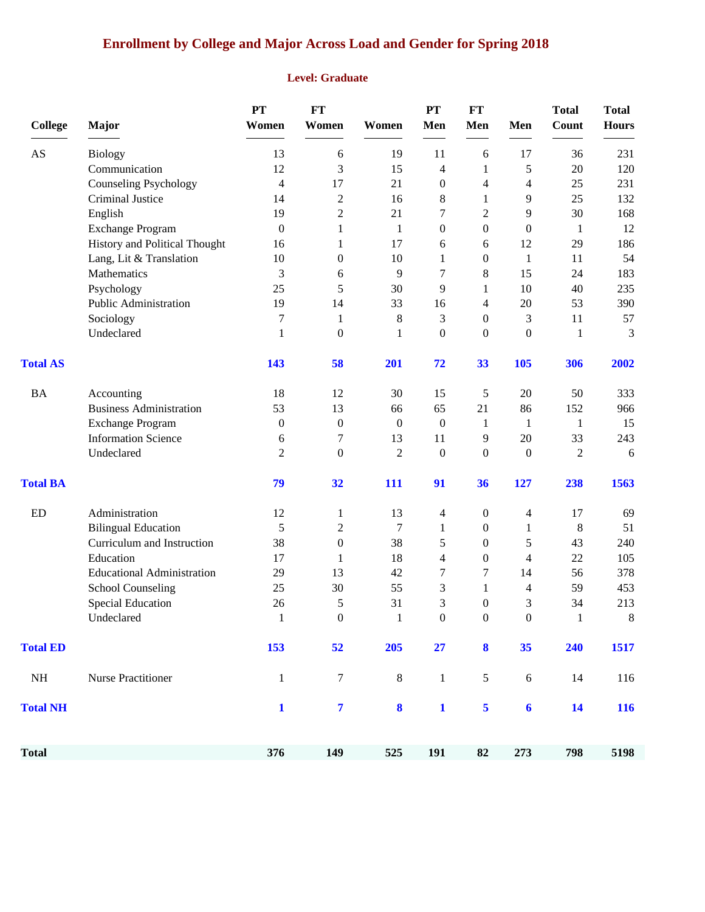# Enrollment by College and Major Across Load and Gender for Spring 2018

## Level: Graduate

| College | Major | PT Women | FT Women | Women | PT Men | FT Men | Men | Total Count | Total Hours |
|---|---|---|---|---|---|---|---|---|---|
| AS | Biology | 13 | 6 | 19 | 11 | 6 | 17 | 36 | 231 |
| | Communication | 12 | 3 | 15 | 4 | 1 | 5 | 20 | 120 |
| | Counseling Psychology | 4 | 17 | 21 | 0 | 4 | 4 | 25 | 231 |
| | Criminal Justice | 14 | 2 | 16 | 8 | 1 | 9 | 25 | 132 |
| | English | 19 | 2 | 21 | 7 | 2 | 9 | 30 | 168 |
| | Exchange Program | 0 | 1 | 1 | 0 | 0 | 0 | 1 | 12 |
| | History and Political Thought | 16 | 1 | 17 | 6 | 6 | 12 | 29 | 186 |
| | Lang, Lit & Translation | 10 | 0 | 10 | 1 | 0 | 1 | 11 | 54 |
| | Mathematics | 3 | 6 | 9 | 7 | 8 | 15 | 24 | 183 |
| | Psychology | 25 | 5 | 30 | 9 | 1 | 10 | 40 | 235 |
| | Public Administration | 19 | 14 | 33 | 16 | 4 | 20 | 53 | 390 |
| | Sociology | 7 | 1 | 8 | 3 | 0 | 3 | 11 | 57 |
| | Undeclared | 1 | 0 | 1 | 0 | 0 | 0 | 1 | 3 |
| **Total AS** | | **143** | **58** | **201** | **72** | **33** | **105** | **306** | **2002** |
| BA | Accounting | 18 | 12 | 30 | 15 | 5 | 20 | 50 | 333 |
| | Business Administration | 53 | 13 | 66 | 65 | 21 | 86 | 152 | 966 |
| | Exchange Program | 0 | 0 | 0 | 0 | 1 | 1 | 1 | 15 |
| | Information Science | 6 | 7 | 13 | 11 | 9 | 20 | 33 | 243 |
| | Undeclared | 2 | 0 | 2 | 0 | 0 | 0 | 2 | 6 |
| **Total BA** | | **79** | **32** | **111** | **91** | **36** | **127** | **238** | **1563** |
| ED | Administration | 12 | 1 | 13 | 4 | 0 | 4 | 17 | 69 |
| | Bilingual Education | 5 | 2 | 7 | 1 | 0 | 1 | 8 | 51 |
| | Curriculum and Instruction | 38 | 0 | 38 | 5 | 0 | 5 | 43 | 240 |
| | Education | 17 | 1 | 18 | 4 | 0 | 4 | 22 | 105 |
| | Educational Administration | 29 | 13 | 42 | 7 | 7 | 14 | 56 | 378 |
| | School Counseling | 25 | 30 | 55 | 3 | 1 | 4 | 59 | 453 |
| | Special Education | 26 | 5 | 31 | 3 | 0 | 3 | 34 | 213 |
| | Undeclared | 1 | 0 | 1 | 0 | 0 | 0 | 1 | 8 |
| **Total ED** | | **153** | **52** | **205** | **27** | **8** | **35** | **240** | **1517** |
| NH | Nurse Practitioner | 1 | 7 | 8 | 1 | 5 | 6 | 14 | 116 |
| **Total NH** | | **1** | **7** | **8** | **1** | **5** | **6** | **14** | **116** |
| **Total** | | **376** | **149** | **525** | **191** | **82** | **273** | **798** | **5198** |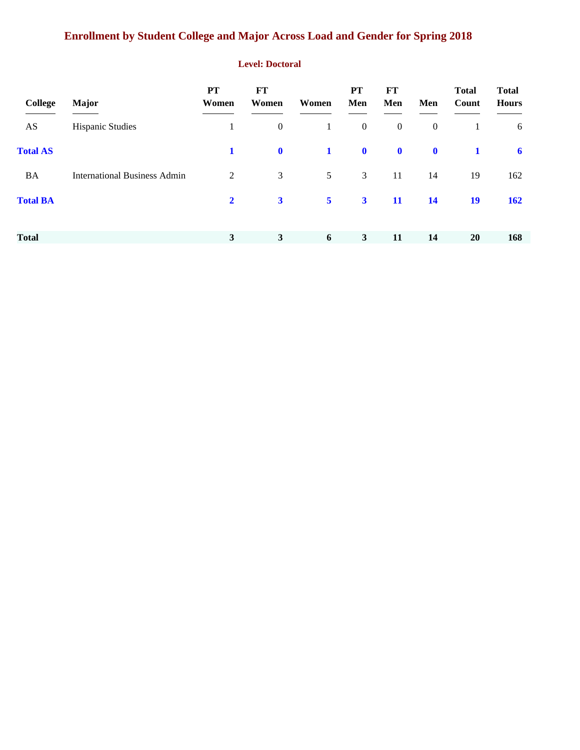# Enrollment by Student College and Major Across Load and Gender for Spring 2018

## Level: Doctoral

| College | Major | PT Women | FT Women | Women | PT Men | FT Men | Men | Total Count | Total Hours |
|---|---|---|---|---|---|---|---|---|---|
| AS | Hispanic Studies | 1 | 0 | 1 | 0 | 0 | 0 | 1 | 6 |
| **Total AS** | | **1** | **0** | **1** | **0** | **0** | **0** | **1** | **6** |
| BA | International Business Admin | 2 | 3 | 5 | 3 | 11 | 14 | 19 | 162 |
| **Total BA** | | **2** | **3** | **5** | **3** | **11** | **14** | **19** | **162** |
| **Total** | | **3** | **3** | **6** | **3** | **11** | **14** | **20** | **168** |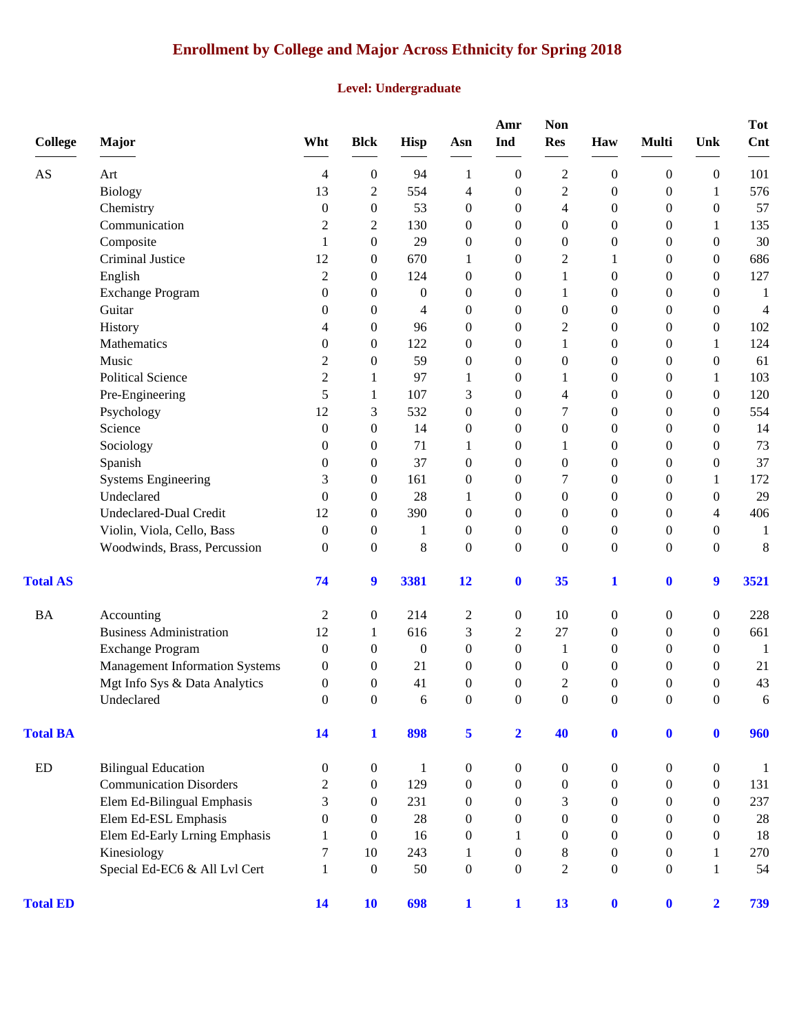# Enrollment by College and Major Across Ethnicity for Spring 2018

## Level: Undergraduate

| College | Major | Wht | Blck | Hisp | Asn | Amr Ind | Non Res | Haw | Multi | Unk | Tot Cnt |
|---|---|---|---|---|---|---|---|---|---|---|---|
| AS | Art | 4 | 0 | 94 | 1 | 0 | 2 | 0 | 0 | 0 | 101 |
| | Biology | 13 | 2 | 554 | 4 | 0 | 2 | 0 | 0 | 1 | 576 |
| | Chemistry | 0 | 0 | 53 | 0 | 0 | 4 | 0 | 0 | 0 | 57 |
| | Communication | 2 | 2 | 130 | 0 | 0 | 0 | 0 | 0 | 1 | 135 |
| | Composite | 1 | 0 | 29 | 0 | 0 | 0 | 0 | 0 | 0 | 30 |
| | Criminal Justice | 12 | 0 | 670 | 1 | 0 | 2 | 1 | 0 | 0 | 686 |
| | English | 2 | 0 | 124 | 0 | 0 | 1 | 0 | 0 | 0 | 127 |
| | Exchange Program | 0 | 0 | 0 | 0 | 0 | 1 | 0 | 0 | 0 | 1 |
| | Guitar | 0 | 0 | 4 | 0 | 0 | 0 | 0 | 0 | 0 | 4 |
| | History | 4 | 0 | 96 | 0 | 0 | 2 | 0 | 0 | 0 | 102 |
| | Mathematics | 0 | 0 | 122 | 0 | 0 | 1 | 0 | 0 | 1 | 124 |
| | Music | 2 | 0 | 59 | 0 | 0 | 0 | 0 | 0 | 0 | 61 |
| | Political Science | 2 | 1 | 97 | 1 | 0 | 1 | 0 | 0 | 1 | 103 |
| | Pre-Engineering | 5 | 1 | 107 | 3 | 0 | 4 | 0 | 0 | 0 | 120 |
| | Psychology | 12 | 3 | 532 | 0 | 0 | 7 | 0 | 0 | 0 | 554 |
| | Science | 0 | 0 | 14 | 0 | 0 | 0 | 0 | 0 | 0 | 14 |
| | Sociology | 0 | 0 | 71 | 1 | 0 | 1 | 0 | 0 | 0 | 73 |
| | Spanish | 0 | 0 | 37 | 0 | 0 | 0 | 0 | 0 | 0 | 37 |
| | Systems Engineering | 3 | 0 | 161 | 0 | 0 | 7 | 0 | 0 | 1 | 172 |
| | Undeclared | 0 | 0 | 28 | 1 | 0 | 0 | 0 | 0 | 0 | 29 |
| | Undeclared-Dual Credit | 12 | 0 | 390 | 0 | 0 | 0 | 0 | 0 | 4 | 406 |
| | Violin, Viola, Cello, Bass | 0 | 0 | 1 | 0 | 0 | 0 | 0 | 0 | 0 | 1 |
| | Woodwinds, Brass, Percussion | 0 | 0 | 8 | 0 | 0 | 0 | 0 | 0 | 0 | 8 |
| **Total AS** | | **74** | **9** | **3381** | **12** | **0** | **35** | **1** | **0** | **9** | **3521** |
| BA | Accounting | 2 | 0 | 214 | 2 | 0 | 10 | 0 | 0 | 0 | 228 |
| | Business Administration | 12 | 1 | 616 | 3 | 2 | 27 | 0 | 0 | 0 | 661 |
| | Exchange Program | 0 | 0 | 0 | 0 | 0 | 1 | 0 | 0 | 0 | 1 |
| | Management Information Systems | 0 | 0 | 21 | 0 | 0 | 0 | 0 | 0 | 0 | 21 |
| | Mgt Info Sys & Data Analytics | 0 | 0 | 41 | 0 | 0 | 2 | 0 | 0 | 0 | 43 |
| | Undeclared | 0 | 0 | 6 | 0 | 0 | 0 | 0 | 0 | 0 | 6 |
| **Total BA** | | **14** | **1** | **898** | **5** | **2** | **40** | **0** | **0** | **0** | **960** |
| ED | Bilingual Education | 0 | 0 | 1 | 0 | 0 | 0 | 0 | 0 | 0 | 1 |
| | Communication Disorders | 2 | 0 | 129 | 0 | 0 | 0 | 0 | 0 | 0 | 131 |
| | Elem Ed-Bilingual Emphasis | 3 | 0 | 231 | 0 | 0 | 3 | 0 | 0 | 0 | 237 |
| | Elem Ed-ESL Emphasis | 0 | 0 | 28 | 0 | 0 | 0 | 0 | 0 | 0 | 28 |
| | Elem Ed-Early Lrning Emphasis | 1 | 0 | 16 | 0 | 1 | 0 | 0 | 0 | 0 | 18 |
| | Kinesiology | 7 | 10 | 243 | 1 | 0 | 8 | 0 | 0 | 1 | 270 |
| | Special Ed-EC6 & All Lvl Cert | 1 | 0 | 50 | 0 | 0 | 2 | 0 | 0 | 1 | 54 |
| **Total ED** | | **14** | **10** | **698** | **1** | **1** | **13** | **0** | **0** | **2** | **739** |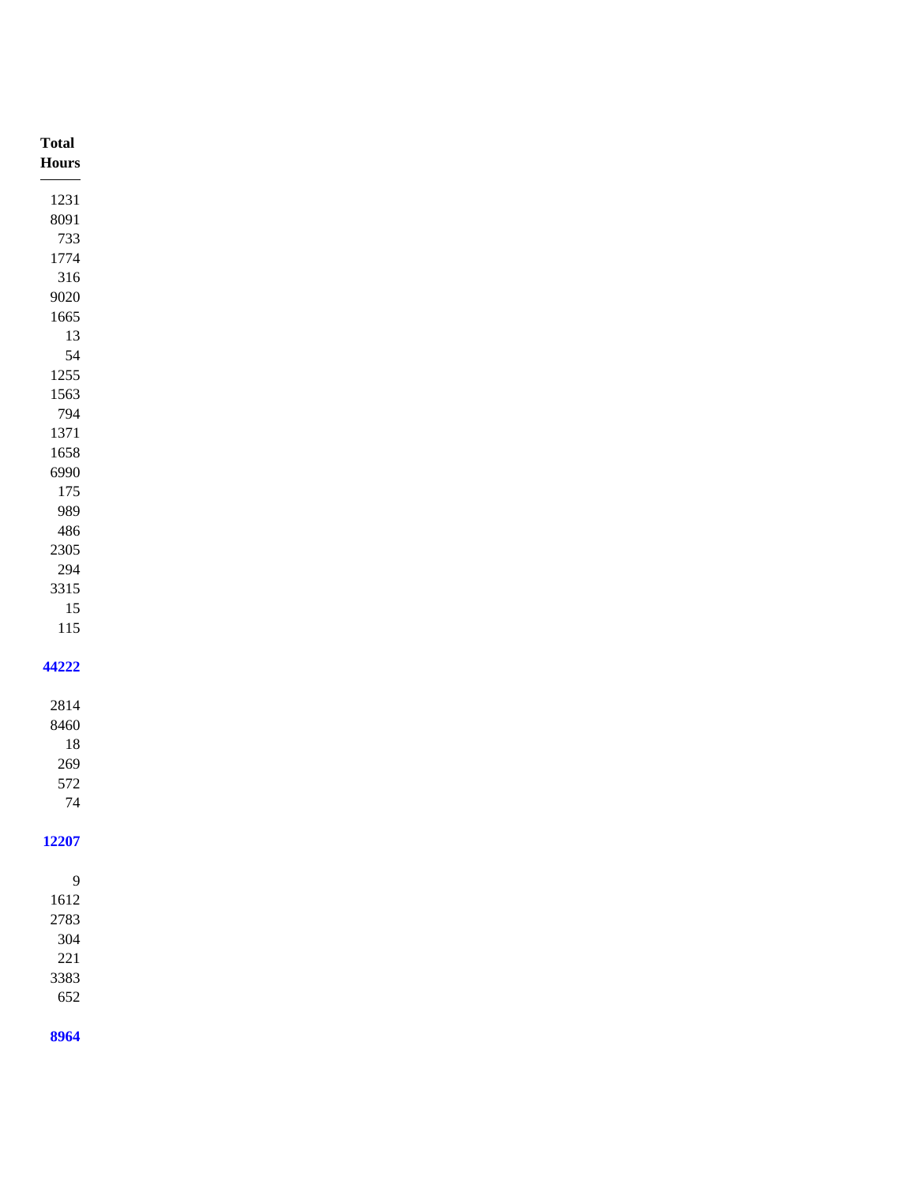| Total Hours |
|---|
| 1231 |
| 8091 |
| 733 |
| 1774 |
| 316 |
| 9020 |
| 1665 |
| 13 |
| 54 |
| 1255 |
| 1563 |
| 794 |
| 1371 |
| 1658 |
| 6990 |
| 175 |
| 989 |
| 486 |
| 2305 |
| 294 |
| 3315 |
| 15 |
| 115 |
| **44222** |
| 2814 |
| 8460 |
| 18 |
| 269 |
| 572 |
| 74 |
| **12207** |
| 9 |
| 1612 |
| 2783 |
| 304 |
| 221 |
| 3383 |
| 652 |
| **8964** |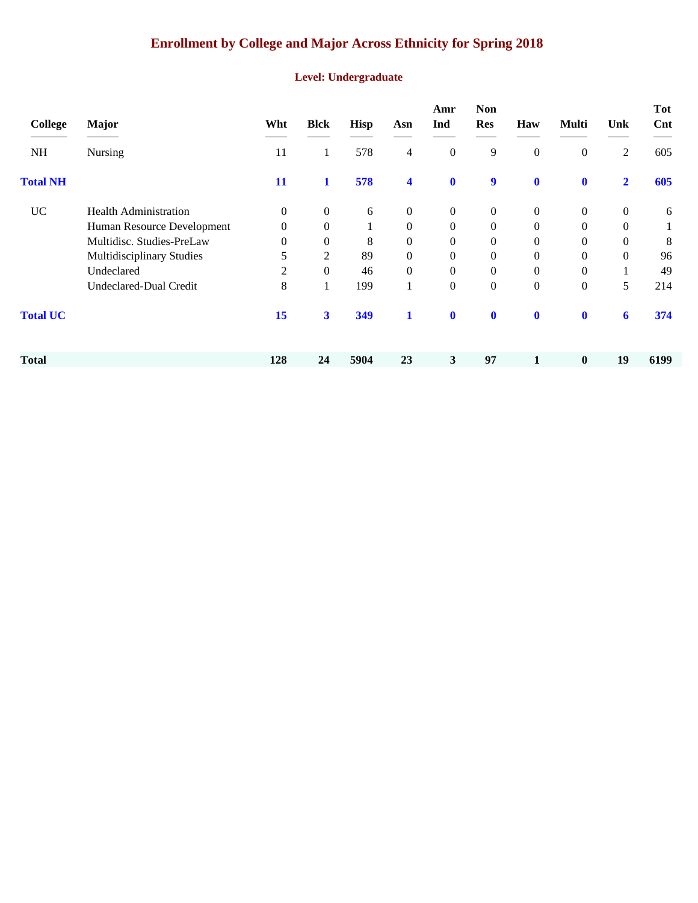# Enrollment by College and Major Across Ethnicity for Spring 2018

## Level: Undergraduate

| College | Major | Wht | Blck | Hisp | Asn | Amr Ind | Non Res | Haw | Multi | Unk | Tot Cnt |
|---|---|---|---|---|---|---|---|---|---|---|---|
| NH | Nursing | 11 | 1 | 578 | 4 | 0 | 9 | 0 | 0 | 2 | 605 |
| **Total NH** | | **11** | **1** | **578** | **4** | **0** | **9** | **0** | **0** | **2** | **605** |
| UC | Health Administration | 0 | 0 | 6 | 0 | 0 | 0 | 0 | 0 | 0 | 6 |
| | Human Resource Development | 0 | 0 | 1 | 0 | 0 | 0 | 0 | 0 | 0 | 1 |
| | Multidisc. Studies-PreLaw | 0 | 0 | 8 | 0 | 0 | 0 | 0 | 0 | 0 | 8 |
| | Multidisciplinary Studies | 5 | 2 | 89 | 0 | 0 | 0 | 0 | 0 | 0 | 96 |
| | Undeclared | 2 | 0 | 46 | 0 | 0 | 0 | 0 | 0 | 1 | 49 |
| | Undeclared-Dual Credit | 8 | 1 | 199 | 1 | 0 | 0 | 0 | 0 | 5 | 214 |
| **Total UC** | | **15** | **3** | **349** | **1** | **0** | **0** | **0** | **0** | **6** | **374** |
| **Total** | | **128** | **24** | **5904** | **23** | **3** | **97** | **1** | **0** | **19** | **6199** |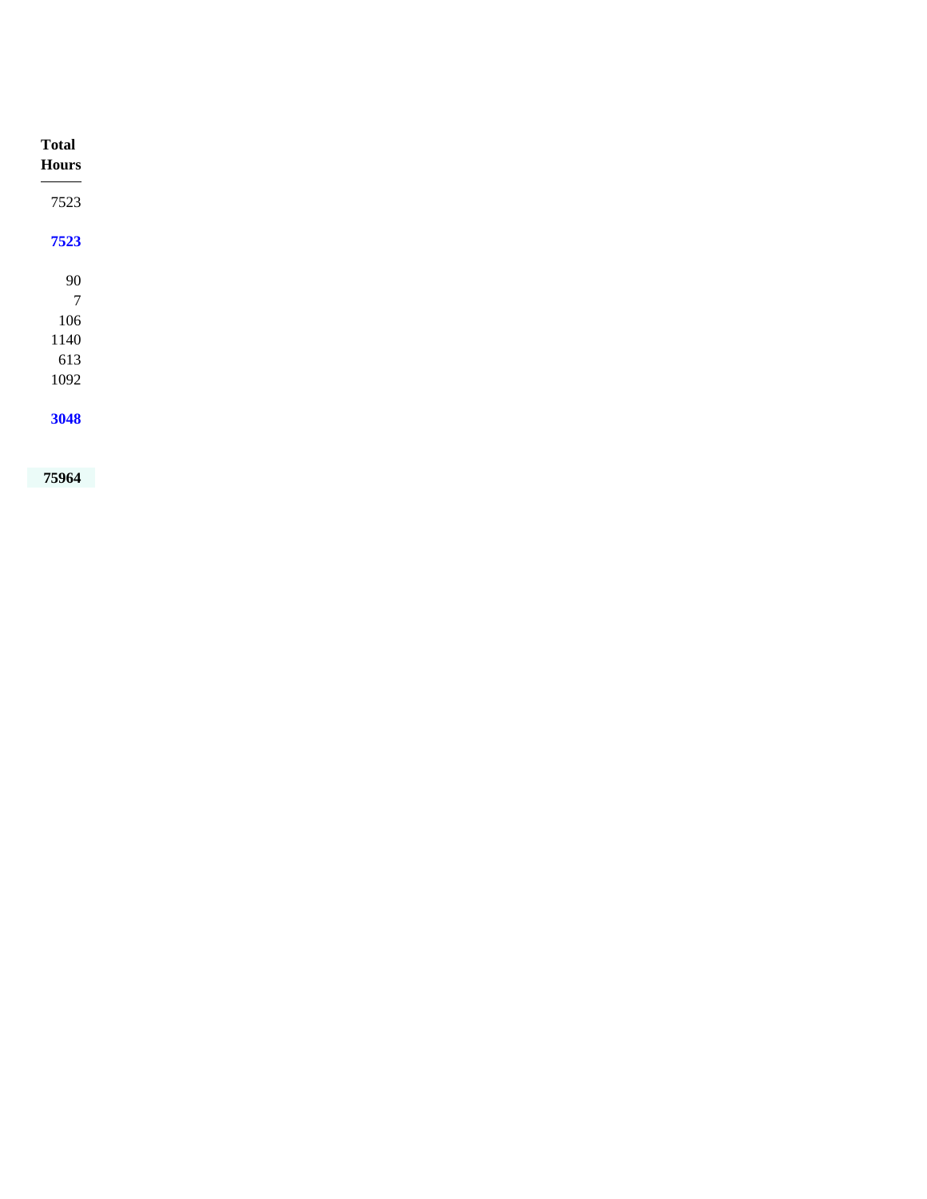| Total Hours |
|---|
| 7523 |
| **7523** |
| 90 |
| 7 |
| 106 |
| 1140 |
| 613 |
| 1092 |
| **3048** |
| **75964** |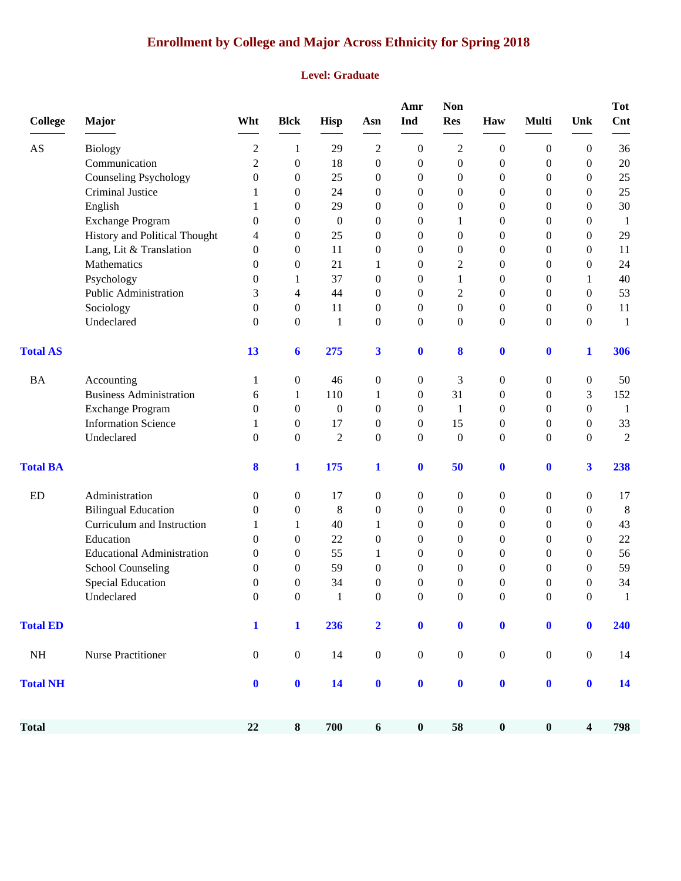# Enrollment by College and Major Across Ethnicity for Spring 2018

## Level: Graduate

| College | Major | Wht | Blck | Hisp | Asn | Amr Ind | Non Res | Haw | Multi | Unk | Tot Cnt |
|---|---|---|---|---|---|---|---|---|---|---|---|
| AS | Biology | 2 | 1 | 29 | 2 | 0 | 2 | 0 | 0 | 0 | 36 |
| | Communication | 2 | 0 | 18 | 0 | 0 | 0 | 0 | 0 | 0 | 20 |
| | Counseling Psychology | 0 | 0 | 25 | 0 | 0 | 0 | 0 | 0 | 0 | 25 |
| | Criminal Justice | 1 | 0 | 24 | 0 | 0 | 0 | 0 | 0 | 0 | 25 |
| | English | 1 | 0 | 29 | 0 | 0 | 0 | 0 | 0 | 0 | 30 |
| | Exchange Program | 0 | 0 | 0 | 0 | 0 | 1 | 0 | 0 | 0 | 1 |
| | History and Political Thought | 4 | 0 | 25 | 0 | 0 | 0 | 0 | 0 | 0 | 29 |
| | Lang, Lit & Translation | 0 | 0 | 11 | 0 | 0 | 0 | 0 | 0 | 0 | 11 |
| | Mathematics | 0 | 0 | 21 | 1 | 0 | 2 | 0 | 0 | 0 | 24 |
| | Psychology | 0 | 1 | 37 | 0 | 0 | 1 | 0 | 0 | 1 | 40 |
| | Public Administration | 3 | 4 | 44 | 0 | 0 | 2 | 0 | 0 | 0 | 53 |
| | Sociology | 0 | 0 | 11 | 0 | 0 | 0 | 0 | 0 | 0 | 11 |
| | Undeclared | 0 | 0 | 1 | 0 | 0 | 0 | 0 | 0 | 0 | 1 |
| **Total AS** | | **13** | **6** | **275** | **3** | **0** | **8** | **0** | **0** | **1** | **306** |
| BA | Accounting | 1 | 0 | 46 | 0 | 0 | 3 | 0 | 0 | 0 | 50 |
| | Business Administration | 6 | 1 | 110 | 1 | 0 | 31 | 0 | 0 | 3 | 152 |
| | Exchange Program | 0 | 0 | 0 | 0 | 0 | 1 | 0 | 0 | 0 | 1 |
| | Information Science | 1 | 0 | 17 | 0 | 0 | 15 | 0 | 0 | 0 | 33 |
| | Undeclared | 0 | 0 | 2 | 0 | 0 | 0 | 0 | 0 | 0 | 2 |
| **Total BA** | | **8** | **1** | **175** | **1** | **0** | **50** | **0** | **0** | **3** | **238** |
| ED | Administration | 0 | 0 | 17 | 0 | 0 | 0 | 0 | 0 | 0 | 17 |
| | Bilingual Education | 0 | 0 | 8 | 0 | 0 | 0 | 0 | 0 | 0 | 8 |
| | Curriculum and Instruction | 1 | 1 | 40 | 1 | 0 | 0 | 0 | 0 | 0 | 43 |
| | Education | 0 | 0 | 22 | 0 | 0 | 0 | 0 | 0 | 0 | 22 |
| | Educational Administration | 0 | 0 | 55 | 1 | 0 | 0 | 0 | 0 | 0 | 56 |
| | School Counseling | 0 | 0 | 59 | 0 | 0 | 0 | 0 | 0 | 0 | 59 |
| | Special Education | 0 | 0 | 34 | 0 | 0 | 0 | 0 | 0 | 0 | 34 |
| | Undeclared | 0 | 0 | 1 | 0 | 0 | 0 | 0 | 0 | 0 | 1 |
| **Total ED** | | **1** | **1** | **236** | **2** | **0** | **0** | **0** | **0** | **0** | **240** |
| NH | Nurse Practitioner | 0 | 0 | 14 | 0 | 0 | 0 | 0 | 0 | 0 | 14 |
| **Total NH** | | **0** | **0** | **14** | **0** | **0** | **0** | **0** | **0** | **0** | **14** |
| **Total** | | **22** | **8** | **700** | **6** | **0** | **58** | **0** | **0** | **4** | **798** |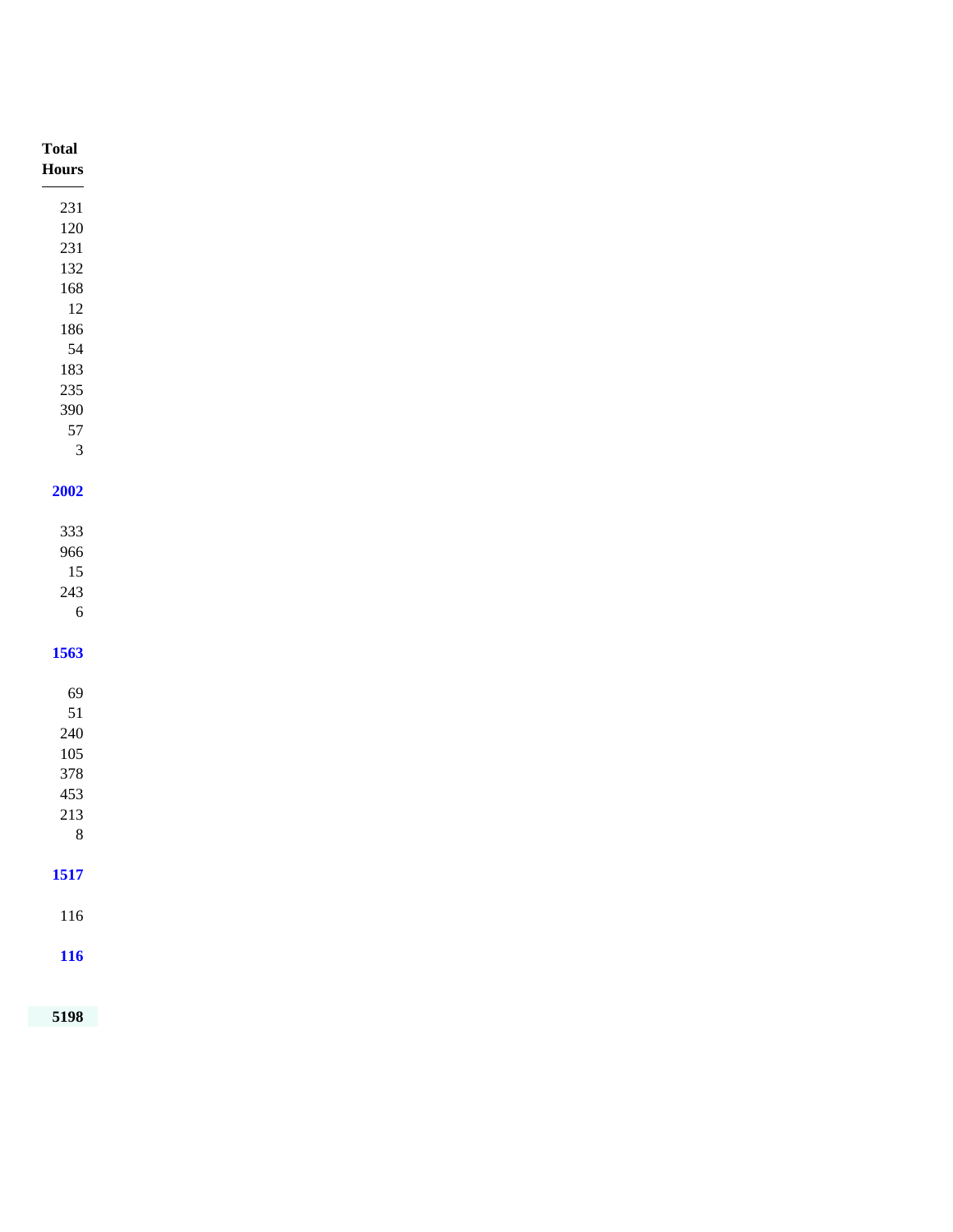| Total Hours |
|---|
| 231 |
| 120 |
| 231 |
| 132 |
| 168 |
| 12 |
| 186 |
| 54 |
| 183 |
| 235 |
| 390 |
| 57 |
| 3 |
| **2002** |
| 333 |
| 966 |
| 15 |
| 243 |
| 6 |
| **1563** |
| 69 |
| 51 |
| 240 |
| 105 |
| 378 |
| 453 |
| 213 |
| 8 |
| **1517** |
| 116 |
| **116** |
| **5198** |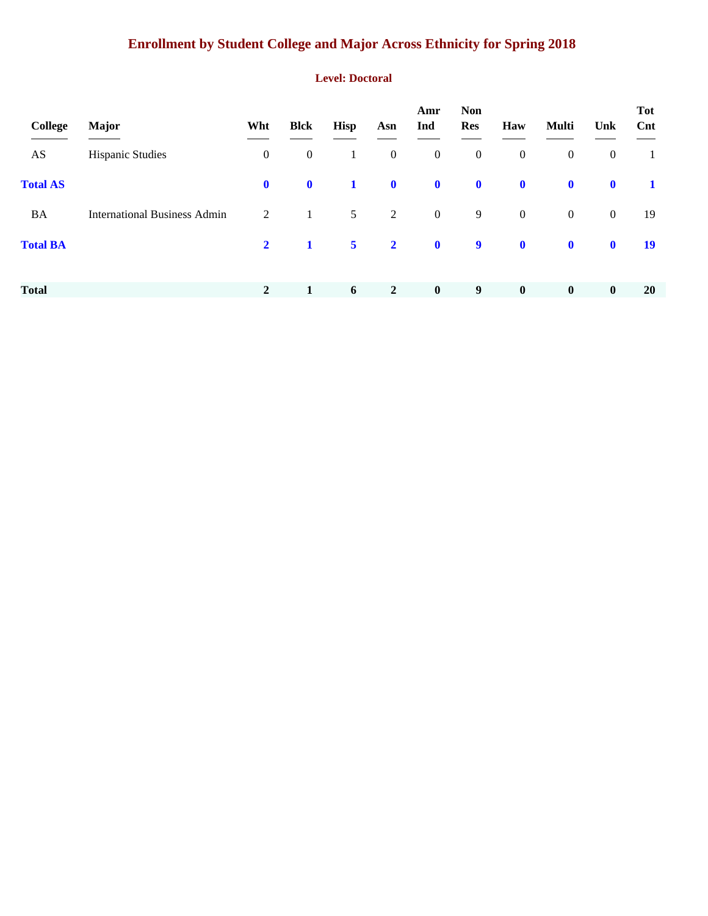# Enrollment by Student College and Major Across Ethnicity for Spring 2018

## Level: Doctoral

| College | Major | Wht | Blck | Hisp | Asn | Amr Ind | Non Res | Haw | Multi | Unk | Tot Cnt |
|---|---|---|---|---|---|---|---|---|---|---|---|
| AS | Hispanic Studies | 0 | 0 | 1 | 0 | 0 | 0 | 0 | 0 | 0 | 1 |
| **Total AS** | | **0** | **0** | **1** | **0** | **0** | **0** | **0** | **0** | **0** | **1** |
| BA | International Business Admin | 2 | 1 | 5 | 2 | 0 | 9 | 0 | 0 | 0 | 19 |
| **Total BA** | | **2** | **1** | **5** | **2** | **0** | **9** | **0** | **0** | **0** | **19** |
| **Total** | | **2** | **1** | **6** | **2** | **0** | **9** | **0** | **0** | **0** | **20** |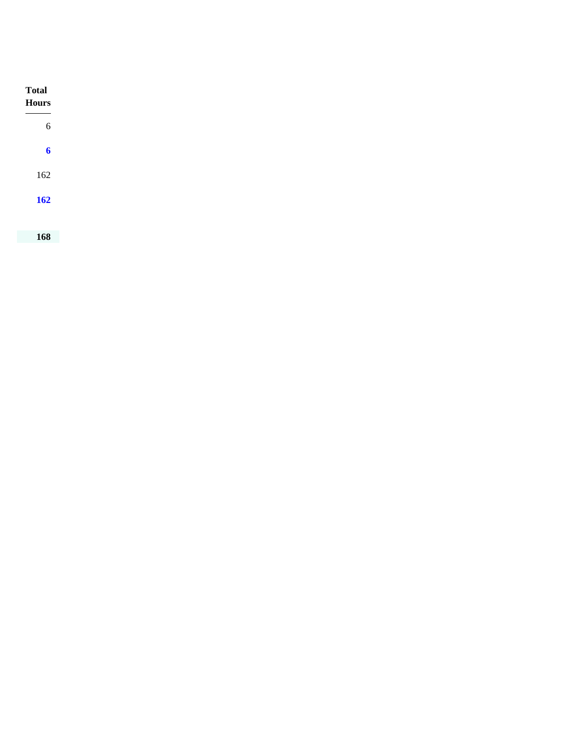| Total Hours |
| ---: |
| 6 |
| **6** |
| 162 |
| **162** |
| **168** |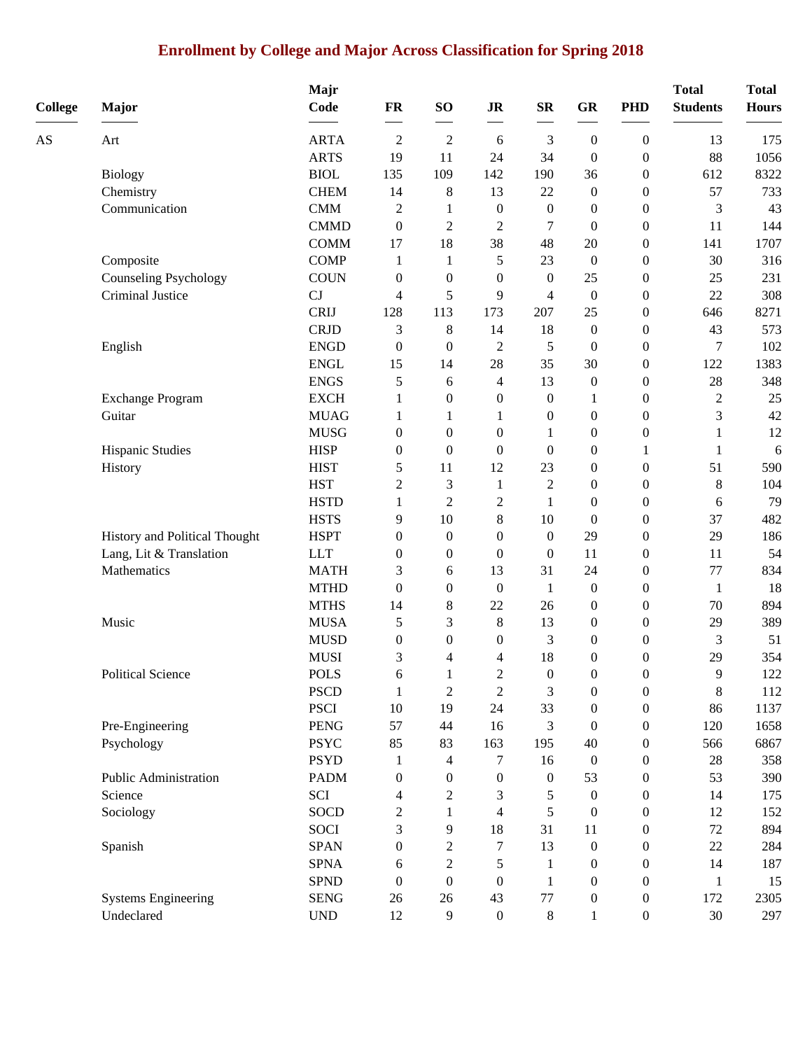# Enrollment by College and Major Across Classification for Spring 2018

| College | Major | Majr Code | FR | SO | JR | SR | GR | PHD | Total Students | Total Hours |
|---|---|---|---|---|---|---|---|---|---|---|
| AS | Art | ARTA | 2 | 2 | 6 | 3 | 0 | 0 | 13 | 175 |
| | | ARTS | 19 | 11 | 24 | 34 | 0 | 0 | 88 | 1056 |
| | Biology | BIOL | 135 | 109 | 142 | 190 | 36 | 0 | 612 | 8322 |
| | Chemistry | CHEM | 14 | 8 | 13 | 22 | 0 | 0 | 57 | 733 |
| | Communication | CMM | 2 | 1 | 0 | 0 | 0 | 0 | 3 | 43 |
| | | CMMD | 0 | 2 | 2 | 7 | 0 | 0 | 11 | 144 |
| | | COMM | 17 | 18 | 38 | 48 | 20 | 0 | 141 | 1707 |
| | Composite | COMP | 1 | 1 | 5 | 23 | 0 | 0 | 30 | 316 |
| | Counseling Psychology | COUN | 0 | 0 | 0 | 0 | 25 | 0 | 25 | 231 |
| | Criminal Justice | CJ | 4 | 5 | 9 | 4 | 0 | 0 | 22 | 308 |
| | | CRIJ | 128 | 113 | 173 | 207 | 25 | 0 | 646 | 8271 |
| | | CRJD | 3 | 8 | 14 | 18 | 0 | 0 | 43 | 573 |
| | English | ENGD | 0 | 0 | 2 | 5 | 0 | 0 | 7 | 102 |
| | | ENGL | 15 | 14 | 28 | 35 | 30 | 0 | 122 | 1383 |
| | | ENGS | 5 | 6 | 4 | 13 | 0 | 0 | 28 | 348 |
| | Exchange Program | EXCH | 1 | 0 | 0 | 0 | 1 | 0 | 2 | 25 |
| | Guitar | MUAG | 1 | 1 | 1 | 0 | 0 | 0 | 3 | 42 |
| | | MUSG | 0 | 0 | 0 | 1 | 0 | 0 | 1 | 12 |
| | Hispanic Studies | HISP | 0 | 0 | 0 | 0 | 0 | 1 | 1 | 6 |
| | History | HIST | 5 | 11 | 12 | 23 | 0 | 0 | 51 | 590 |
| | | HST | 2 | 3 | 1 | 2 | 0 | 0 | 8 | 104 |
| | | HSTD | 1 | 2 | 2 | 1 | 0 | 0 | 6 | 79 |
| | | HSTS | 9 | 10 | 8 | 10 | 0 | 0 | 37 | 482 |
| | History and Political Thought | HSPT | 0 | 0 | 0 | 0 | 29 | 0 | 29 | 186 |
| | Lang, Lit & Translation | LLT | 0 | 0 | 0 | 0 | 11 | 0 | 11 | 54 |
| | Mathematics | MATH | 3 | 6 | 13 | 31 | 24 | 0 | 77 | 834 |
| | | MTHD | 0 | 0 | 0 | 1 | 0 | 0 | 1 | 18 |
| | | MTHS | 14 | 8 | 22 | 26 | 0 | 0 | 70 | 894 |
| | Music | MUSA | 5 | 3 | 8 | 13 | 0 | 0 | 29 | 389 |
| | | MUSD | 0 | 0 | 0 | 3 | 0 | 0 | 3 | 51 |
| | | MUSI | 3 | 4 | 4 | 18 | 0 | 0 | 29 | 354 |
| | Political Science | POLS | 6 | 1 | 2 | 0 | 0 | 0 | 9 | 122 |
| | | PSCD | 1 | 2 | 2 | 3 | 0 | 0 | 8 | 112 |
| | | PSCI | 10 | 19 | 24 | 33 | 0 | 0 | 86 | 1137 |
| | Pre-Engineering | PENG | 57 | 44 | 16 | 3 | 0 | 0 | 120 | 1658 |
| | Psychology | PSYC | 85 | 83 | 163 | 195 | 40 | 0 | 566 | 6867 |
| | | PSYD | 1 | 4 | 7 | 16 | 0 | 0 | 28 | 358 |
| | Public Administration | PADM | 0 | 0 | 0 | 0 | 53 | 0 | 53 | 390 |
| | Science | SCI | 4 | 2 | 3 | 5 | 0 | 0 | 14 | 175 |
| | Sociology | SOCD | 2 | 1 | 4 | 5 | 0 | 0 | 12 | 152 |
| | | SOCI | 3 | 9 | 18 | 31 | 11 | 0 | 72 | 894 |
| | Spanish | SPAN | 0 | 2 | 7 | 13 | 0 | 0 | 22 | 284 |
| | | SPNA | 6 | 2 | 5 | 1 | 0 | 0 | 14 | 187 |
| | | SPND | 0 | 0 | 0 | 1 | 0 | 0 | 1 | 15 |
| | Systems Engineering | SENG | 26 | 26 | 43 | 77 | 0 | 0 | 172 | 2305 |
| | Undeclared | UND | 12 | 9 | 0 | 8 | 1 | 0 | 30 | 297 |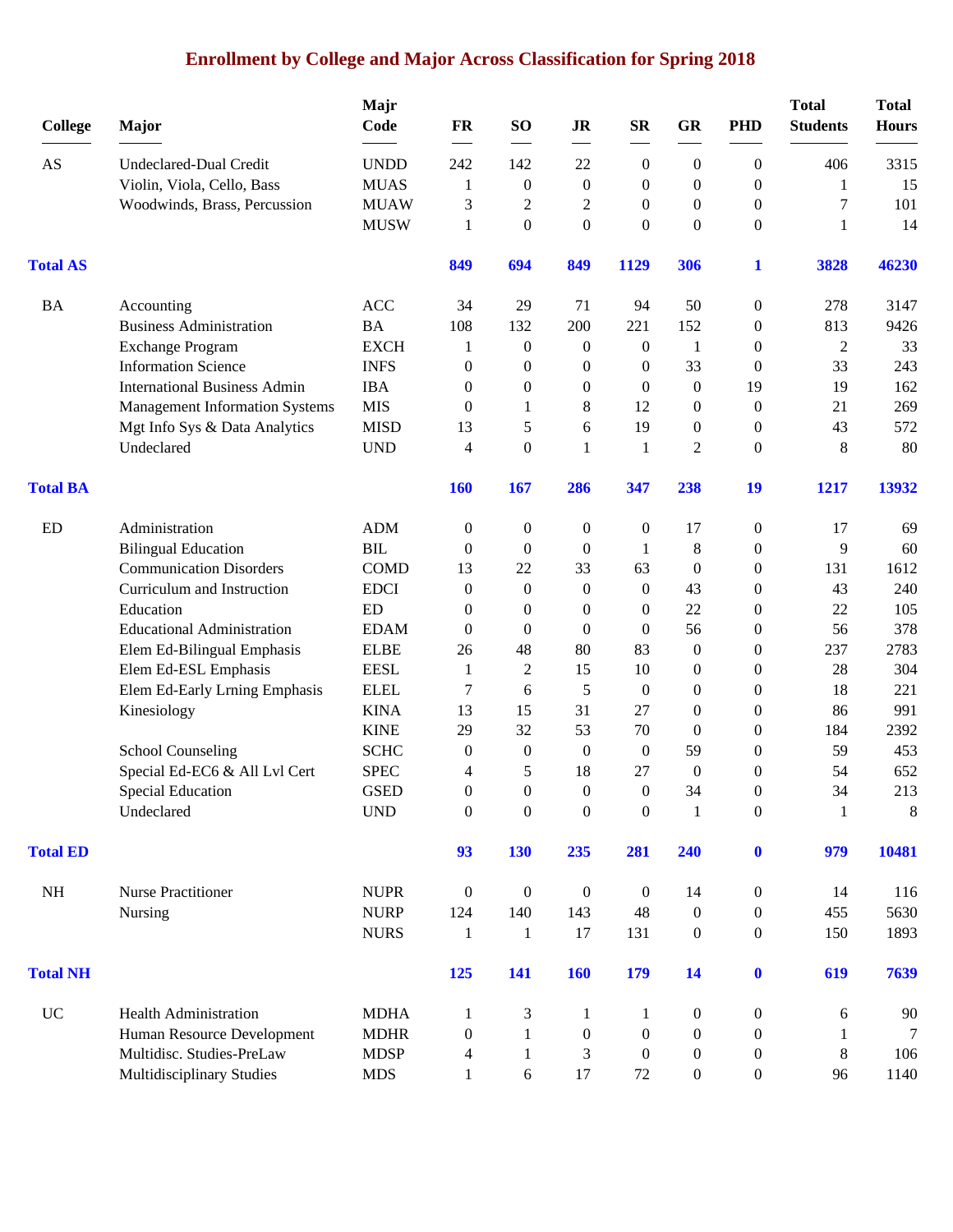# Enrollment by College and Major Across Classification for Spring 2018

| College | Major | Majr Code | FR | SO | JR | SR | GR | PHD | Total Students | Total Hours |
|---|---|---|---|---|---|---|---|---|---|---|
| AS | Undeclared-Dual Credit | UNDD | 242 | 142 | 22 | 0 | 0 | 0 | 406 | 3315 |
| | Violin, Viola, Cello, Bass | MUAS | 1 | 0 | 0 | 0 | 0 | 0 | 1 | 15 |
| | Woodwinds, Brass, Percussion | MUAW | 3 | 2 | 2 | 0 | 0 | 0 | 7 | 101 |
| | | MUSW | 1 | 0 | 0 | 0 | 0 | 0 | 1 | 14 |
| **Total AS** | | | **849** | **694** | **849** | **1129** | **306** | **1** | **3828** | **46230** |
| BA | Accounting | ACC | 34 | 29 | 71 | 94 | 50 | 0 | 278 | 3147 |
| | Business Administration | BA | 108 | 132 | 200 | 221 | 152 | 0 | 813 | 9426 |
| | Exchange Program | EXCH | 1 | 0 | 0 | 0 | 1 | 0 | 2 | 33 |
| | Information Science | INFS | 0 | 0 | 0 | 0 | 33 | 0 | 33 | 243 |
| | International Business Admin | IBA | 0 | 0 | 0 | 0 | 0 | 19 | 19 | 162 |
| | Management Information Systems | MIS | 0 | 1 | 8 | 12 | 0 | 0 | 21 | 269 |
| | Mgt Info Sys & Data Analytics | MISD | 13 | 5 | 6 | 19 | 0 | 0 | 43 | 572 |
| | Undeclared | UND | 4 | 0 | 1 | 1 | 2 | 0 | 8 | 80 |
| **Total BA** | | | **160** | **167** | **286** | **347** | **238** | **19** | **1217** | **13932** |
| ED | Administration | ADM | 0 | 0 | 0 | 0 | 17 | 0 | 17 | 69 |
| | Bilingual Education | BIL | 0 | 0 | 0 | 1 | 8 | 0 | 9 | 60 |
| | Communication Disorders | COMD | 13 | 22 | 33 | 63 | 0 | 0 | 131 | 1612 |
| | Curriculum and Instruction | EDCI | 0 | 0 | 0 | 0 | 43 | 0 | 43 | 240 |
| | Education | ED | 0 | 0 | 0 | 0 | 22 | 0 | 22 | 105 |
| | Educational Administration | EDAM | 0 | 0 | 0 | 0 | 56 | 0 | 56 | 378 |
| | Elem Ed-Bilingual Emphasis | ELBE | 26 | 48 | 80 | 83 | 0 | 0 | 237 | 2783 |
| | Elem Ed-ESL Emphasis | EESL | 1 | 2 | 15 | 10 | 0 | 0 | 28 | 304 |
| | Elem Ed-Early Lrning Emphasis | ELEL | 7 | 6 | 5 | 0 | 0 | 0 | 18 | 221 |
| | Kinesiology | KINA | 13 | 15 | 31 | 27 | 0 | 0 | 86 | 991 |
| | | KINE | 29 | 32 | 53 | 70 | 0 | 0 | 184 | 2392 |
| | School Counseling | SCHC | 0 | 0 | 0 | 0 | 59 | 0 | 59 | 453 |
| | Special Ed-EC6 & All Lvl Cert | SPEC | 4 | 5 | 18 | 27 | 0 | 0 | 54 | 652 |
| | Special Education | GSED | 0 | 0 | 0 | 0 | 34 | 0 | 34 | 213 |
| | Undeclared | UND | 0 | 0 | 0 | 0 | 1 | 0 | 1 | 8 |
| **Total ED** | | | **93** | **130** | **235** | **281** | **240** | **0** | **979** | **10481** |
| NH | Nurse Practitioner | NUPR | 0 | 0 | 0 | 0 | 14 | 0 | 14 | 116 |
| | Nursing | NURP | 124 | 140 | 143 | 48 | 0 | 0 | 455 | 5630 |
| | | NURS | 1 | 1 | 17 | 131 | 0 | 0 | 150 | 1893 |
| **Total NH** | | | **125** | **141** | **160** | **179** | **14** | **0** | **619** | **7639** |
| UC | Health Administration | MDHA | 1 | 3 | 1 | 1 | 0 | 0 | 6 | 90 |
| | Human Resource Development | MDHR | 0 | 1 | 0 | 0 | 0 | 0 | 1 | 7 |
| | Multidisc. Studies-PreLaw | MDSP | 4 | 1 | 3 | 0 | 0 | 0 | 8 | 106 |
| | Multidisciplinary Studies | MDS | 1 | 6 | 17 | 72 | 0 | 0 | 96 | 1140 |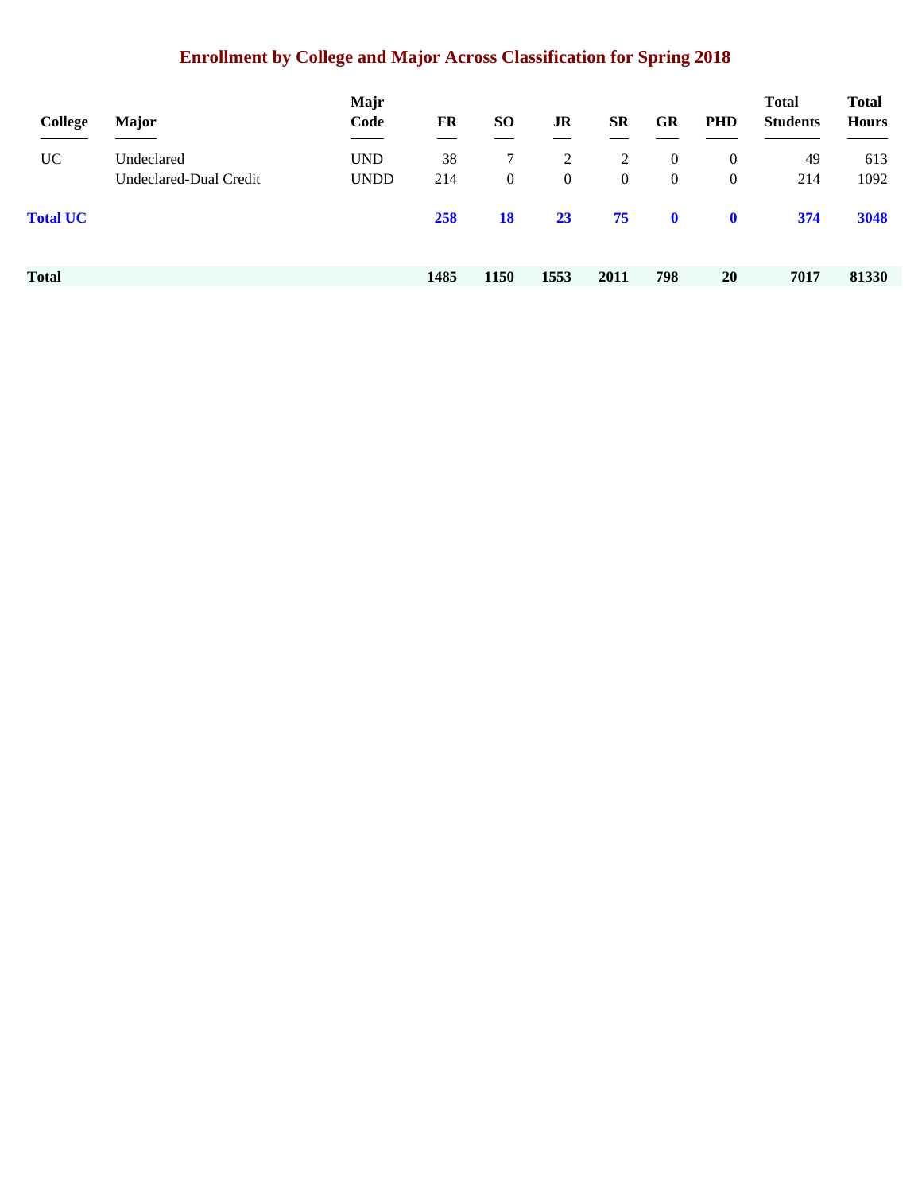## Enrollment by College and Major Across Classification for Spring 2018

| College | Major | Majr Code | FR | SO | JR | SR | GR | PHD | Total Students | Total Hours |
|---|---|---|---|---|---|---|---|---|---|---|
| UC | Undeclared | UND | 38 | 7 | 2 | 2 | 0 | 0 | 49 | 613 |
| | Undeclared-Dual Credit | UNDD | 214 | 0 | 0 | 0 | 0 | 0 | 214 | 1092 |
| **Total UC** | | | **258** | **18** | **23** | **75** | **0** | **0** | **374** | **3048** |
| **Total** | | | **1485** | **1150** | **1553** | **2011** | **798** | **20** | **7017** | **81330** |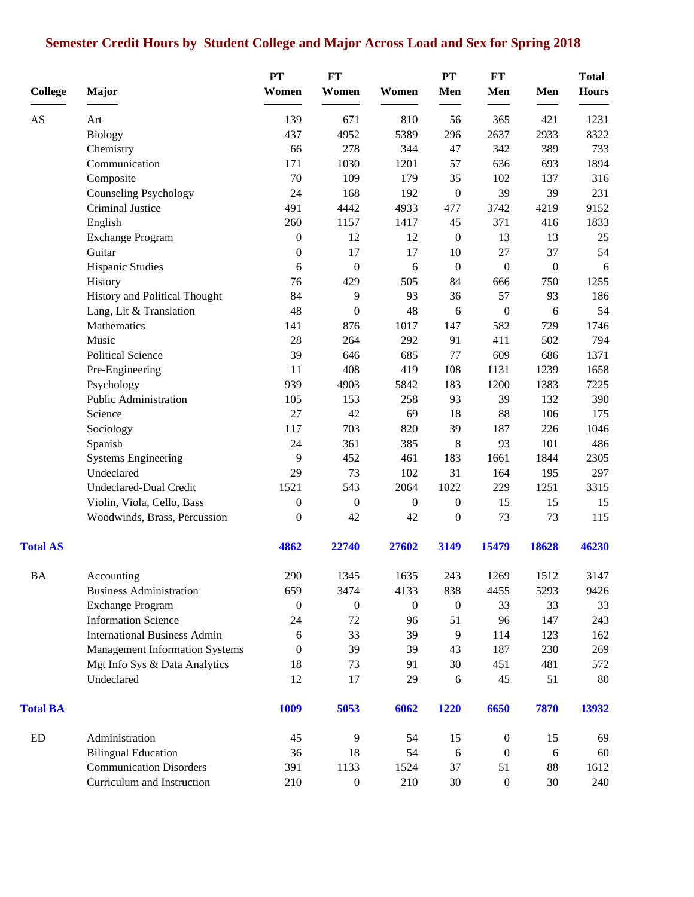# Semester Credit Hours by Student College and Major Across Load and Sex for Spring 2018

| College | Major | PT Women | FT Women | Women | PT Men | FT Men | Men | Total Hours |
|---|---|---|---|---|---|---|---|---|
| AS | Art | 139 | 671 | 810 | 56 | 365 | 421 | 1231 |
| | Biology | 437 | 4952 | 5389 | 296 | 2637 | 2933 | 8322 |
| | Chemistry | 66 | 278 | 344 | 47 | 342 | 389 | 733 |
| | Communication | 171 | 1030 | 1201 | 57 | 636 | 693 | 1894 |
| | Composite | 70 | 109 | 179 | 35 | 102 | 137 | 316 |
| | Counseling Psychology | 24 | 168 | 192 | 0 | 39 | 39 | 231 |
| | Criminal Justice | 491 | 4442 | 4933 | 477 | 3742 | 4219 | 9152 |
| | English | 260 | 1157 | 1417 | 45 | 371 | 416 | 1833 |
| | Exchange Program | 0 | 12 | 12 | 0 | 13 | 13 | 25 |
| | Guitar | 0 | 17 | 17 | 10 | 27 | 37 | 54 |
| | Hispanic Studies | 6 | 0 | 6 | 0 | 0 | 0 | 6 |
| | History | 76 | 429 | 505 | 84 | 666 | 750 | 1255 |
| | History and Political Thought | 84 | 9 | 93 | 36 | 57 | 93 | 186 |
| | Lang, Lit & Translation | 48 | 0 | 48 | 6 | 0 | 6 | 54 |
| | Mathematics | 141 | 876 | 1017 | 147 | 582 | 729 | 1746 |
| | Music | 28 | 264 | 292 | 91 | 411 | 502 | 794 |
| | Political Science | 39 | 646 | 685 | 77 | 609 | 686 | 1371 |
| | Pre-Engineering | 11 | 408 | 419 | 108 | 1131 | 1239 | 1658 |
| | Psychology | 939 | 4903 | 5842 | 183 | 1200 | 1383 | 7225 |
| | Public Administration | 105 | 153 | 258 | 93 | 39 | 132 | 390 |
| | Science | 27 | 42 | 69 | 18 | 88 | 106 | 175 |
| | Sociology | 117 | 703 | 820 | 39 | 187 | 226 | 1046 |
| | Spanish | 24 | 361 | 385 | 8 | 93 | 101 | 486 |
| | Systems Engineering | 9 | 452 | 461 | 183 | 1661 | 1844 | 2305 |
| | Undeclared | 29 | 73 | 102 | 31 | 164 | 195 | 297 |
| | Undeclared-Dual Credit | 1521 | 543 | 2064 | 1022 | 229 | 1251 | 3315 |
| | Violin, Viola, Cello, Bass | 0 | 0 | 0 | 0 | 15 | 15 | 15 |
| | Woodwinds, Brass, Percussion | 0 | 42 | 42 | 0 | 73 | 73 | 115 |
| **Total AS** | | **4862** | **22740** | **27602** | **3149** | **15479** | **18628** | **46230** |
| BA | Accounting | 290 | 1345 | 1635 | 243 | 1269 | 1512 | 3147 |
| | Business Administration | 659 | 3474 | 4133 | 838 | 4455 | 5293 | 9426 |
| | Exchange Program | 0 | 0 | 0 | 0 | 33 | 33 | 33 |
| | Information Science | 24 | 72 | 96 | 51 | 96 | 147 | 243 |
| | International Business Admin | 6 | 33 | 39 | 9 | 114 | 123 | 162 |
| | Management Information Systems | 0 | 39 | 39 | 43 | 187 | 230 | 269 |
| | Mgt Info Sys & Data Analytics | 18 | 73 | 91 | 30 | 451 | 481 | 572 |
| | Undeclared | 12 | 17 | 29 | 6 | 45 | 51 | 80 |
| **Total BA** | | **1009** | **5053** | **6062** | **1220** | **6650** | **7870** | **13932** |
| ED | Administration | 45 | 9 | 54 | 15 | 0 | 15 | 69 |
| | Bilingual Education | 36 | 18 | 54 | 6 | 0 | 6 | 60 |
| | Communication Disorders | 391 | 1133 | 1524 | 37 | 51 | 88 | 1612 |
| | Curriculum and Instruction | 210 | 0 | 210 | 30 | 0 | 30 | 240 |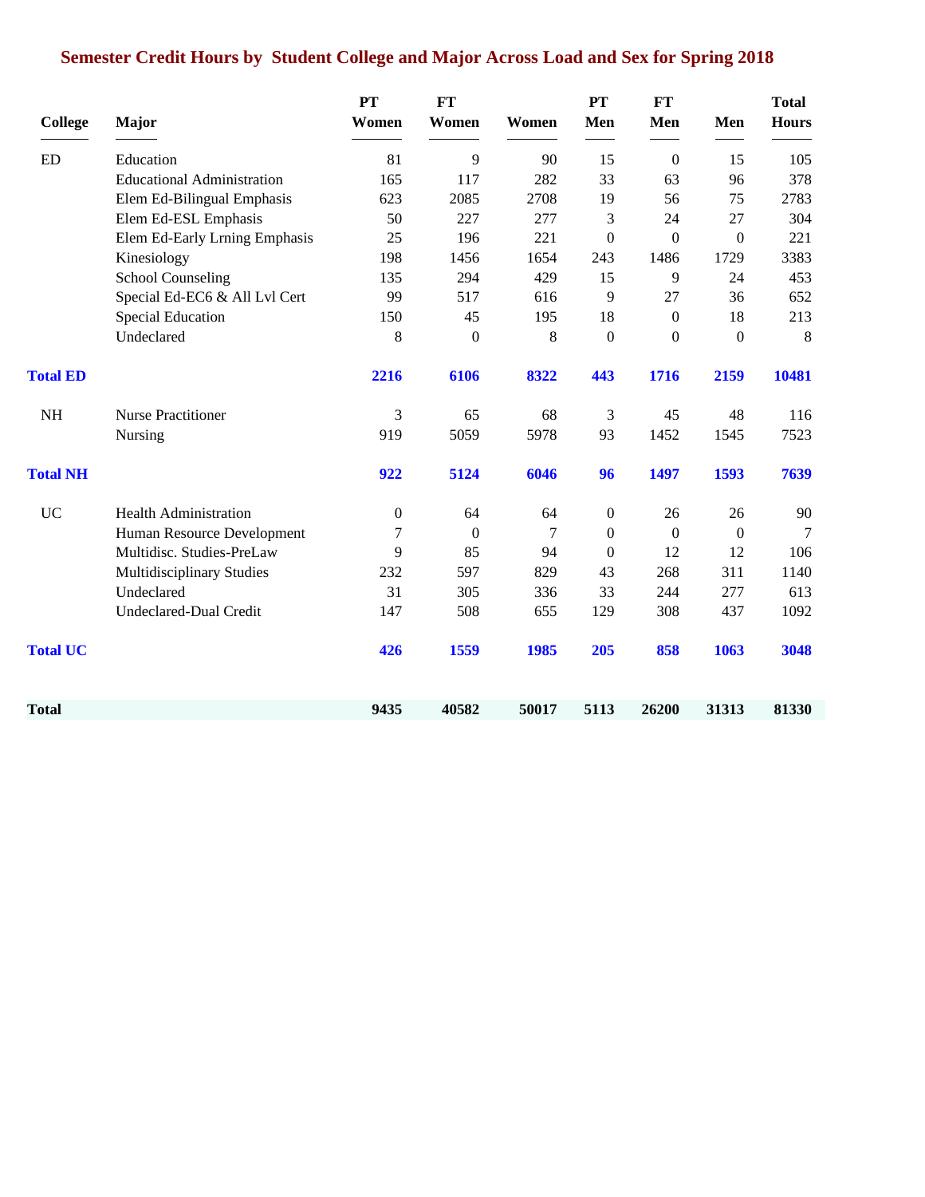# Semester Credit Hours by Student College and Major Across Load and Sex for Spring 2018

| College | Major | PT Women | FT Women | Women | PT Men | FT Men | Men | Total Hours |
|---|---|---|---|---|---|---|---|---|
| ED | Education | 81 | 9 | 90 | 15 | 0 | 15 | 105 |
| | Educational Administration | 165 | 117 | 282 | 33 | 63 | 96 | 378 |
| | Elem Ed-Bilingual Emphasis | 623 | 2085 | 2708 | 19 | 56 | 75 | 2783 |
| | Elem Ed-ESL Emphasis | 50 | 227 | 277 | 3 | 24 | 27 | 304 |
| | Elem Ed-Early Lrning Emphasis | 25 | 196 | 221 | 0 | 0 | 0 | 221 |
| | Kinesiology | 198 | 1456 | 1654 | 243 | 1486 | 1729 | 3383 |
| | School Counseling | 135 | 294 | 429 | 15 | 9 | 24 | 453 |
| | Special Ed-EC6 & All Lvl Cert | 99 | 517 | 616 | 9 | 27 | 36 | 652 |
| | Special Education | 150 | 45 | 195 | 18 | 0 | 18 | 213 |
| | Undeclared | 8 | 0 | 8 | 0 | 0 | 0 | 8 |
| **Total ED** | | **2216** | **6106** | **8322** | **443** | **1716** | **2159** | **10481** |
| NH | Nurse Practitioner | 3 | 65 | 68 | 3 | 45 | 48 | 116 |
| | Nursing | 919 | 5059 | 5978 | 93 | 1452 | 1545 | 7523 |
| **Total NH** | | **922** | **5124** | **6046** | **96** | **1497** | **1593** | **7639** |
| UC | Health Administration | 0 | 64 | 64 | 0 | 26 | 26 | 90 |
| | Human Resource Development | 7 | 0 | 7 | 0 | 0 | 0 | 7 |
| | Multidisc. Studies-PreLaw | 9 | 85 | 94 | 0 | 12 | 12 | 106 |
| | Multidisciplinary Studies | 232 | 597 | 829 | 43 | 268 | 311 | 1140 |
| | Undeclared | 31 | 305 | 336 | 33 | 244 | 277 | 613 |
| | Undeclared-Dual Credit | 147 | 508 | 655 | 129 | 308 | 437 | 1092 |
| **Total UC** | | **426** | **1559** | **1985** | **205** | **858** | **1063** | **3048** |
| **Total** | | **9435** | **40582** | **50017** | **5113** | **26200** | **31313** | **81330** |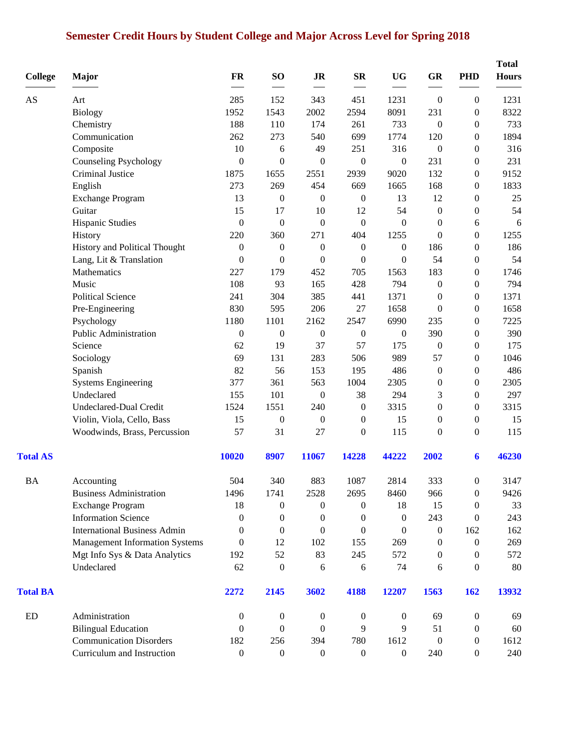# Semester Credit Hours by Student College and Major Across Level for Spring 2018

| College | Major | FR | SO | JR | SR | UG | GR | PHD | Total Hours |
|---|---|---|---|---|---|---|---|---|---|
| AS | Art | 285 | 152 | 343 | 451 | 1231 | 0 | 0 | 1231 |
| | Biology | 1952 | 1543 | 2002 | 2594 | 8091 | 231 | 0 | 8322 |
| | Chemistry | 188 | 110 | 174 | 261 | 733 | 0 | 0 | 733 |
| | Communication | 262 | 273 | 540 | 699 | 1774 | 120 | 0 | 1894 |
| | Composite | 10 | 6 | 49 | 251 | 316 | 0 | 0 | 316 |
| | Counseling Psychology | 0 | 0 | 0 | 0 | 0 | 231 | 0 | 231 |
| | Criminal Justice | 1875 | 1655 | 2551 | 2939 | 9020 | 132 | 0 | 9152 |
| | English | 273 | 269 | 454 | 669 | 1665 | 168 | 0 | 1833 |
| | Exchange Program | 13 | 0 | 0 | 0 | 13 | 12 | 0 | 25 |
| | Guitar | 15 | 17 | 10 | 12 | 54 | 0 | 0 | 54 |
| | Hispanic Studies | 0 | 0 | 0 | 0 | 0 | 0 | 6 | 6 |
| | History | 220 | 360 | 271 | 404 | 1255 | 0 | 0 | 1255 |
| | History and Political Thought | 0 | 0 | 0 | 0 | 0 | 186 | 0 | 186 |
| | Lang, Lit & Translation | 0 | 0 | 0 | 0 | 0 | 54 | 0 | 54 |
| | Mathematics | 227 | 179 | 452 | 705 | 1563 | 183 | 0 | 1746 |
| | Music | 108 | 93 | 165 | 428 | 794 | 0 | 0 | 794 |
| | Political Science | 241 | 304 | 385 | 441 | 1371 | 0 | 0 | 1371 |
| | Pre-Engineering | 830 | 595 | 206 | 27 | 1658 | 0 | 0 | 1658 |
| | Psychology | 1180 | 1101 | 2162 | 2547 | 6990 | 235 | 0 | 7225 |
| | Public Administration | 0 | 0 | 0 | 0 | 0 | 390 | 0 | 390 |
| | Science | 62 | 19 | 37 | 57 | 175 | 0 | 0 | 175 |
| | Sociology | 69 | 131 | 283 | 506 | 989 | 57 | 0 | 1046 |
| | Spanish | 82 | 56 | 153 | 195 | 486 | 0 | 0 | 486 |
| | Systems Engineering | 377 | 361 | 563 | 1004 | 2305 | 0 | 0 | 2305 |
| | Undeclared | 155 | 101 | 0 | 38 | 294 | 3 | 0 | 297 |
| | Undeclared-Dual Credit | 1524 | 1551 | 240 | 0 | 3315 | 0 | 0 | 3315 |
| | Violin, Viola, Cello, Bass | 15 | 0 | 0 | 0 | 15 | 0 | 0 | 15 |
| | Woodwinds, Brass, Percussion | 57 | 31 | 27 | 0 | 115 | 0 | 0 | 115 |
| **Total AS** | | **10020** | **8907** | **11067** | **14228** | **44222** | **2002** | **6** | **46230** |
| BA | Accounting | 504 | 340 | 883 | 1087 | 2814 | 333 | 0 | 3147 |
| | Business Administration | 1496 | 1741 | 2528 | 2695 | 8460 | 966 | 0 | 9426 |
| | Exchange Program | 18 | 0 | 0 | 0 | 18 | 15 | 0 | 33 |
| | Information Science | 0 | 0 | 0 | 0 | 0 | 243 | 0 | 243 |
| | International Business Admin | 0 | 0 | 0 | 0 | 0 | 0 | 162 | 162 |
| | Management Information Systems | 0 | 12 | 102 | 155 | 269 | 0 | 0 | 269 |
| | Mgt Info Sys & Data Analytics | 192 | 52 | 83 | 245 | 572 | 0 | 0 | 572 |
| | Undeclared | 62 | 0 | 6 | 6 | 74 | 6 | 0 | 80 |
| **Total BA** | | **2272** | **2145** | **3602** | **4188** | **12207** | **1563** | **162** | **13932** |
| ED | Administration | 0 | 0 | 0 | 0 | 0 | 69 | 0 | 69 |
| | Bilingual Education | 0 | 0 | 0 | 9 | 9 | 51 | 0 | 60 |
| | Communication Disorders | 182 | 256 | 394 | 780 | 1612 | 0 | 0 | 1612 |
| | Curriculum and Instruction | 0 | 0 | 0 | 0 | 0 | 240 | 0 | 240 |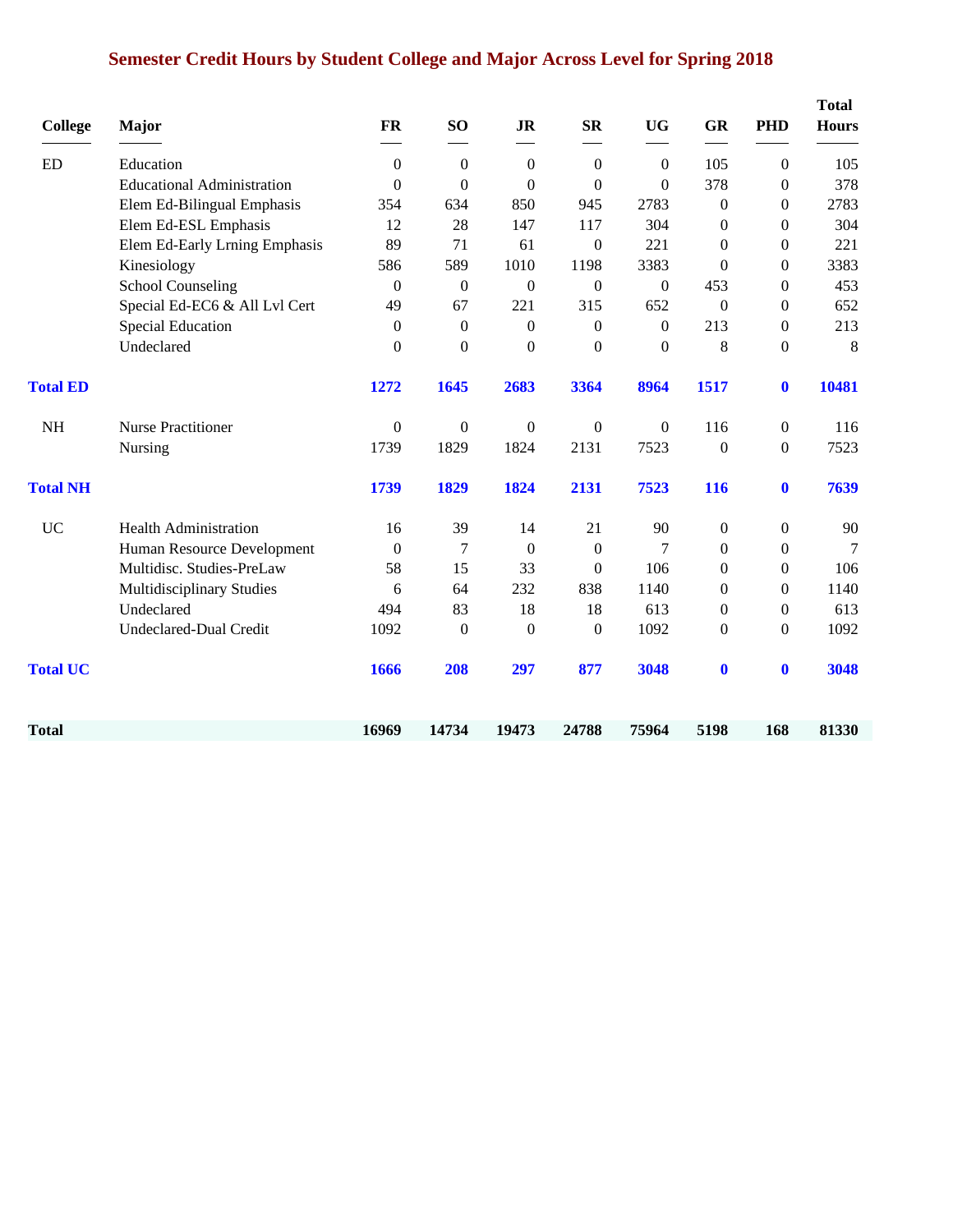## Semester Credit Hours by Student College and Major Across Level for Spring 2018

| College | Major | FR | SO | JR | SR | UG | GR | PHD | Total Hours |
|---|---|---|---|---|---|---|---|---|---|
| ED | Education | 0 | 0 | 0 | 0 | 0 | 105 | 0 | 105 |
| | Educational Administration | 0 | 0 | 0 | 0 | 0 | 378 | 0 | 378 |
| | Elem Ed-Bilingual Emphasis | 354 | 634 | 850 | 945 | 2783 | 0 | 0 | 2783 |
| | Elem Ed-ESL Emphasis | 12 | 28 | 147 | 117 | 304 | 0 | 0 | 304 |
| | Elem Ed-Early Lrning Emphasis | 89 | 71 | 61 | 0 | 221 | 0 | 0 | 221 |
| | Kinesiology | 586 | 589 | 1010 | 1198 | 3383 | 0 | 0 | 3383 |
| | School Counseling | 0 | 0 | 0 | 0 | 0 | 453 | 0 | 453 |
| | Special Ed-EC6 & All Lvl Cert | 49 | 67 | 221 | 315 | 652 | 0 | 0 | 652 |
| | Special Education | 0 | 0 | 0 | 0 | 0 | 213 | 0 | 213 |
| | Undeclared | 0 | 0 | 0 | 0 | 0 | 8 | 0 | 8 |
| **Total ED** | | **1272** | **1645** | **2683** | **3364** | **8964** | **1517** | **0** | **10481** |
| NH | Nurse Practitioner | 0 | 0 | 0 | 0 | 0 | 116 | 0 | 116 |
| | Nursing | 1739 | 1829 | 1824 | 2131 | 7523 | 0 | 0 | 7523 |
| **Total NH** | | **1739** | **1829** | **1824** | **2131** | **7523** | **116** | **0** | **7639** |
| UC | Health Administration | 16 | 39 | 14 | 21 | 90 | 0 | 0 | 90 |
| | Human Resource Development | 0 | 7 | 0 | 0 | 7 | 0 | 0 | 7 |
| | Multidisc. Studies-PreLaw | 58 | 15 | 33 | 0 | 106 | 0 | 0 | 106 |
| | Multidisciplinary Studies | 6 | 64 | 232 | 838 | 1140 | 0 | 0 | 1140 |
| | Undeclared | 494 | 83 | 18 | 18 | 613 | 0 | 0 | 613 |
| | Undeclared-Dual Credit | 1092 | 0 | 0 | 0 | 1092 | 0 | 0 | 1092 |
| **Total UC** | | **1666** | **208** | **297** | **877** | **3048** | **0** | **0** | **3048** |
| **Total** | | **16969** | **14734** | **19473** | **24788** | **75964** | **5198** | **168** | **81330** |